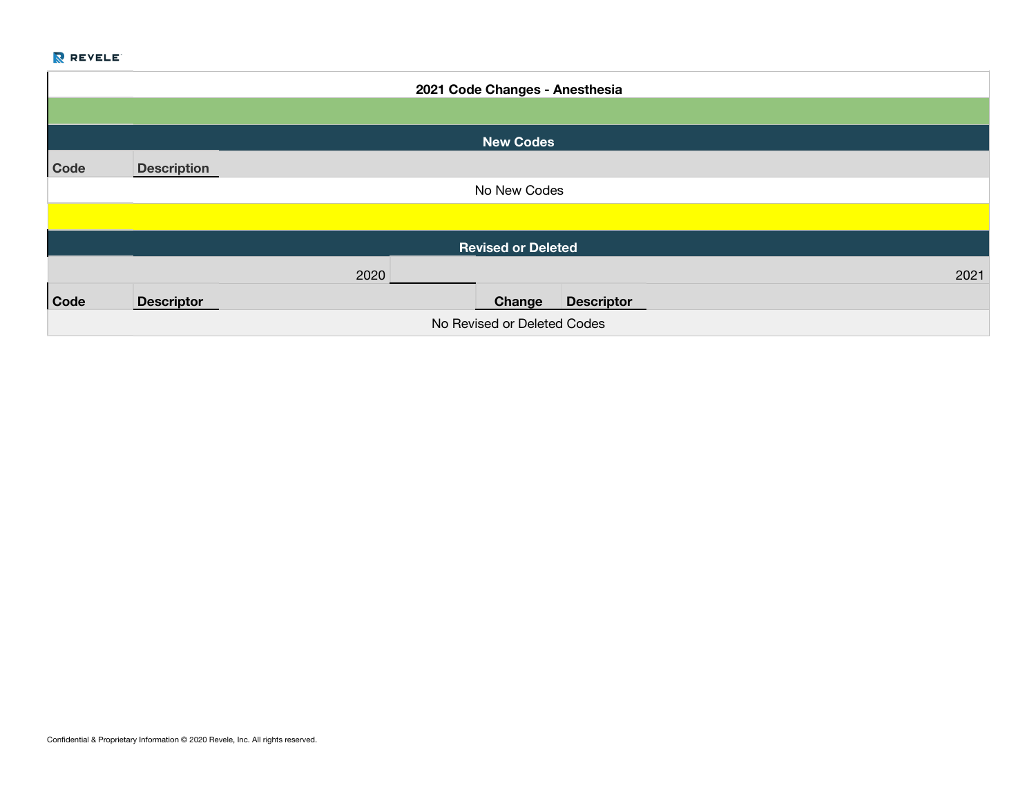# 2021 Code Changes - Anesthesia

## New Codes

| Code | Description |
|---|---|
| No New Codes | |

## Revised or Deleted

| 2020 | | 2021 | |
|---|---|---|---|
| **Code** | **Descriptor** | **Change** | **Descriptor** |
| No Revised or Deleted Codes | | | |

Confidential & Proprietary Information © 2020 Revele, Inc. All rights reserved.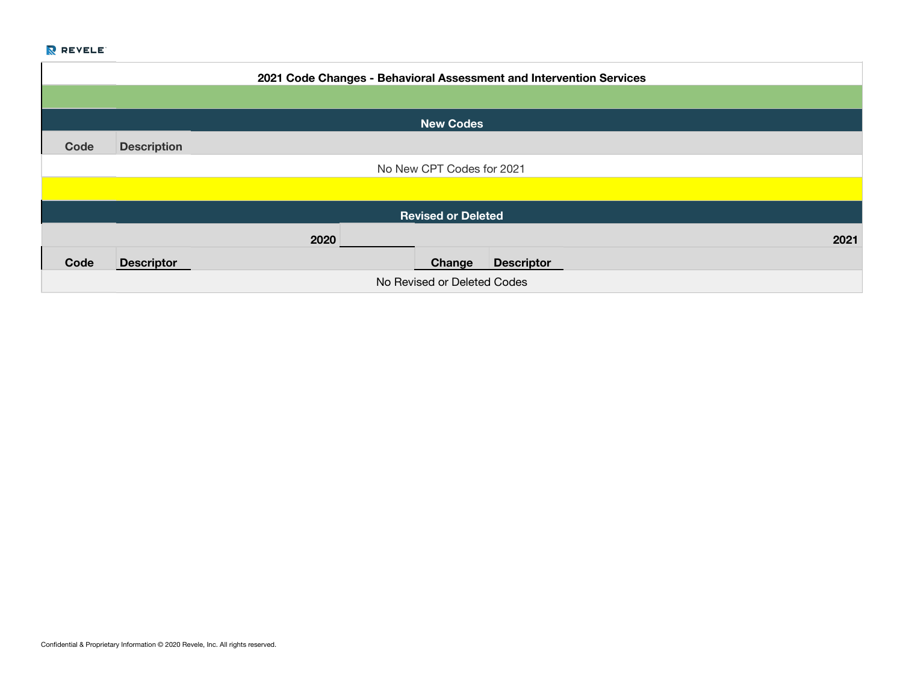## 2021 Code Changes - Behavioral Assessment and Intervention Services

### New Codes

| Code | Description |
| --- | --- |
| No New CPT Codes for 2021 | |

### Revised or Deleted

| 2020 | | 2021 | |
| --- | --- | --- | --- |
| **Code** | **Descriptor** | **Change** | **Descriptor** |
| No Revised or Deleted Codes | | | |

Confidential & Proprietary Information © 2020 Revele, Inc. All rights reserved.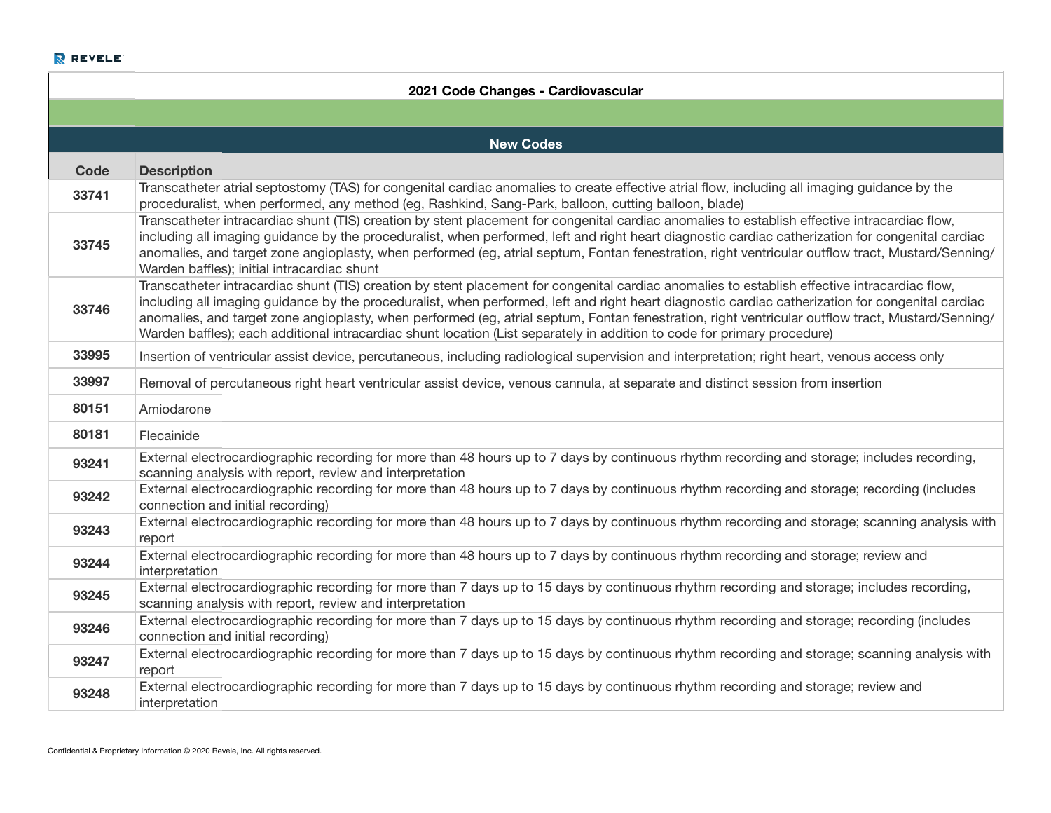## 2021 Code Changes - Cardiovascular

### New Codes

| Code | Description |
|---|---|
| 33741 | Transcatheter atrial septostomy (TAS) for congenital cardiac anomalies to create effective atrial flow, including all imaging guidance by the proceduralist, when performed, any method (eg, Rashkind, Sang-Park, balloon, cutting balloon, blade) |
| 33745 | Transcatheter intracardiac shunt (TIS) creation by stent placement for congenital cardiac anomalies to establish effective intracardiac flow, including all imaging guidance by the proceduralist, when performed, left and right heart diagnostic cardiac catherization for congenital cardiac anomalies, and target zone angioplasty, when performed (eg, atrial septum, Fontan fenestration, right ventricular outflow tract, Mustard/Senning/Warden baffles); initial intracardiac shunt |
| 33746 | Transcatheter intracardiac shunt (TIS) creation by stent placement for congenital cardiac anomalies to establish effective intracardiac flow, including all imaging guidance by the proceduralist, when performed, left and right heart diagnostic cardiac catherization for congenital cardiac anomalies, and target zone angioplasty, when performed (eg, atrial septum, Fontan fenestration, right ventricular outflow tract, Mustard/Senning/Warden baffles); each additional intracardiac shunt location (List separately in addition to code for primary procedure) |
| 33995 | Insertion of ventricular assist device, percutaneous, including radiological supervision and interpretation; right heart, venous access only |
| 33997 | Removal of percutaneous right heart ventricular assist device, venous cannula, at separate and distinct session from insertion |
| 80151 | Amiodarone |
| 80181 | Flecainide |
| 93241 | External electrocardiographic recording for more than 48 hours up to 7 days by continuous rhythm recording and storage; includes recording, scanning analysis with report, review and interpretation |
| 93242 | External electrocardiographic recording for more than 48 hours up to 7 days by continuous rhythm recording and storage; recording (includes connection and initial recording) |
| 93243 | External electrocardiographic recording for more than 48 hours up to 7 days by continuous rhythm recording and storage; scanning analysis with report |
| 93244 | External electrocardiographic recording for more than 48 hours up to 7 days by continuous rhythm recording and storage; review and interpretation |
| 93245 | External electrocardiographic recording for more than 7 days up to 15 days by continuous rhythm recording and storage; includes recording, scanning analysis with report, review and interpretation |
| 93246 | External electrocardiographic recording for more than 7 days up to 15 days by continuous rhythm recording and storage; recording (includes connection and initial recording) |
| 93247 | External electrocardiographic recording for more than 7 days up to 15 days by continuous rhythm recording and storage; scanning analysis with report |
| 93248 | External electrocardiographic recording for more than 7 days up to 15 days by continuous rhythm recording and storage; review and interpretation |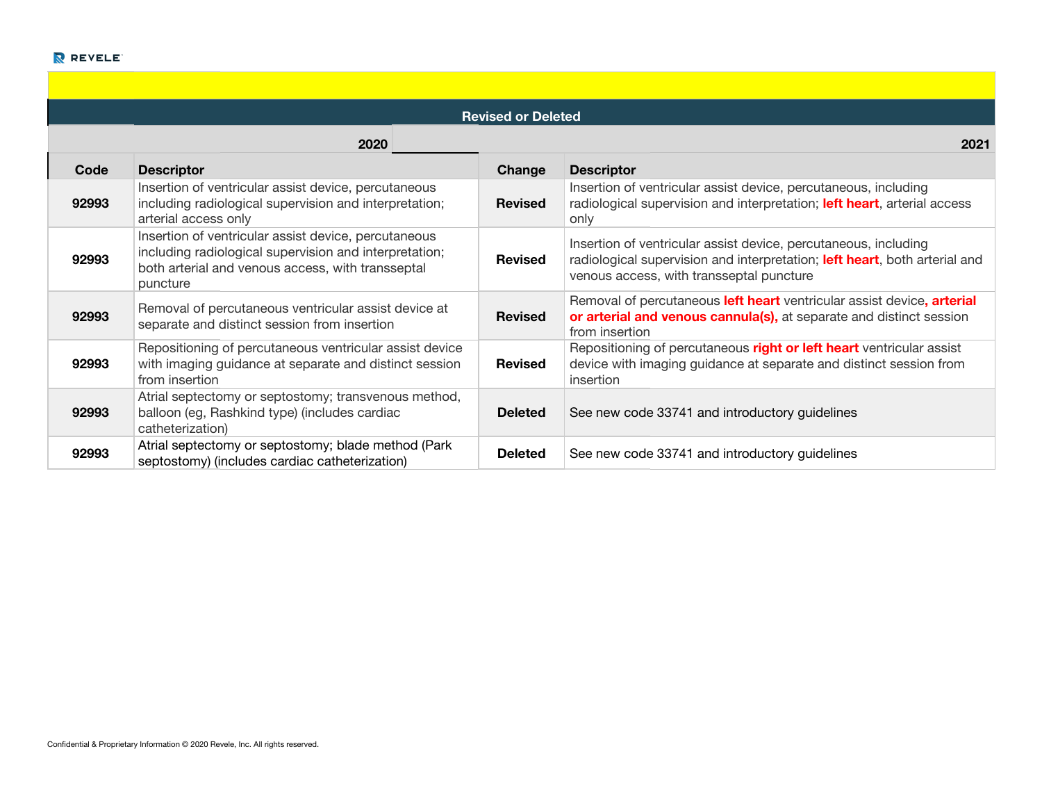| Revised or Deleted | | | |
|---|---|---|---|
| 2020 | | 2021 | |
| **Code** | **Descriptor** | **Change** | **Descriptor** |
| **92993** | Insertion of ventricular assist device, percutaneous including radiological supervision and interpretation; arterial access only | **Revised** | Insertion of ventricular assist device, percutaneous, including radiological supervision and interpretation; **left heart**, arterial access only |
| **92993** | Insertion of ventricular assist device, percutaneous including radiological supervision and interpretation; both arterial and venous access, with transseptal puncture | **Revised** | Insertion of ventricular assist device, percutaneous, including radiological supervision and interpretation; **left heart**, both arterial and venous access, with transseptal puncture |
| **92993** | Removal of percutaneous ventricular assist device at separate and distinct session from insertion | **Revised** | Removal of percutaneous **left heart** ventricular assist device**, arterial or arterial and venous cannula(s),** at separate and distinct session from insertion |
| **92993** | Repositioning of percutaneous ventricular assist device with imaging guidance at separate and distinct session from insertion | **Revised** | Repositioning of percutaneous **right or left heart** ventricular assist device with imaging guidance at separate and distinct session from insertion |
| **92993** | Atrial septectomy or septostomy; transvenous method, balloon (eg, Rashkind type) (includes cardiac catheterization) | **Deleted** | See new code 33741 and introductory guidelines |
| **92993** | Atrial septectomy or septostomy; blade method (Park septostomy) (includes cardiac catheterization) | **Deleted** | See new code 33741 and introductory guidelines |

Confidential & Proprietary Information © 2020 Revele, Inc. All rights reserved.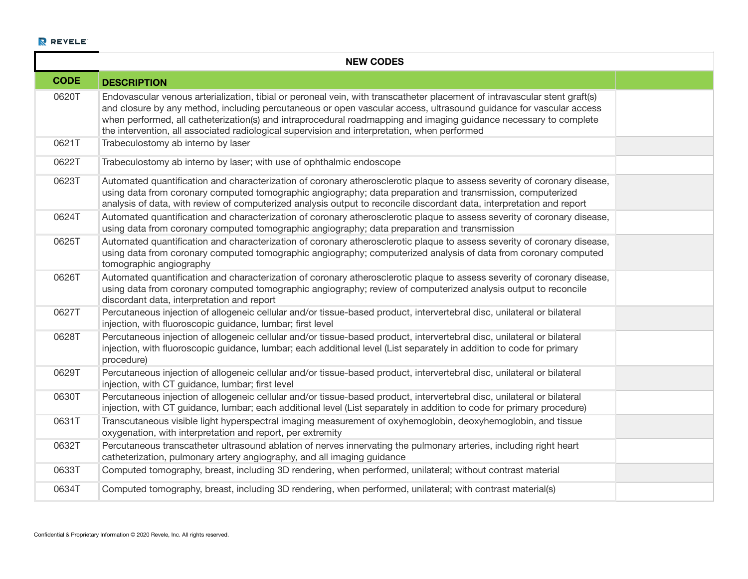| NEW CODES | | |
|---|---|---|
| **CODE** | **DESCRIPTION** | |
| 0620T | Endovascular venous arterialization, tibial or peroneal vein, with transcatheter placement of intravascular stent graft(s) and closure by any method, including percutaneous or open vascular access, ultrasound guidance for vascular access when performed, all catheterization(s) and intraprocedural roadmapping and imaging guidance necessary to complete the intervention, all associated radiological supervision and interpretation, when performed | |
| 0621T | Trabeculostomy ab interno by laser | |
| 0622T | Trabeculostomy ab interno by laser; with use of ophthalmic endoscope | |
| 0623T | Automated quantification and characterization of coronary atherosclerotic plaque to assess severity of coronary disease, using data from coronary computed tomographic angiography; data preparation and transmission, computerized analysis of data, with review of computerized analysis output to reconcile discordant data, interpretation and report | |
| 0624T | Automated quantification and characterization of coronary atherosclerotic plaque to assess severity of coronary disease, using data from coronary computed tomographic angiography; data preparation and transmission | |
| 0625T | Automated quantification and characterization of coronary atherosclerotic plaque to assess severity of coronary disease, using data from coronary computed tomographic angiography; computerized analysis of data from coronary computed tomographic angiography | |
| 0626T | Automated quantification and characterization of coronary atherosclerotic plaque to assess severity of coronary disease, using data from coronary computed tomographic angiography; review of computerized analysis output to reconcile discordant data, interpretation and report | |
| 0627T | Percutaneous injection of allogeneic cellular and/or tissue-based product, intervertebral disc, unilateral or bilateral injection, with fluoroscopic guidance, lumbar; first level | |
| 0628T | Percutaneous injection of allogeneic cellular and/or tissue-based product, intervertebral disc, unilateral or bilateral injection, with fluoroscopic guidance, lumbar; each additional level (List separately in addition to code for primary procedure) | |
| 0629T | Percutaneous injection of allogeneic cellular and/or tissue-based product, intervertebral disc, unilateral or bilateral injection, with CT guidance, lumbar; first level | |
| 0630T | Percutaneous injection of allogeneic cellular and/or tissue-based product, intervertebral disc, unilateral or bilateral injection, with CT guidance, lumbar; each additional level (List separately in addition to code for primary procedure) | |
| 0631T | Transcutaneous visible light hyperspectral imaging measurement of oxyhemoglobin, deoxyhemoglobin, and tissue oxygenation, with interpretation and report, per extremity | |
| 0632T | Percutaneous transcatheter ultrasound ablation of nerves innervating the pulmonary arteries, including right heart catheterization, pulmonary artery angiography, and all imaging guidance | |
| 0633T | Computed tomography, breast, including 3D rendering, when performed, unilateral; without contrast material | |
| 0634T | Computed tomography, breast, including 3D rendering, when performed, unilateral; with contrast material(s) | |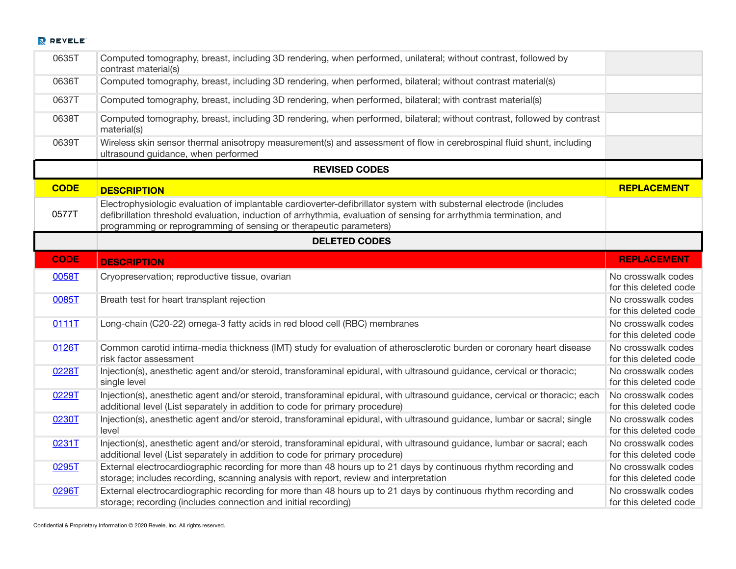| | | |
|---|---|---|
| 0635T | Computed tomography, breast, including 3D rendering, when performed, unilateral; without contrast, followed by contrast material(s) | |
| 0636T | Computed tomography, breast, including 3D rendering, when performed, bilateral; without contrast material(s) | |
| 0637T | Computed tomography, breast, including 3D rendering, when performed, bilateral; with contrast material(s) | |
| 0638T | Computed tomography, breast, including 3D rendering, when performed, bilateral; without contrast, followed by contrast material(s) | |
| 0639T | Wireless skin sensor thermal anisotropy measurement(s) and assessment of flow in cerebrospinal fluid shunt, including ultrasound guidance, when performed | |

| | **REVISED CODES** | |
|---|---|---|
| **CODE** | **DESCRIPTION** | **REPLACEMENT** |
| 0577T | Electrophysiologic evaluation of implantable cardioverter-defibrillator system with substernal electrode (includes defibrillation threshold evaluation, induction of arrhythmia, evaluation of sensing for arrhythmia termination, and programming or reprogramming of sensing or therapeutic parameters) | |

| | **DELETED CODES** | |
|---|---|---|
| **CODE** | **DESCRIPTION** | **REPLACEMENT** |
| 0058T | Cryopreservation; reproductive tissue, ovarian | No crosswalk codes for this deleted code |
| 0085T | Breath test for heart transplant rejection | No crosswalk codes for this deleted code |
| 0111T | Long-chain (C20-22) omega-3 fatty acids in red blood cell (RBC) membranes | No crosswalk codes for this deleted code |
| 0126T | Common carotid intima-media thickness (IMT) study for evaluation of atherosclerotic burden or coronary heart disease risk factor assessment | No crosswalk codes for this deleted code |
| 0228T | Injection(s), anesthetic agent and/or steroid, transforaminal epidural, with ultrasound guidance, cervical or thoracic; single level | No crosswalk codes for this deleted code |
| 0229T | Injection(s), anesthetic agent and/or steroid, transforaminal epidural, with ultrasound guidance, cervical or thoracic; each additional level (List separately in addition to code for primary procedure) | No crosswalk codes for this deleted code |
| 0230T | Injection(s), anesthetic agent and/or steroid, transforaminal epidural, with ultrasound guidance, lumbar or sacral; single level | No crosswalk codes for this deleted code |
| 0231T | Injection(s), anesthetic agent and/or steroid, transforaminal epidural, with ultrasound guidance, lumbar or sacral; each additional level (List separately in addition to code for primary procedure) | No crosswalk codes for this deleted code |
| 0295T | External electrocardiographic recording for more than 48 hours up to 21 days by continuous rhythm recording and storage; includes recording, scanning analysis with report, review and interpretation | No crosswalk codes for this deleted code |
| 0296T | External electrocardiographic recording for more than 48 hours up to 21 days by continuous rhythm recording and storage; recording (includes connection and initial recording) | No crosswalk codes for this deleted code |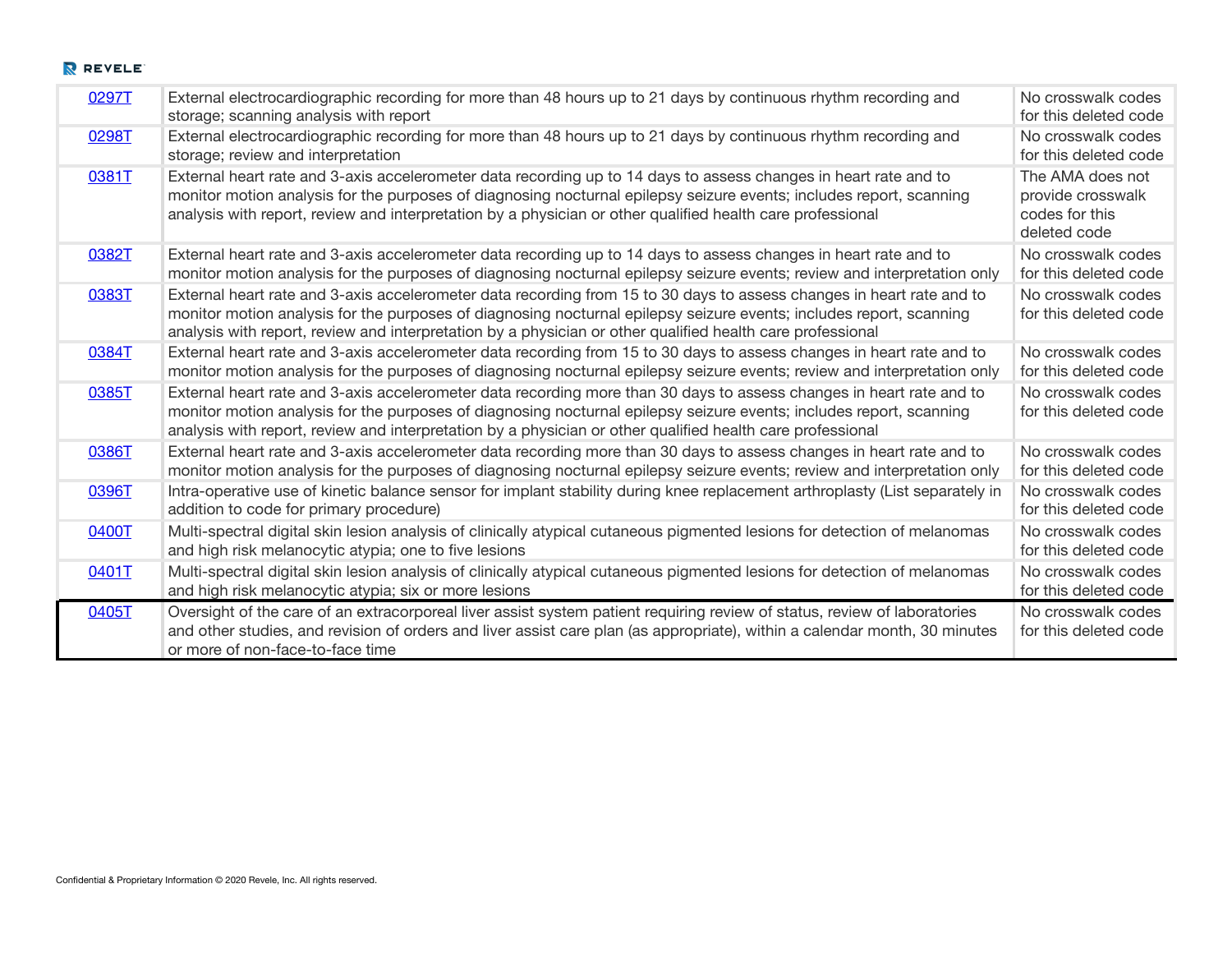| | | |
|---|---|---|
| 0297T | External electrocardiographic recording for more than 48 hours up to 21 days by continuous rhythm recording and storage; scanning analysis with report | No crosswalk codes for this deleted code |
| 0298T | External electrocardiographic recording for more than 48 hours up to 21 days by continuous rhythm recording and storage; review and interpretation | No crosswalk codes for this deleted code |
| 0381T | External heart rate and 3-axis accelerometer data recording up to 14 days to assess changes in heart rate and to monitor motion analysis for the purposes of diagnosing nocturnal epilepsy seizure events; includes report, scanning analysis with report, review and interpretation by a physician or other qualified health care professional | The AMA does not provide crosswalk codes for this deleted code |
| 0382T | External heart rate and 3-axis accelerometer data recording up to 14 days to assess changes in heart rate and to monitor motion analysis for the purposes of diagnosing nocturnal epilepsy seizure events; review and interpretation only | No crosswalk codes for this deleted code |
| 0383T | External heart rate and 3-axis accelerometer data recording from 15 to 30 days to assess changes in heart rate and to monitor motion analysis for the purposes of diagnosing nocturnal epilepsy seizure events; includes report, scanning analysis with report, review and interpretation by a physician or other qualified health care professional | No crosswalk codes for this deleted code |
| 0384T | External heart rate and 3-axis accelerometer data recording from 15 to 30 days to assess changes in heart rate and to monitor motion analysis for the purposes of diagnosing nocturnal epilepsy seizure events; review and interpretation only | No crosswalk codes for this deleted code |
| 0385T | External heart rate and 3-axis accelerometer data recording more than 30 days to assess changes in heart rate and to monitor motion analysis for the purposes of diagnosing nocturnal epilepsy seizure events; includes report, scanning analysis with report, review and interpretation by a physician or other qualified health care professional | No crosswalk codes for this deleted code |
| 0386T | External heart rate and 3-axis accelerometer data recording more than 30 days to assess changes in heart rate and to monitor motion analysis for the purposes of diagnosing nocturnal epilepsy seizure events; review and interpretation only | No crosswalk codes for this deleted code |
| 0396T | Intra-operative use of kinetic balance sensor for implant stability during knee replacement arthroplasty (List separately in addition to code for primary procedure) | No crosswalk codes for this deleted code |
| 0400T | Multi-spectral digital skin lesion analysis of clinically atypical cutaneous pigmented lesions for detection of melanomas and high risk melanocytic atypia; one to five lesions | No crosswalk codes for this deleted code |
| 0401T | Multi-spectral digital skin lesion analysis of clinically atypical cutaneous pigmented lesions for detection of melanomas and high risk melanocytic atypia; six or more lesions | No crosswalk codes for this deleted code |
| 0405T | Oversight of the care of an extracorporeal liver assist system patient requiring review of status, review of laboratories and other studies, and revision of orders and liver assist care plan (as appropriate), within a calendar month, 30 minutes or more of non-face-to-face time | No crosswalk codes for this deleted code |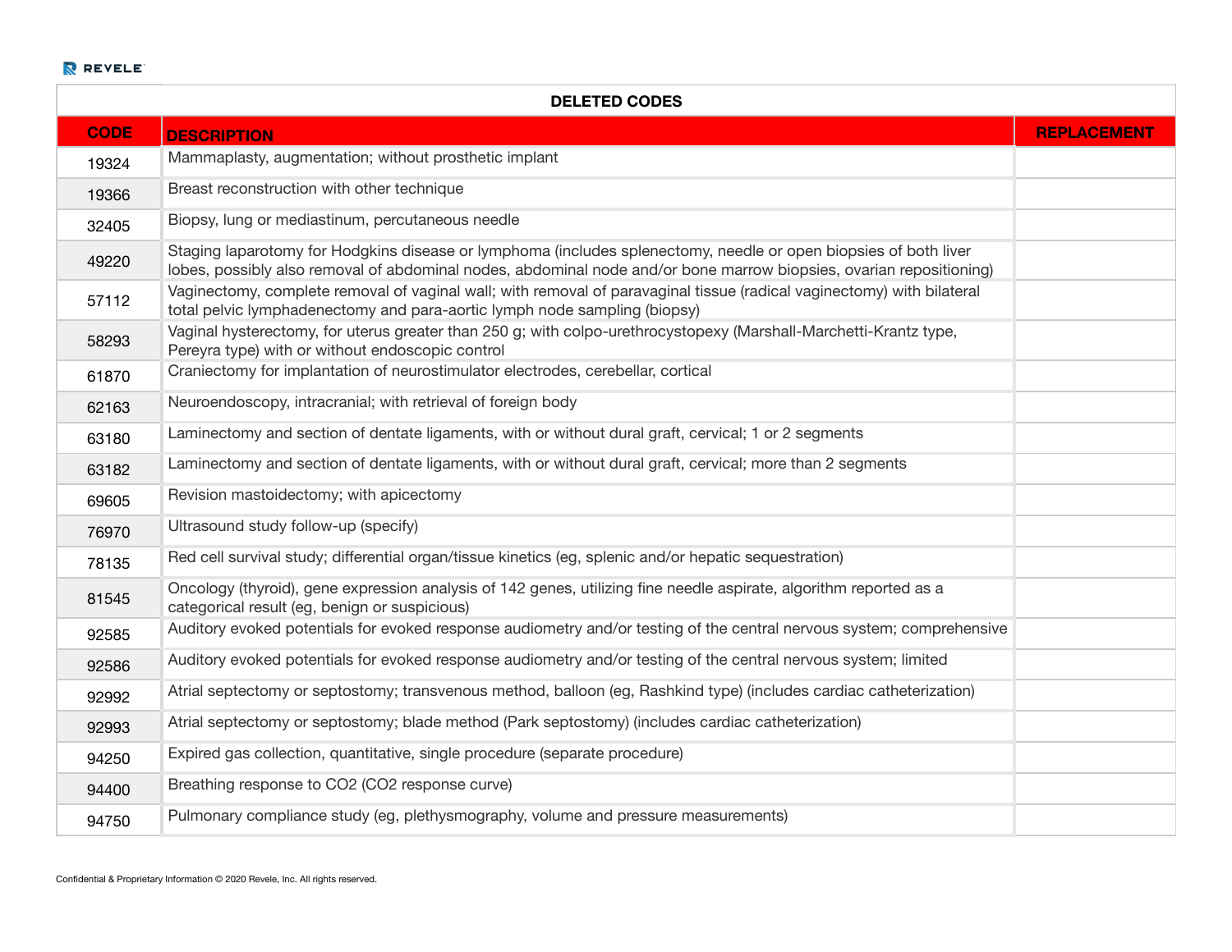| DELETED CODES | | |
|---|---|---|
| **CODE** | **DESCRIPTION** | **REPLACEMENT** |
| 19324 | Mammaplasty, augmentation; without prosthetic implant | |
| 19366 | Breast reconstruction with other technique | |
| 32405 | Biopsy, lung or mediastinum, percutaneous needle | |
| 49220 | Staging laparotomy for Hodgkins disease or lymphoma (includes splenectomy, needle or open biopsies of both liver lobes, possibly also removal of abdominal nodes, abdominal node and/or bone marrow biopsies, ovarian repositioning) | |
| 57112 | Vaginectomy, complete removal of vaginal wall; with removal of paravaginal tissue (radical vaginectomy) with bilateral total pelvic lymphadenectomy and para-aortic lymph node sampling (biopsy) | |
| 58293 | Vaginal hysterectomy, for uterus greater than 250 g; with colpo-urethrocystopexy (Marshall-Marchetti-Krantz type, Pereyra type) with or without endoscopic control | |
| 61870 | Craniectomy for implantation of neurostimulator electrodes, cerebellar, cortical | |
| 62163 | Neuroendoscopy, intracranial; with retrieval of foreign body | |
| 63180 | Laminectomy and section of dentate ligaments, with or without dural graft, cervical; 1 or 2 segments | |
| 63182 | Laminectomy and section of dentate ligaments, with or without dural graft, cervical; more than 2 segments | |
| 69605 | Revision mastoidectomy; with apicectomy | |
| 76970 | Ultrasound study follow-up (specify) | |
| 78135 | Red cell survival study; differential organ/tissue kinetics (eg, splenic and/or hepatic sequestration) | |
| 81545 | Oncology (thyroid), gene expression analysis of 142 genes, utilizing fine needle aspirate, algorithm reported as a categorical result (eg, benign or suspicious) | |
| 92585 | Auditory evoked potentials for evoked response audiometry and/or testing of the central nervous system; comprehensive | |
| 92586 | Auditory evoked potentials for evoked response audiometry and/or testing of the central nervous system; limited | |
| 92992 | Atrial septectomy or septostomy; transvenous method, balloon (eg, Rashkind type) (includes cardiac catheterization) | |
| 92993 | Atrial septectomy or septostomy; blade method (Park septostomy) (includes cardiac catheterization) | |
| 94250 | Expired gas collection, quantitative, single procedure (separate procedure) | |
| 94400 | Breathing response to CO2 (CO2 response curve) | |
| 94750 | Pulmonary compliance study (eg, plethysmography, volume and pressure measurements) | |

Confidential & Proprietary Information © 2020 Revele, Inc. All rights reserved.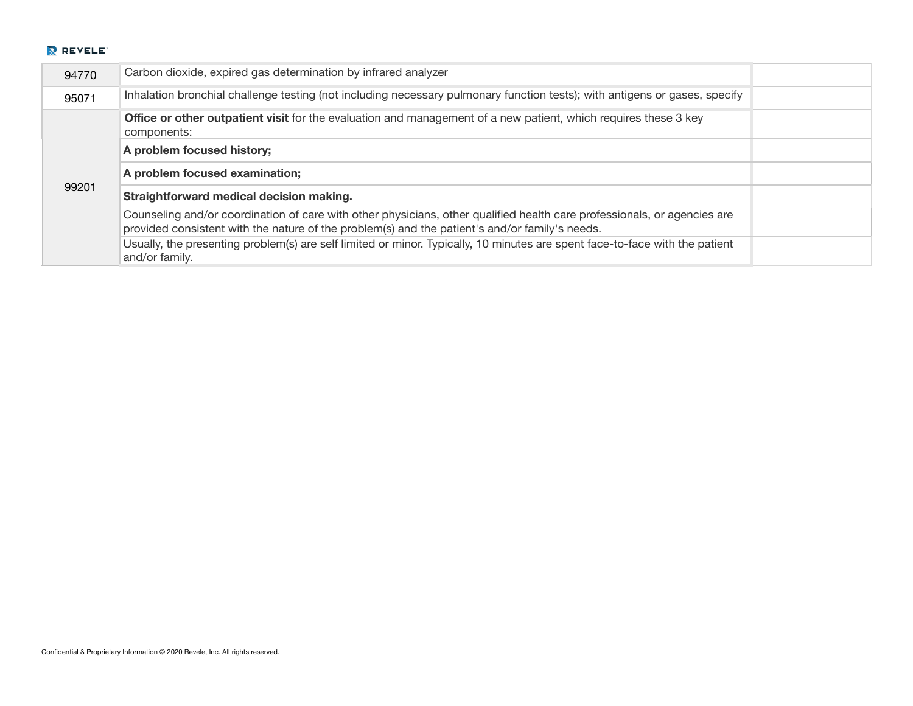| | | |
|---|---|---|
| 94770 | Carbon dioxide, expired gas determination by infrared analyzer | |
| 95071 | Inhalation bronchial challenge testing (not including necessary pulmonary function tests); with antigens or gases, specify | |
| 99201 | **Office or other outpatient visit** for the evaluation and management of a new patient, which requires these 3 key components: | |
| | **A problem focused history;** | |
| | **A problem focused examination;** | |
| | **Straightforward medical decision making.** | |
| | Counseling and/or coordination of care with other physicians, other qualified health care professionals, or agencies are provided consistent with the nature of the problem(s) and the patient's and/or family's needs. | |
| | Usually, the presenting problem(s) are self limited or minor. Typically, 10 minutes are spent face-to-face with the patient and/or family. | |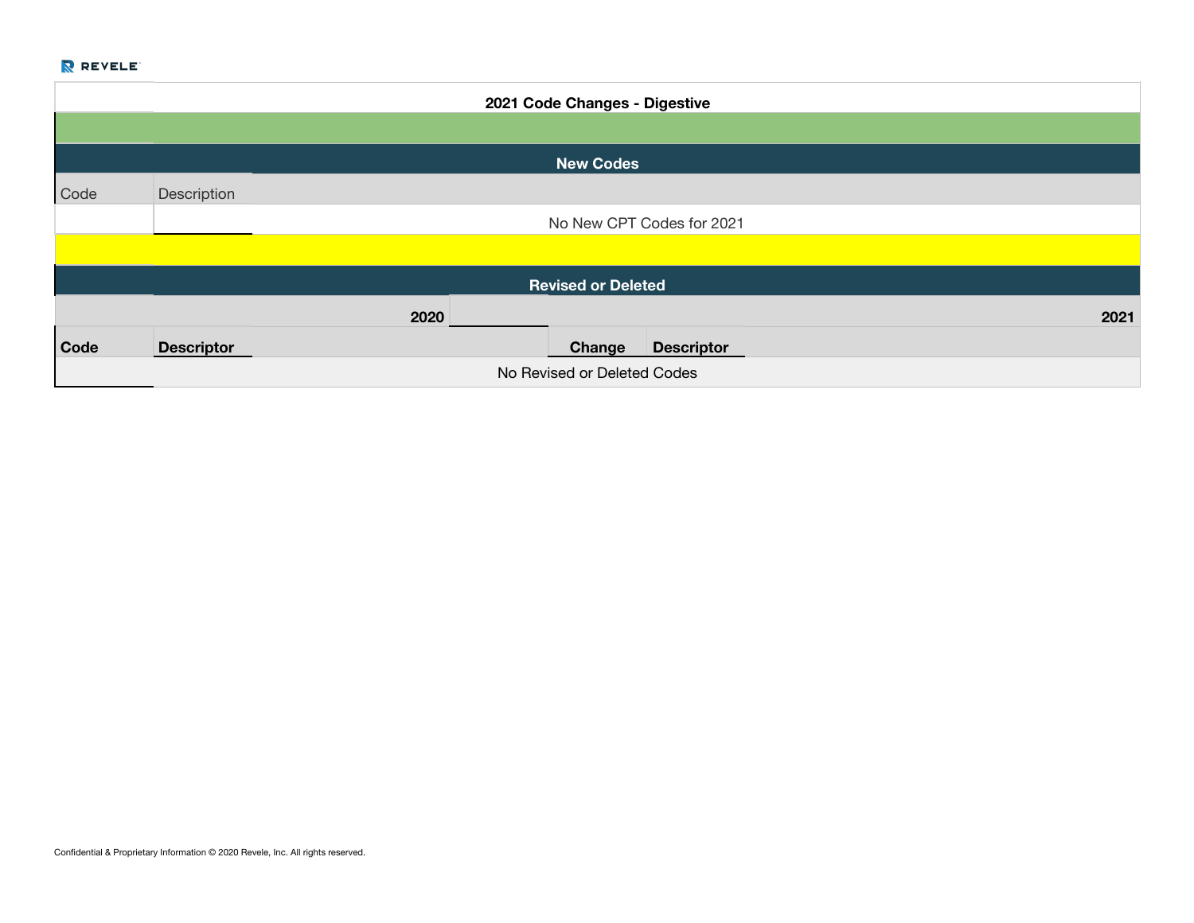## 2021 Code Changes - Digestive

### New Codes

| Code | Description |
| --- | --- |
| | No New CPT Codes for 2021 |

### Revised or Deleted

| | 2020 | | 2021 |
| --- | --- | --- | --- |
| **Code** | **Descriptor** | **Change** | **Descriptor** |
| | No Revised or Deleted Codes | | |

Confidential & Proprietary Information © 2020 Revele, Inc. All rights reserved.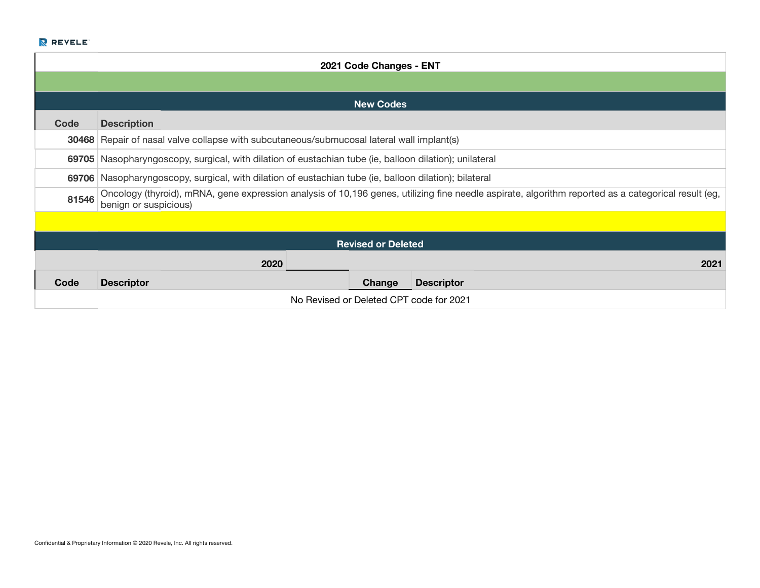## 2021 Code Changes - ENT

### New Codes

| Code | Description |
|---|---|
| 30468 | Repair of nasal valve collapse with subcutaneous/submucosal lateral wall implant(s) |
| 69705 | Nasopharyngoscopy, surgical, with dilation of eustachian tube (ie, balloon dilation); unilateral |
| 69706 | Nasopharyngoscopy, surgical, with dilation of eustachian tube (ie, balloon dilation); bilateral |
| 81546 | Oncology (thyroid), mRNA, gene expression analysis of 10,196 genes, utilizing fine needle aspirate, algorithm reported as a categorical result (eg, benign or suspicious) |

### Revised or Deleted

| 2020 | | 2021 | |
|---|---|---|---|
| Code | Descriptor | Change | Descriptor |
| No Revised or Deleted CPT code for 2021 | | | |

Confidential & Proprietary Information © 2020 Revele, Inc. All rights reserved.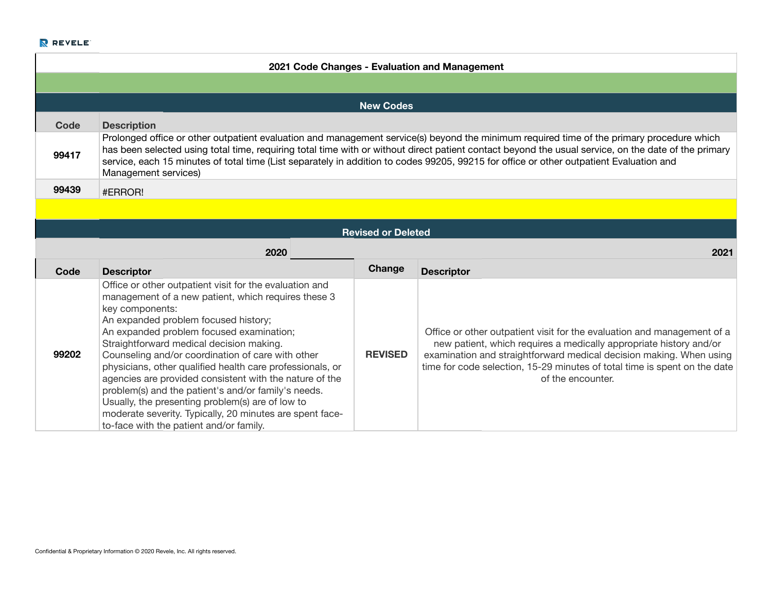## 2021 Code Changes - Evaluation and Management

### New Codes

| Code | Description |
|---|---|
| 99417 | Prolonged office or other outpatient evaluation and management service(s) beyond the minimum required time of the primary procedure which has been selected using total time, requiring total time with or without direct patient contact beyond the usual service, on the date of the primary service, each 15 minutes of total time (List separately in addition to codes 99205, 99215 for office or other outpatient Evaluation and Management services) |
| 99439 | #ERROR! |

### Revised or Deleted

| 2020 | | | 2021 |
|---|---|---|---|
| **Code** | **Descriptor** | **Change** | **Descriptor** |
| 99202 | Office or other outpatient visit for the evaluation and management of a new patient, which requires these 3 key components: An expanded problem focused history; An expanded problem focused examination; Straightforward medical decision making. Counseling and/or coordination of care with other physicians, other qualified health care professionals, or agencies are provided consistent with the nature of the problem(s) and the patient's and/or family's needs. Usually, the presenting problem(s) are of low to moderate severity. Typically, 20 minutes are spent face-to-face with the patient and/or family. | REVISED | Office or other outpatient visit for the evaluation and management of a new patient, which requires a medically appropriate history and/or examination and straightforward medical decision making. When using time for code selection, 15-29 minutes of total time is spent on the date of the encounter. |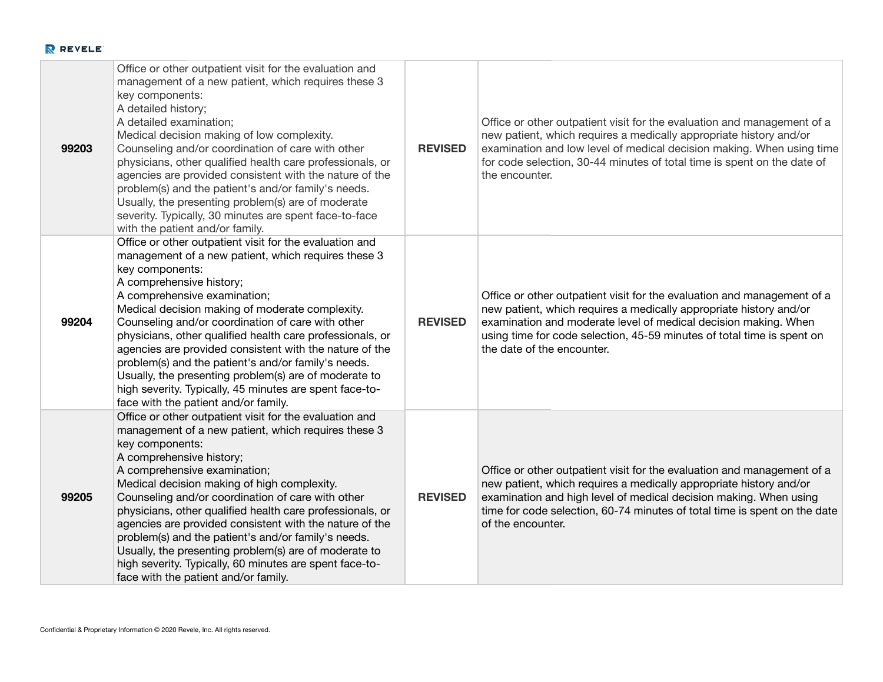| | | | |
|---|---|---|---|
| **99203** | Office or other outpatient visit for the evaluation and management of a new patient, which requires these 3 key components: A detailed history; A detailed examination; Medical decision making of low complexity. Counseling and/or coordination of care with other physicians, other qualified health care professionals, or agencies are provided consistent with the nature of the problem(s) and the patient's and/or family's needs. Usually, the presenting problem(s) are of moderate severity. Typically, 30 minutes are spent face-to-face with the patient and/or family. | **REVISED** | Office or other outpatient visit for the evaluation and management of a new patient, which requires a medically appropriate history and/or examination and low level of medical decision making. When using time for code selection, 30-44 minutes of total time is spent on the date of the encounter. |
| **99204** | Office or other outpatient visit for the evaluation and management of a new patient, which requires these 3 key components: A comprehensive history; A comprehensive examination; Medical decision making of moderate complexity. Counseling and/or coordination of care with other physicians, other qualified health care professionals, or agencies are provided consistent with the nature of the problem(s) and the patient's and/or family's needs. Usually, the presenting problem(s) are of moderate to high severity. Typically, 45 minutes are spent face-to-face with the patient and/or family. | **REVISED** | Office or other outpatient visit for the evaluation and management of a new patient, which requires a medically appropriate history and/or examination and moderate level of medical decision making. When using time for code selection, 45-59 minutes of total time is spent on the date of the encounter. |
| **99205** | Office or other outpatient visit for the evaluation and management of a new patient, which requires these 3 key components: A comprehensive history; A comprehensive examination; Medical decision making of high complexity. Counseling and/or coordination of care with other physicians, other qualified health care professionals, or agencies are provided consistent with the nature of the problem(s) and the patient's and/or family's needs. Usually, the presenting problem(s) are of moderate to high severity. Typically, 60 minutes are spent face-to-face with the patient and/or family. | **REVISED** | Office or other outpatient visit for the evaluation and management of a new patient, which requires a medically appropriate history and/or examination and high level of medical decision making. When using time for code selection, 60-74 minutes of total time is spent on the date of the encounter. |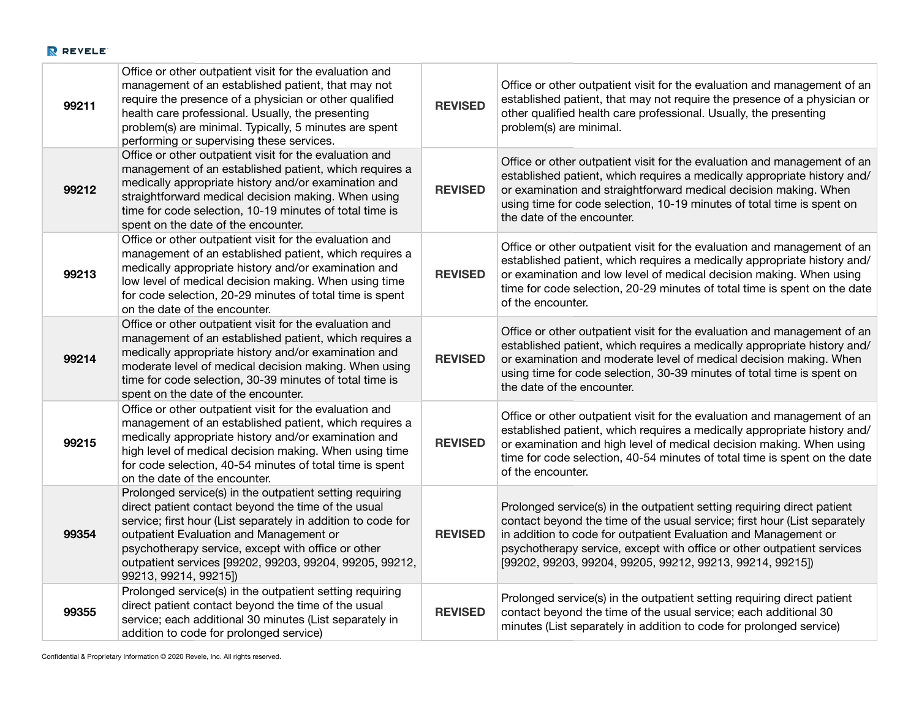| 99211 | Office or other outpatient visit for the evaluation and management of an established patient, that may not require the presence of a physician or other qualified health care professional. Usually, the presenting problem(s) are minimal. Typically, 5 minutes are spent performing or supervising these services. | **REVISED** | Office or other outpatient visit for the evaluation and management of an established patient, that may not require the presence of a physician or other qualified health care professional. Usually, the presenting problem(s) are minimal. |
|---|---|---|---|
| **99212** | Office or other outpatient visit for the evaluation and management of an established patient, which requires a medically appropriate history and/or examination and straightforward medical decision making. When using time for code selection, 10-19 minutes of total time is spent on the date of the encounter. | **REVISED** | Office or other outpatient visit for the evaluation and management of an established patient, which requires a medically appropriate history and/or examination and straightforward medical decision making. When using time for code selection, 10-19 minutes of total time is spent on the date of the encounter. |
| **99213** | Office or other outpatient visit for the evaluation and management of an established patient, which requires a medically appropriate history and/or examination and low level of medical decision making. When using time for code selection, 20-29 minutes of total time is spent on the date of the encounter. | **REVISED** | Office or other outpatient visit for the evaluation and management of an established patient, which requires a medically appropriate history and/or examination and low level of medical decision making. When using time for code selection, 20-29 minutes of total time is spent on the date of the encounter. |
| **99214** | Office or other outpatient visit for the evaluation and management of an established patient, which requires a medically appropriate history and/or examination and moderate level of medical decision making. When using time for code selection, 30-39 minutes of total time is spent on the date of the encounter. | **REVISED** | Office or other outpatient visit for the evaluation and management of an established patient, which requires a medically appropriate history and/or examination and moderate level of medical decision making. When using time for code selection, 30-39 minutes of total time is spent on the date of the encounter. |
| **99215** | Office or other outpatient visit for the evaluation and management of an established patient, which requires a medically appropriate history and/or examination and high level of medical decision making. When using time for code selection, 40-54 minutes of total time is spent on the date of the encounter. | **REVISED** | Office or other outpatient visit for the evaluation and management of an established patient, which requires a medically appropriate history and/or examination and high level of medical decision making. When using time for code selection, 40-54 minutes of total time is spent on the date of the encounter. |
| **99354** | Prolonged service(s) in the outpatient setting requiring direct patient contact beyond the time of the usual service; first hour (List separately in addition to code for outpatient Evaluation and Management or psychotherapy service, except with office or other outpatient services [99202, 99203, 99204, 99205, 99212, 99213, 99214, 99215]) | **REVISED** | Prolonged service(s) in the outpatient setting requiring direct patient contact beyond the time of the usual service; first hour (List separately in addition to code for outpatient Evaluation and Management or psychotherapy service, except with office or other outpatient services [99202, 99203, 99204, 99205, 99212, 99213, 99214, 99215]) |
| **99355** | Prolonged service(s) in the outpatient setting requiring direct patient contact beyond the time of the usual service; each additional 30 minutes (List separately in addition to code for prolonged service) | **REVISED** | Prolonged service(s) in the outpatient setting requiring direct patient contact beyond the time of the usual service; each additional 30 minutes (List separately in addition to code for prolonged service) |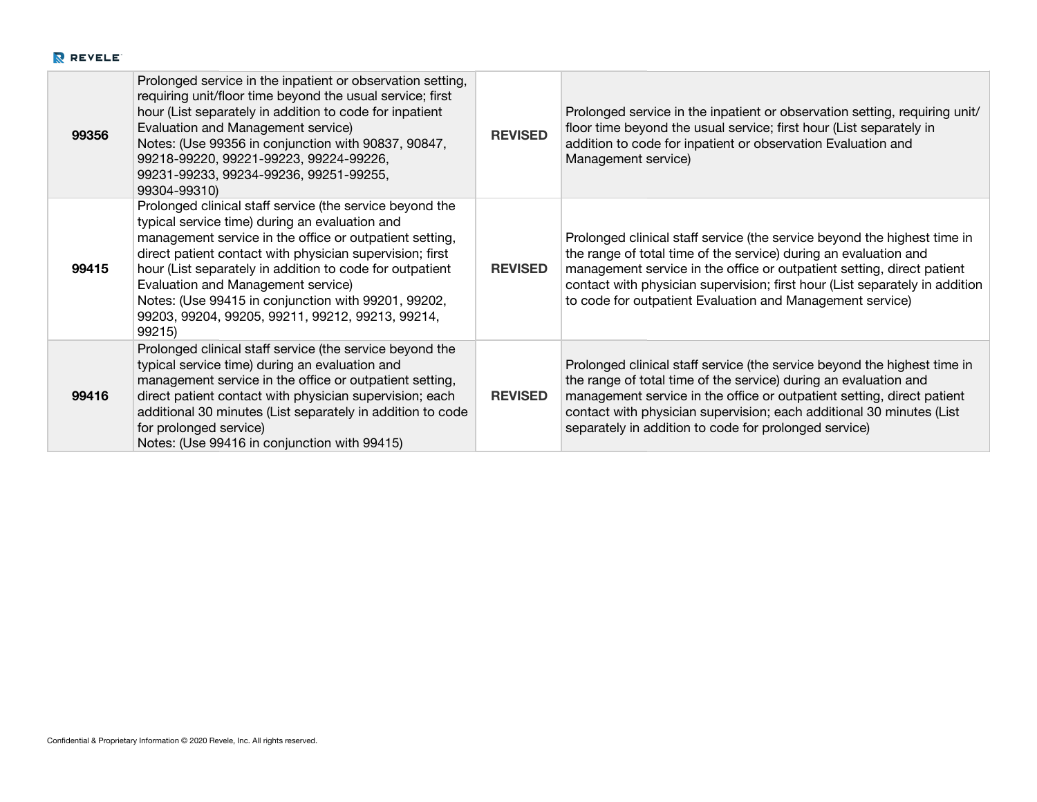| | | | |
|---|---|---|---|
| **99356** | Prolonged service in the inpatient or observation setting, requiring unit/floor time beyond the usual service; first hour (List separately in addition to code for inpatient Evaluation and Management service)<br>Notes: (Use 99356 in conjunction with 90837, 90847, 99218-99220, 99221-99223, 99224-99226, 99231-99233, 99234-99236, 99251-99255, 99304-99310) | **REVISED** | Prolonged service in the inpatient or observation setting, requiring unit/ floor time beyond the usual service; first hour (List separately in addition to code for inpatient or observation Evaluation and Management service) |
| **99415** | Prolonged clinical staff service (the service beyond the typical service time) during an evaluation and management service in the office or outpatient setting, direct patient contact with physician supervision; first hour (List separately in addition to code for outpatient Evaluation and Management service)<br>Notes: (Use 99415 in conjunction with 99201, 99202, 99203, 99204, 99205, 99211, 99212, 99213, 99214, 99215) | **REVISED** | Prolonged clinical staff service (the service beyond the highest time in the range of total time of the service) during an evaluation and management service in the office or outpatient setting, direct patient contact with physician supervision; first hour (List separately in addition to code for outpatient Evaluation and Management service) |
| **99416** | Prolonged clinical staff service (the service beyond the typical service time) during an evaluation and management service in the office or outpatient setting, direct patient contact with physician supervision; each additional 30 minutes (List separately in addition to code for prolonged service)<br>Notes: (Use 99416 in conjunction with 99415) | **REVISED** | Prolonged clinical staff service (the service beyond the highest time in the range of total time of the service) during an evaluation and management service in the office or outpatient setting, direct patient contact with physician supervision; each additional 30 minutes (List separately in addition to code for prolonged service) |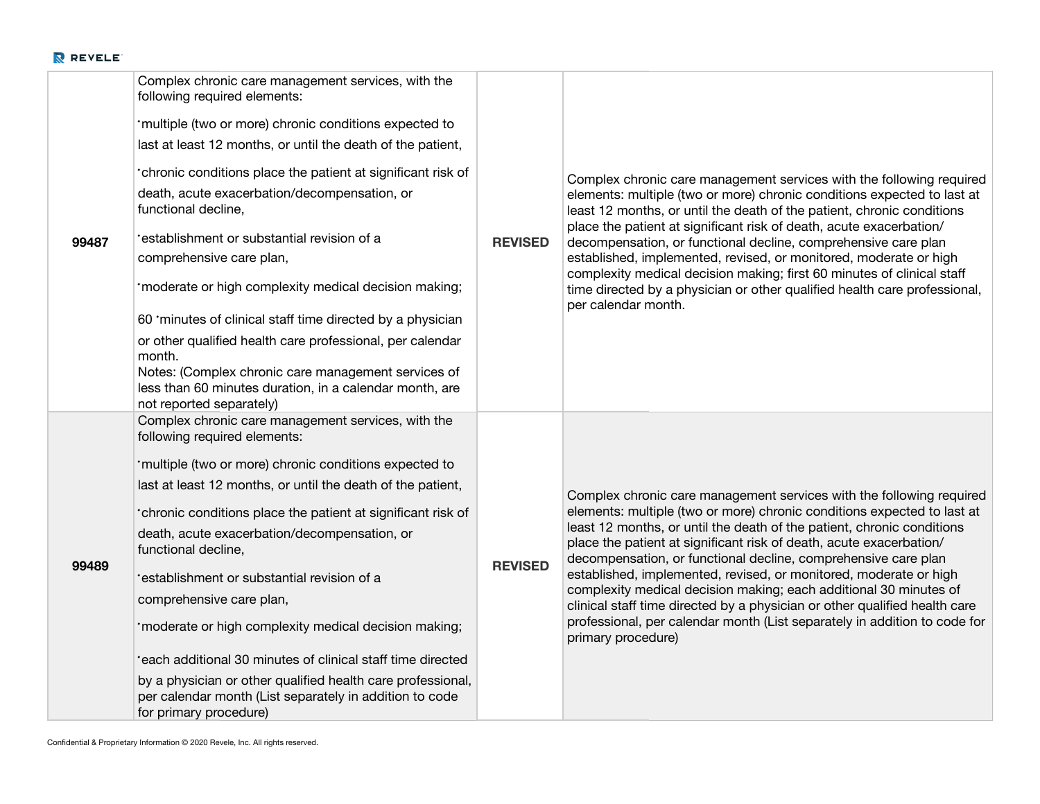| 99487 | Complex chronic care management services, with the following required elements:<br><br>·multiple (two or more) chronic conditions expected to last at least 12 months, or until the death of the patient,<br><br>·chronic conditions place the patient at significant risk of death, acute exacerbation/decompensation, or functional decline,<br><br>·establishment or substantial revision of a comprehensive care plan,<br><br>·moderate or high complexity medical decision making;<br><br>60 ·minutes of clinical staff time directed by a physician or other qualified health care professional, per calendar month.<br>Notes: (Complex chronic care management services of less than 60 minutes duration, in a calendar month, are not reported separately) | **REVISED** | Complex chronic care management services with the following required elements: multiple (two or more) chronic conditions expected to last at least 12 months, or until the death of the patient, chronic conditions place the patient at significant risk of death, acute exacerbation/ decompensation, or functional decline, comprehensive care plan established, implemented, revised, or monitored, moderate or high complexity medical decision making; first 60 minutes of clinical staff time directed by a physician or other qualified health care professional, per calendar month. |
|---|---|---|---|
| 99489 | Complex chronic care management services, with the following required elements:<br><br>·multiple (two or more) chronic conditions expected to last at least 12 months, or until the death of the patient,<br><br>·chronic conditions place the patient at significant risk of death, acute exacerbation/decompensation, or functional decline,<br><br>·establishment or substantial revision of a comprehensive care plan,<br><br>·moderate or high complexity medical decision making;<br><br>·each additional 30 minutes of clinical staff time directed by a physician or other qualified health care professional, per calendar month (List separately in addition to code for primary procedure) | **REVISED** | Complex chronic care management services with the following required elements: multiple (two or more) chronic conditions expected to last at least 12 months, or until the death of the patient, chronic conditions place the patient at significant risk of death, acute exacerbation/ decompensation, or functional decline, comprehensive care plan established, implemented, revised, or monitored, moderate or high complexity medical decision making; each additional 30 minutes of clinical staff time directed by a physician or other qualified health care professional, per calendar month (List separately in addition to code for primary procedure) |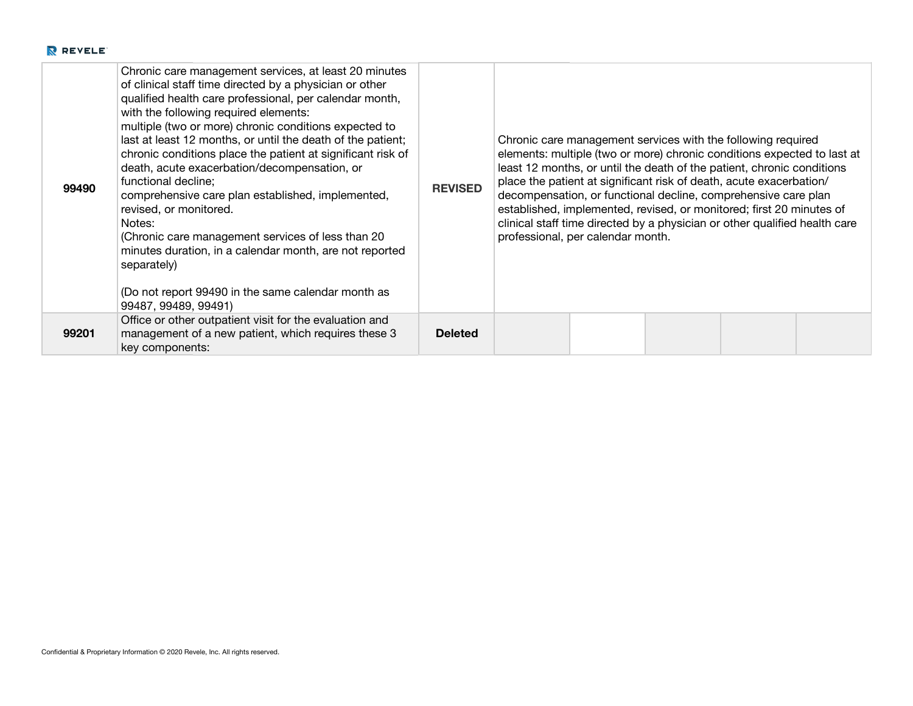| | | | | | | | |
|---|---|---|---|---|---|---|---|
| 99490 | Chronic care management services, at least 20 minutes of clinical staff time directed by a physician or other qualified health care professional, per calendar month, with the following required elements: multiple (two or more) chronic conditions expected to last at least 12 months, or until the death of the patient; chronic conditions place the patient at significant risk of death, acute exacerbation/decompensation, or functional decline; comprehensive care plan established, implemented, revised, or monitored. Notes: (Chronic care management services of less than 20 minutes duration, in a calendar month, are not reported separately) (Do not report 99490 in the same calendar month as 99487, 99489, 99491) | **REVISED** | Chronic care management services with the following required elements: multiple (two or more) chronic conditions expected to last at least 12 months, or until the death of the patient, chronic conditions place the patient at significant risk of death, acute exacerbation/ decompensation, or functional decline, comprehensive care plan established, implemented, revised, or monitored; first 20 minutes of clinical staff time directed by a physician or other qualified health care professional, per calendar month. | | | | |
| 99201 | Office or other outpatient visit for the evaluation and management of a new patient, which requires these 3 key components: | **Deleted** | | | | | |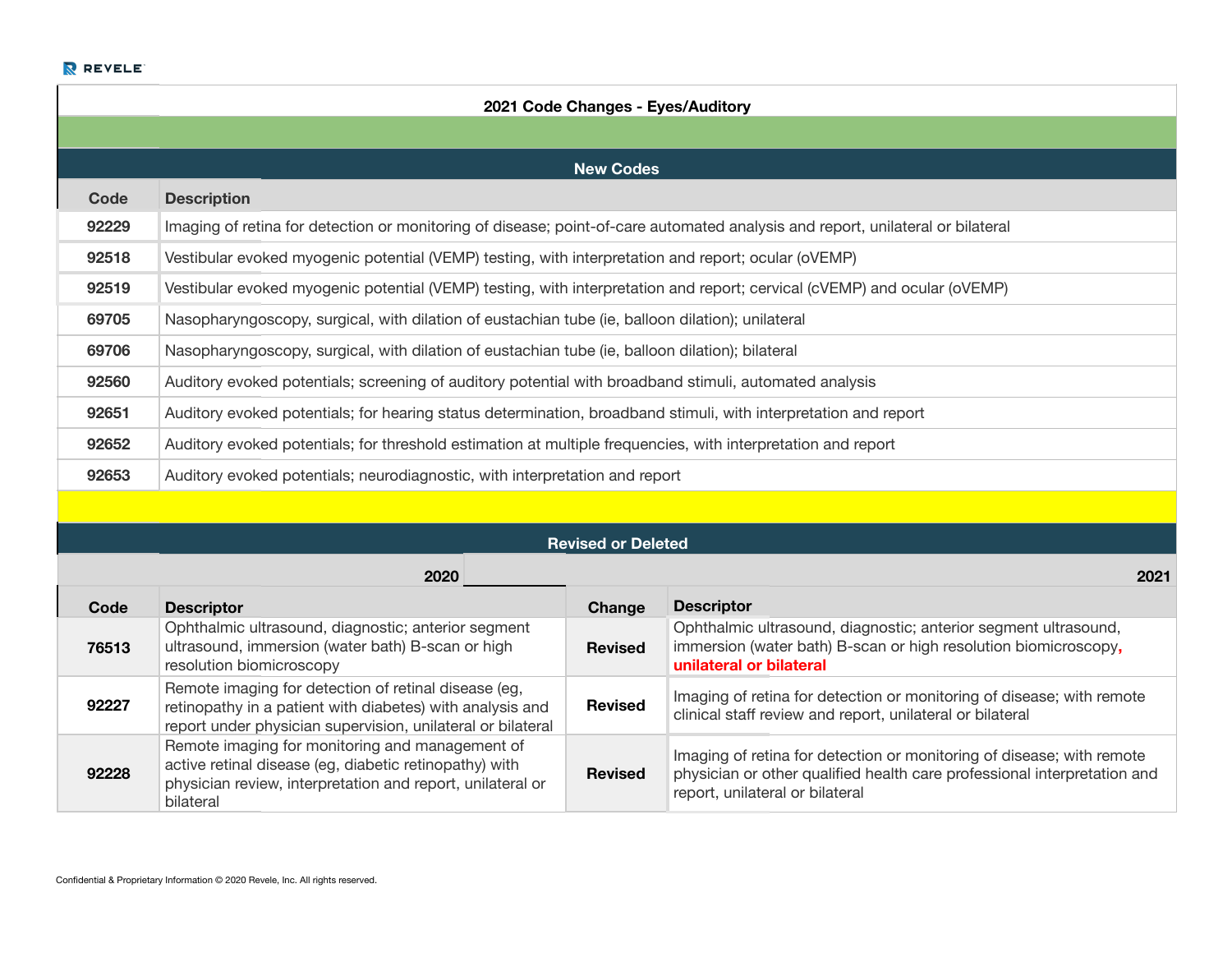## 2021 Code Changes - Eyes/Auditory

### New Codes

| Code | Description |
|---|---|
| 92229 | Imaging of retina for detection or monitoring of disease; point-of-care automated analysis and report, unilateral or bilateral |
| 92518 | Vestibular evoked myogenic potential (VEMP) testing, with interpretation and report; ocular (oVEMP) |
| 92519 | Vestibular evoked myogenic potential (VEMP) testing, with interpretation and report; cervical (cVEMP) and ocular (oVEMP) |
| 69705 | Nasopharyngoscopy, surgical, with dilation of eustachian tube (ie, balloon dilation); unilateral |
| 69706 | Nasopharyngoscopy, surgical, with dilation of eustachian tube (ie, balloon dilation); bilateral |
| 92560 | Auditory evoked potentials; screening of auditory potential with broadband stimuli, automated analysis |
| 92651 | Auditory evoked potentials; for hearing status determination, broadband stimuli, with interpretation and report |
| 92652 | Auditory evoked potentials; for threshold estimation at multiple frequencies, with interpretation and report |
| 92653 | Auditory evoked potentials; neurodiagnostic, with interpretation and report |

### Revised or Deleted

| | 2020 | | 2021 |
|---|---|---|---|
| **Code** | **Descriptor** | **Change** | **Descriptor** |
| 76513 | Ophthalmic ultrasound, diagnostic; anterior segment ultrasound, immersion (water bath) B-scan or high resolution biomicroscopy | Revised | Ophthalmic ultrasound, diagnostic; anterior segment ultrasound, immersion (water bath) B-scan or high resolution biomicroscopy**, unilateral or bilateral** |
| 92227 | Remote imaging for detection of retinal disease (eg, retinopathy in a patient with diabetes) with analysis and report under physician supervision, unilateral or bilateral | Revised | Imaging of retina for detection or monitoring of disease; with remote clinical staff review and report, unilateral or bilateral |
| 92228 | Remote imaging for monitoring and management of active retinal disease (eg, diabetic retinopathy) with physician review, interpretation and report, unilateral or bilateral | Revised | Imaging of retina for detection or monitoring of disease; with remote physician or other qualified health care professional interpretation and report, unilateral or bilateral |

Confidential & Proprietary Information © 2020 Revele, Inc. All rights reserved.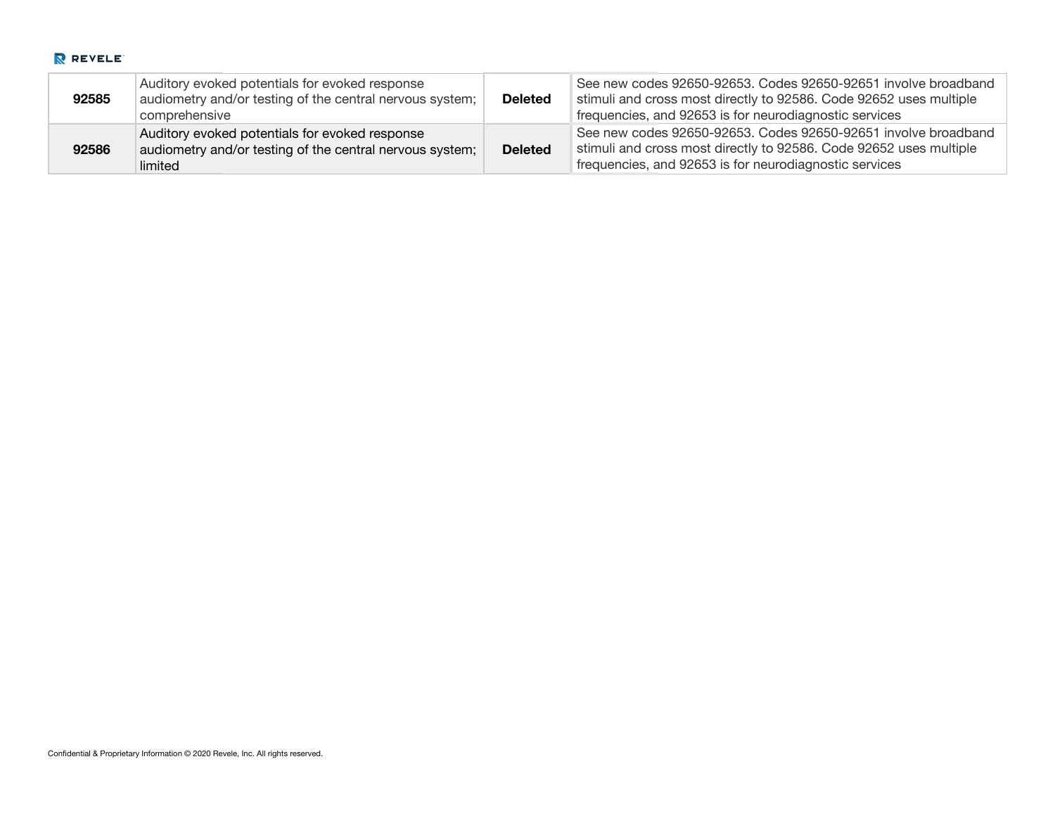| | | | |
|---|---|---|---|
| **92585** | Auditory evoked potentials for evoked response audiometry and/or testing of the central nervous system; comprehensive | **Deleted** | See new codes 92650-92653. Codes 92650-92651 involve broadband stimuli and cross most directly to 92586. Code 92652 uses multiple frequencies, and 92653 is for neurodiagnostic services |
| **92586** | Auditory evoked potentials for evoked response audiometry and/or testing of the central nervous system; limited | **Deleted** | See new codes 92650-92653. Codes 92650-92651 involve broadband stimuli and cross most directly to 92586. Code 92652 uses multiple frequencies, and 92653 is for neurodiagnostic services |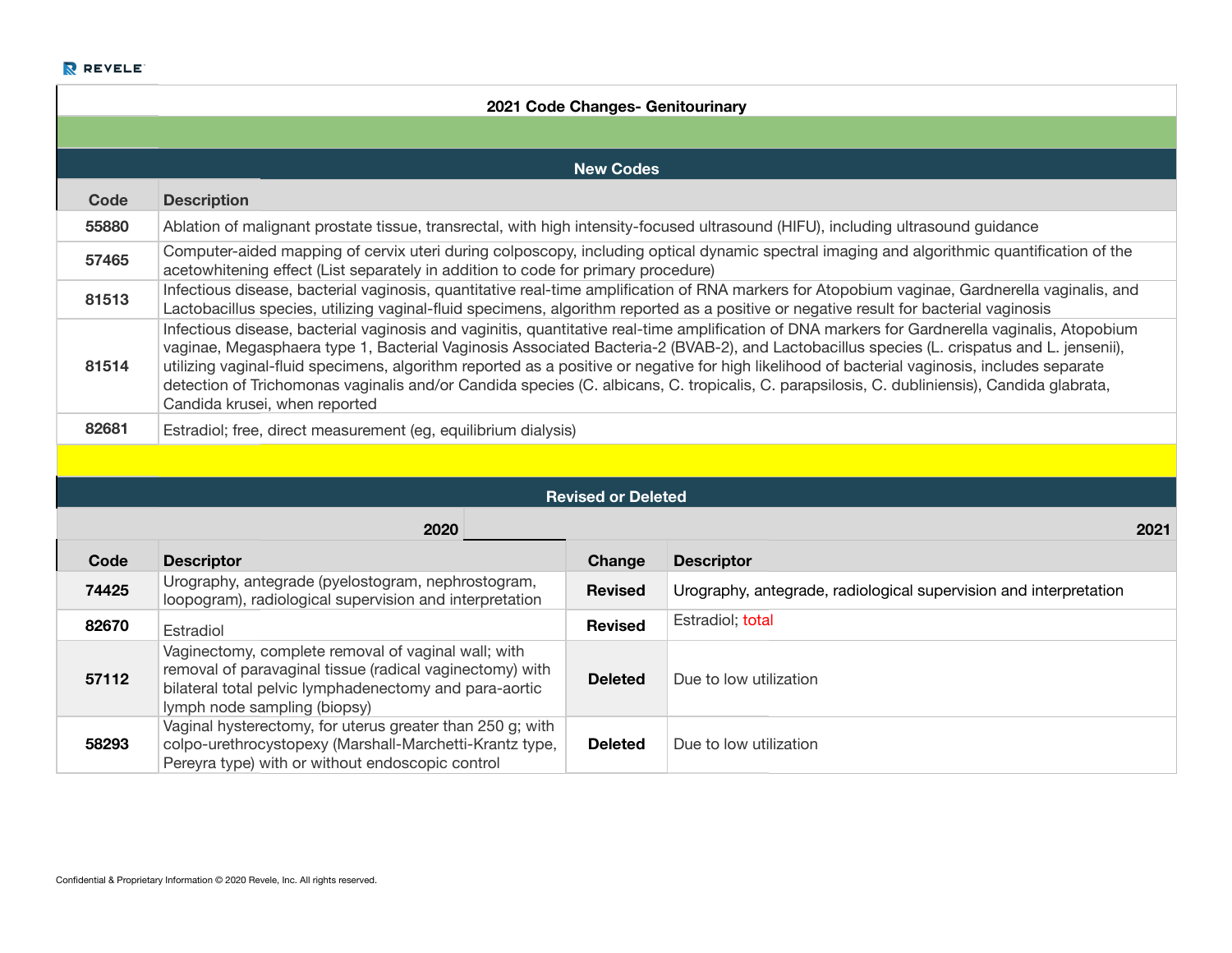## 2021 Code Changes- Genitourinary

### New Codes

| Code | Description |
|---|---|
| 55880 | Ablation of malignant prostate tissue, transrectal, with high intensity-focused ultrasound (HIFU), including ultrasound guidance |
| 57465 | Computer-aided mapping of cervix uteri during colposcopy, including optical dynamic spectral imaging and algorithmic quantification of the acetowhitening effect (List separately in addition to code for primary procedure) |
| 81513 | Infectious disease, bacterial vaginosis, quantitative real-time amplification of RNA markers for Atopobium vaginae, Gardnerella vaginalis, and Lactobacillus species, utilizing vaginal-fluid specimens, algorithm reported as a positive or negative result for bacterial vaginosis |
| 81514 | Infectious disease, bacterial vaginosis and vaginitis, quantitative real-time amplification of DNA markers for Gardnerella vaginalis, Atopobium vaginae, Megasphaera type 1, Bacterial Vaginosis Associated Bacteria-2 (BVAB-2), and Lactobacillus species (L. crispatus and L. jensenii), utilizing vaginal-fluid specimens, algorithm reported as a positive or negative for high likelihood of bacterial vaginosis, includes separate detection of Trichomonas vaginalis and/or Candida species (C. albicans, C. tropicalis, C. parapsilosis, C. dubliniensis), Candida glabrata, Candida krusei, when reported |
| 82681 | Estradiol; free, direct measurement (eg, equilibrium dialysis) |

### Revised or Deleted

| 2020 | | 2021 | |
|---|---|---|---|
| **Code** | **Descriptor** | **Change** | **Descriptor** |
| 74425 | Urography, antegrade (pyelostogram, nephrostogram, loopogram), radiological supervision and interpretation | Revised | Urography, antegrade, radiological supervision and interpretation |
| 82670 | Estradiol | Revised | Estradiol; total |
| 57112 | Vaginectomy, complete removal of vaginal wall; with removal of paravaginal tissue (radical vaginectomy) with bilateral total pelvic lymphadenectomy and para-aortic lymph node sampling (biopsy) | Deleted | Due to low utilization |
| 58293 | Vaginal hysterectomy, for uterus greater than 250 g; with colpo-urethrocystopexy (Marshall-Marchetti-Krantz type, Pereyra type) with or without endoscopic control | Deleted | Due to low utilization |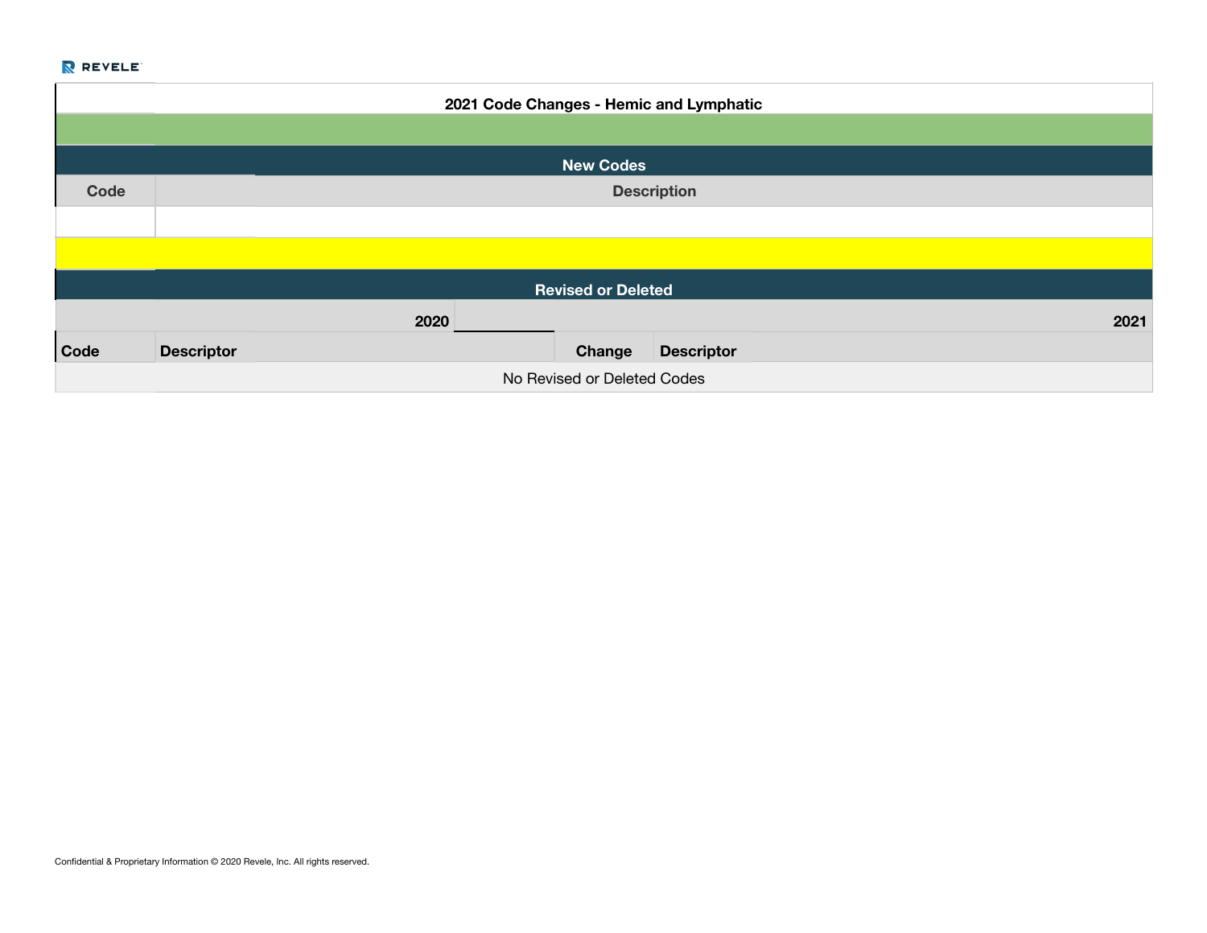## 2021 Code Changes - Hemic and Lymphatic

### New Codes

| Code | Description |
| --- | --- |
| | |

### Revised or Deleted

| 2020 | | 2021 | |
| --- | --- | --- | --- |
| **Code** | **Descriptor** | **Change** | **Descriptor** |
| No Revised or Deleted Codes | | | |

Confidential & Proprietary Information © 2020 Revele, Inc. All rights reserved.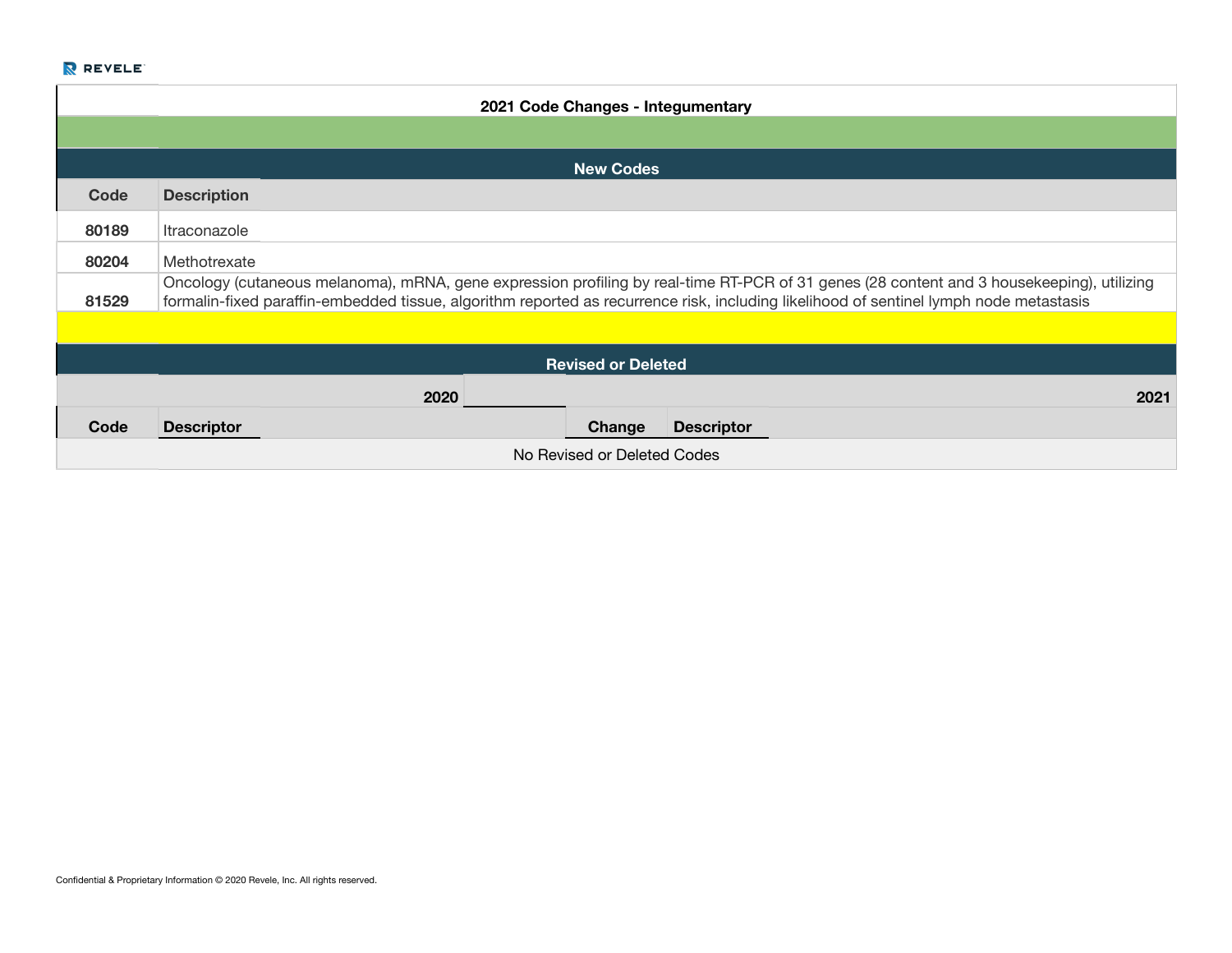## 2021 Code Changes - Integumentary

### New Codes

| Code | Description |
|---|---|
| 80189 | Itraconazole |
| 80204 | Methotrexate |
| 81529 | Oncology (cutaneous melanoma), mRNA, gene expression profiling by real-time RT-PCR of 31 genes (28 content and 3 housekeeping), utilizing formalin-fixed paraffin-embedded tissue, algorithm reported as recurrence risk, including likelihood of sentinel lymph node metastasis |

### Revised or Deleted

| | 2020 | | 2021 |
|---|---|---|---|
| Code | Descriptor | Change | Descriptor |
| No Revised or Deleted Codes | | | |

Confidential & Proprietary Information © 2020 Revele, Inc. All rights reserved.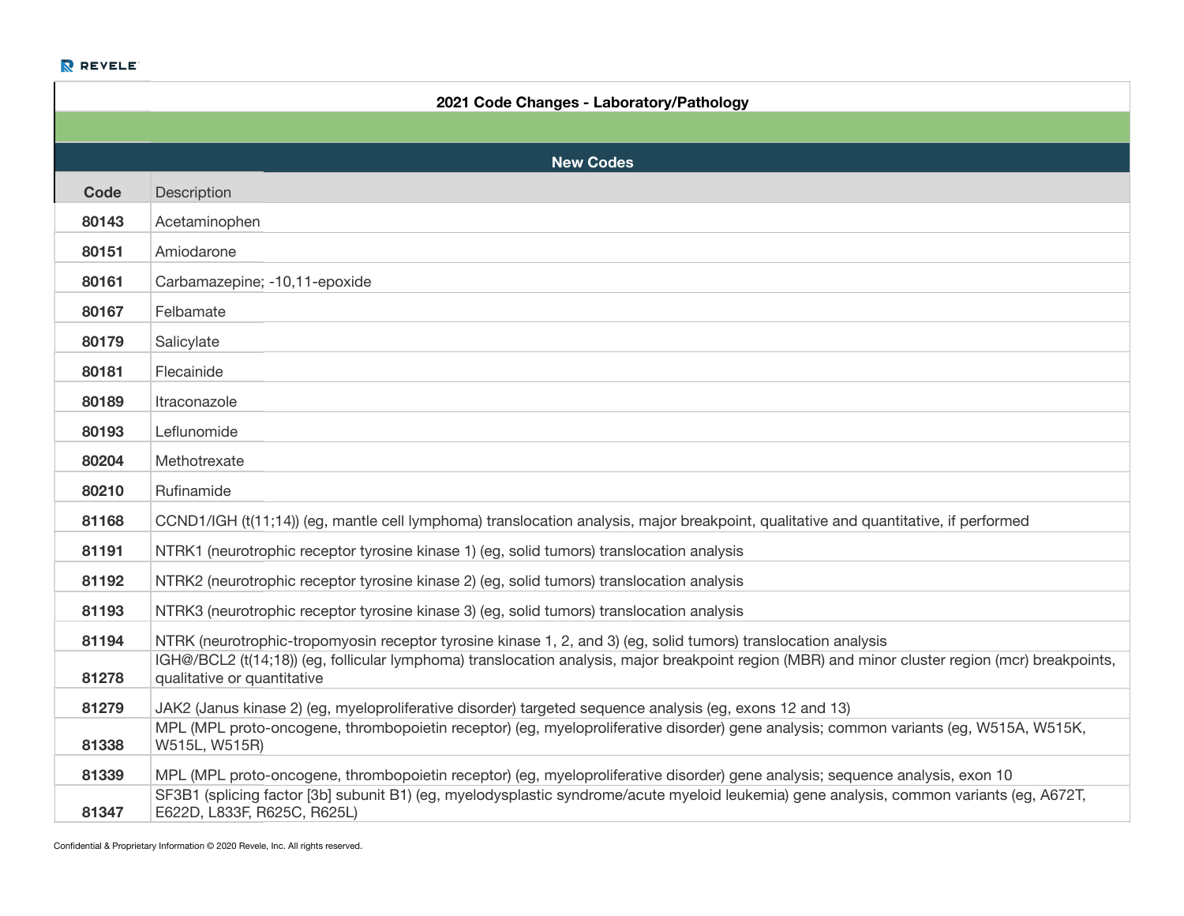## 2021 Code Changes - Laboratory/Pathology

### New Codes

| Code | Description |
|---|---|
| **80143** | Acetaminophen |
| **80151** | Amiodarone |
| **80161** | Carbamazepine; -10,11-epoxide |
| **80167** | Felbamate |
| **80179** | Salicylate |
| **80181** | Flecainide |
| **80189** | Itraconazole |
| **80193** | Leflunomide |
| **80204** | Methotrexate |
| **80210** | Rufinamide |
| **81168** | CCND1/IGH (t(11;14)) (eg, mantle cell lymphoma) translocation analysis, major breakpoint, qualitative and quantitative, if performed |
| **81191** | NTRK1 (neurotrophic receptor tyrosine kinase 1) (eg, solid tumors) translocation analysis |
| **81192** | NTRK2 (neurotrophic receptor tyrosine kinase 2) (eg, solid tumors) translocation analysis |
| **81193** | NTRK3 (neurotrophic receptor tyrosine kinase 3) (eg, solid tumors) translocation analysis |
| **81194** | NTRK (neurotrophic-tropomyosin receptor tyrosine kinase 1, 2, and 3) (eg, solid tumors) translocation analysis |
| **81278** | IGH@/BCL2 (t(14;18)) (eg, follicular lymphoma) translocation analysis, major breakpoint region (MBR) and minor cluster region (mcr) breakpoints, qualitative or quantitative |
| **81279** | JAK2 (Janus kinase 2) (eg, myeloproliferative disorder) targeted sequence analysis (eg, exons 12 and 13) |
| **81338** | MPL (MPL proto-oncogene, thrombopoietin receptor) (eg, myeloproliferative disorder) gene analysis; common variants (eg, W515A, W515K, W515L, W515R) |
| **81339** | MPL (MPL proto-oncogene, thrombopoietin receptor) (eg, myeloproliferative disorder) gene analysis; sequence analysis, exon 10 |
| **81347** | SF3B1 (splicing factor [3b] subunit B1) (eg, myelodysplastic syndrome/acute myeloid leukemia) gene analysis, common variants (eg, A672T, E622D, L833F, R625C, R625L) |

Confidential & Proprietary Information © 2020 Revele, Inc. All rights reserved.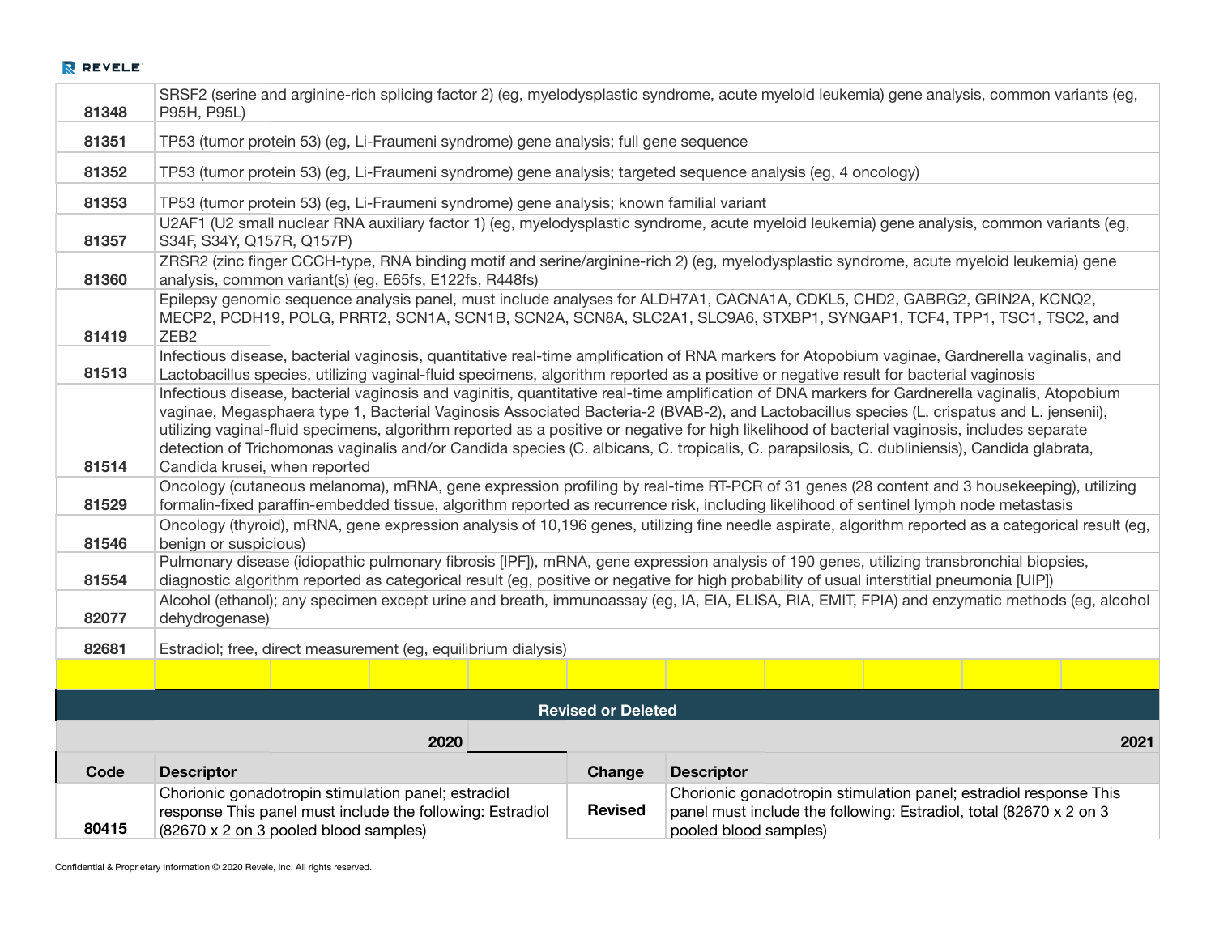| Code | Descriptor |
| --- | --- |
| 81348 | SRSF2 (serine and arginine-rich splicing factor 2) (eg, myelodysplastic syndrome, acute myeloid leukemia) gene analysis, common variants (eg, P95H, P95L) |
| 81351 | TP53 (tumor protein 53) (eg, Li-Fraumeni syndrome) gene analysis; full gene sequence |
| 81352 | TP53 (tumor protein 53) (eg, Li-Fraumeni syndrome) gene analysis; targeted sequence analysis (eg, 4 oncology) |
| 81353 | TP53 (tumor protein 53) (eg, Li-Fraumeni syndrome) gene analysis; known familial variant |
| 81357 | U2AF1 (U2 small nuclear RNA auxiliary factor 1) (eg, myelodysplastic syndrome, acute myeloid leukemia) gene analysis, common variants (eg, S34F, S34Y, Q157R, Q157P) |
| 81360 | ZRSR2 (zinc finger CCCH-type, RNA binding motif and serine/arginine-rich 2) (eg, myelodysplastic syndrome, acute myeloid leukemia) gene analysis, common variant(s) (eg, E65fs, E122fs, R448fs) |
| 81419 | Epilepsy genomic sequence analysis panel, must include analyses for ALDH7A1, CACNA1A, CDKL5, CHD2, GABRG2, GRIN2A, KCNQ2, MECP2, PCDH19, POLG, PRRT2, SCN1A, SCN1B, SCN2A, SCN8A, SLC2A1, SLC9A6, STXBP1, SYNGAP1, TCF4, TPP1, TSC1, TSC2, and ZEB2 |
| 81513 | Infectious disease, bacterial vaginosis, quantitative real-time amplification of RNA markers for Atopobium vaginae, Gardnerella vaginalis, and Lactobacillus species, utilizing vaginal-fluid specimens, algorithm reported as a positive or negative result for bacterial vaginosis |
| 81514 | Infectious disease, bacterial vaginosis and vaginitis, quantitative real-time amplification of DNA markers for Gardnerella vaginalis, Atopobium vaginae, Megasphaera type 1, Bacterial Vaginosis Associated Bacteria-2 (BVAB-2), and Lactobacillus species (L. crispatus and L. jensenii), utilizing vaginal-fluid specimens, algorithm reported as a positive or negative for high likelihood of bacterial vaginosis, includes separate detection of Trichomonas vaginalis and/or Candida species (C. albicans, C. tropicalis, C. parapsilosis, C. dubliniensis), Candida glabrata, Candida krusei, when reported |
| 81529 | Oncology (cutaneous melanoma), mRNA, gene expression profiling by real-time RT-PCR of 31 genes (28 content and 3 housekeeping), utilizing formalin-fixed paraffin-embedded tissue, algorithm reported as recurrence risk, including likelihood of sentinel lymph node metastasis |
| 81546 | Oncology (thyroid), mRNA, gene expression analysis of 10,196 genes, utilizing fine needle aspirate, algorithm reported as a categorical result (eg, benign or suspicious) |
| 81554 | Pulmonary disease (idiopathic pulmonary fibrosis [IPF]), mRNA, gene expression analysis of 190 genes, utilizing transbronchial biopsies, diagnostic algorithm reported as categorical result (eg, positive or negative for high probability of usual interstitial pneumonia [UIP]) |
| 82077 | Alcohol (ethanol); any specimen except urine and breath, immunoassay (eg, IA, EIA, ELISA, RIA, EMIT, FPIA) and enzymatic methods (eg, alcohol dehydrogenase) |
| 82681 | Estradiol; free, direct measurement (eg, equilibrium dialysis) |

## Revised or Deleted

| 2020 | | | 2021 |
| --- | --- | --- | --- |
| **Code** | **Descriptor** | **Change** | **Descriptor** |
| 80415 | Chorionic gonadotropin stimulation panel; estradiol response This panel must include the following: Estradiol (82670 x 2 on 3 pooled blood samples) | **Revised** | Chorionic gonadotropin stimulation panel; estradiol response This panel must include the following: Estradiol, total (82670 x 2 on 3 pooled blood samples) |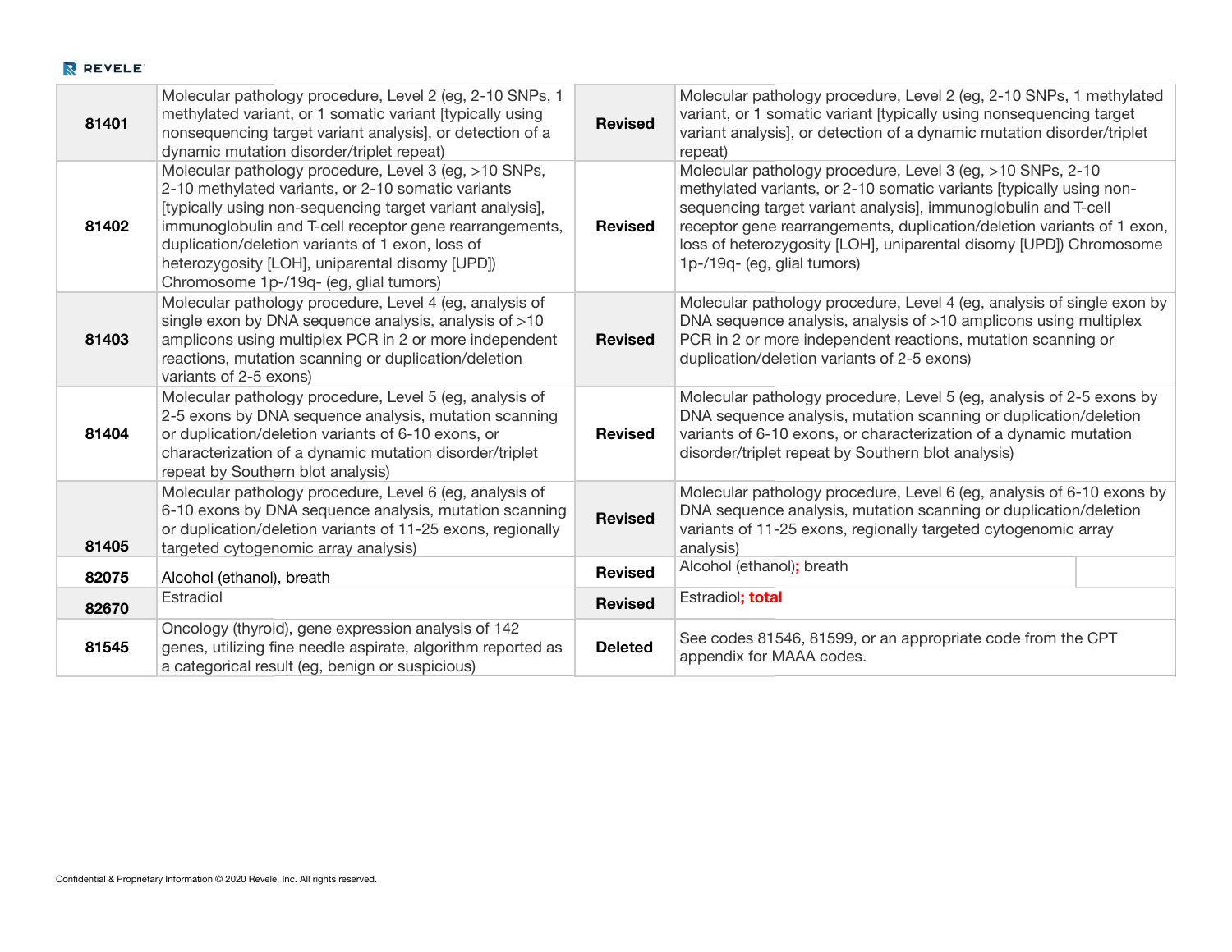| 81401 | Molecular pathology procedure, Level 2 (eg, 2-10 SNPs, 1 methylated variant, or 1 somatic variant [typically using nonsequencing target variant analysis], or detection of a dynamic mutation disorder/triplet repeat) | **Revised** | Molecular pathology procedure, Level 2 (eg, 2-10 SNPs, 1 methylated variant, or 1 somatic variant [typically using nonsequencing target variant analysis], or detection of a dynamic mutation disorder/triplet repeat) |
|---|---|---|---|
| **81402** | Molecular pathology procedure, Level 3 (eg, >10 SNPs, 2-10 methylated variants, or 2-10 somatic variants [typically using non-sequencing target variant analysis], immunoglobulin and T-cell receptor gene rearrangements, duplication/deletion variants of 1 exon, loss of heterozygosity [LOH], uniparental disomy [UPD]) Chromosome 1p-/19q- (eg, glial tumors) | **Revised** | Molecular pathology procedure, Level 3 (eg, >10 SNPs, 2-10 methylated variants, or 2-10 somatic variants [typically using non-sequencing target variant analysis], immunoglobulin and T-cell receptor gene rearrangements, duplication/deletion variants of 1 exon, loss of heterozygosity [LOH], uniparental disomy [UPD]) Chromosome 1p-/19q- (eg, glial tumors) |
| **81403** | Molecular pathology procedure, Level 4 (eg, analysis of single exon by DNA sequence analysis, analysis of >10 amplicons using multiplex PCR in 2 or more independent reactions, mutation scanning or duplication/deletion variants of 2-5 exons) | **Revised** | Molecular pathology procedure, Level 4 (eg, analysis of single exon by DNA sequence analysis, analysis of >10 amplicons using multiplex PCR in 2 or more independent reactions, mutation scanning or duplication/deletion variants of 2-5 exons) |
| **81404** | Molecular pathology procedure, Level 5 (eg, analysis of 2-5 exons by DNA sequence analysis, mutation scanning or duplication/deletion variants of 6-10 exons, or characterization of a dynamic mutation disorder/triplet repeat by Southern blot analysis) | **Revised** | Molecular pathology procedure, Level 5 (eg, analysis of 2-5 exons by DNA sequence analysis, mutation scanning or duplication/deletion variants of 6-10 exons, or characterization of a dynamic mutation disorder/triplet repeat by Southern blot analysis) |
| **81405** | Molecular pathology procedure, Level 6 (eg, analysis of 6-10 exons by DNA sequence analysis, mutation scanning or duplication/deletion variants of 11-25 exons, regionally targeted cytogenomic array analysis) | **Revised** | Molecular pathology procedure, Level 6 (eg, analysis of 6-10 exons by DNA sequence analysis, mutation scanning or duplication/deletion variants of 11-25 exons, regionally targeted cytogenomic array analysis) |
| **82075** | Alcohol (ethanol), breath | **Revised** | Alcohol (ethanol)**;** breath |
| **82670** | Estradiol | **Revised** | Estradiol**; total** |
| **81545** | Oncology (thyroid), gene expression analysis of 142 genes, utilizing fine needle aspirate, algorithm reported as a categorical result (eg, benign or suspicious) | **Deleted** | See codes 81546, 81599, or an appropriate code from the CPT appendix for MAAA codes. |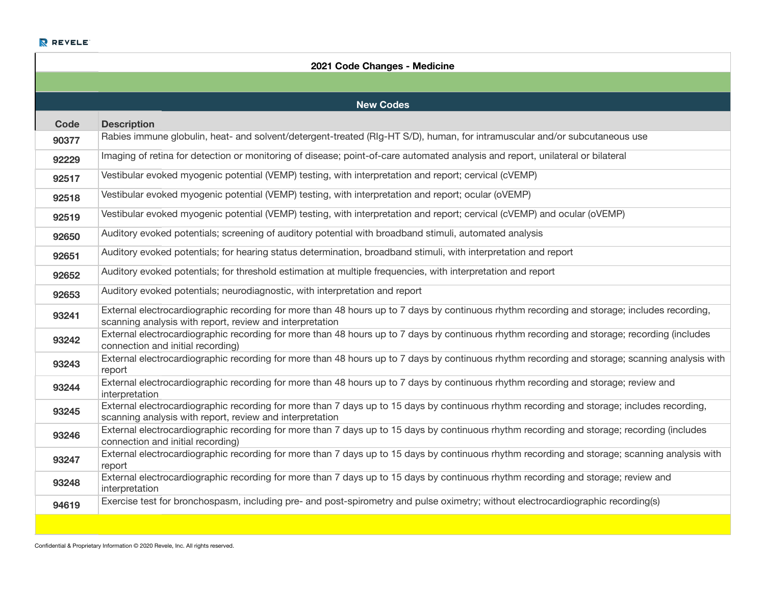## 2021 Code Changes - Medicine

### New Codes

| Code | Description |
|---|---|
| 90377 | Rabies immune globulin, heat- and solvent/detergent-treated (RIg-HT S/D), human, for intramuscular and/or subcutaneous use |
| 92229 | Imaging of retina for detection or monitoring of disease; point-of-care automated analysis and report, unilateral or bilateral |
| 92517 | Vestibular evoked myogenic potential (VEMP) testing, with interpretation and report; cervical (cVEMP) |
| 92518 | Vestibular evoked myogenic potential (VEMP) testing, with interpretation and report; ocular (oVEMP) |
| 92519 | Vestibular evoked myogenic potential (VEMP) testing, with interpretation and report; cervical (cVEMP) and ocular (oVEMP) |
| 92650 | Auditory evoked potentials; screening of auditory potential with broadband stimuli, automated analysis |
| 92651 | Auditory evoked potentials; for hearing status determination, broadband stimuli, with interpretation and report |
| 92652 | Auditory evoked potentials; for threshold estimation at multiple frequencies, with interpretation and report |
| 92653 | Auditory evoked potentials; neurodiagnostic, with interpretation and report |
| 93241 | External electrocardiographic recording for more than 48 hours up to 7 days by continuous rhythm recording and storage; includes recording, scanning analysis with report, review and interpretation |
| 93242 | External electrocardiographic recording for more than 48 hours up to 7 days by continuous rhythm recording and storage; recording (includes connection and initial recording) |
| 93243 | External electrocardiographic recording for more than 48 hours up to 7 days by continuous rhythm recording and storage; scanning analysis with report |
| 93244 | External electrocardiographic recording for more than 48 hours up to 7 days by continuous rhythm recording and storage; review and interpretation |
| 93245 | External electrocardiographic recording for more than 7 days up to 15 days by continuous rhythm recording and storage; includes recording, scanning analysis with report, review and interpretation |
| 93246 | External electrocardiographic recording for more than 7 days up to 15 days by continuous rhythm recording and storage; recording (includes connection and initial recording) |
| 93247 | External electrocardiographic recording for more than 7 days up to 15 days by continuous rhythm recording and storage; scanning analysis with report |
| 93248 | External electrocardiographic recording for more than 7 days up to 15 days by continuous rhythm recording and storage; review and interpretation |
| 94619 | Exercise test for bronchospasm, including pre- and post-spirometry and pulse oximetry; without electrocardiographic recording(s) |

Confidential & Proprietary Information © 2020 Revele, Inc. All rights reserved.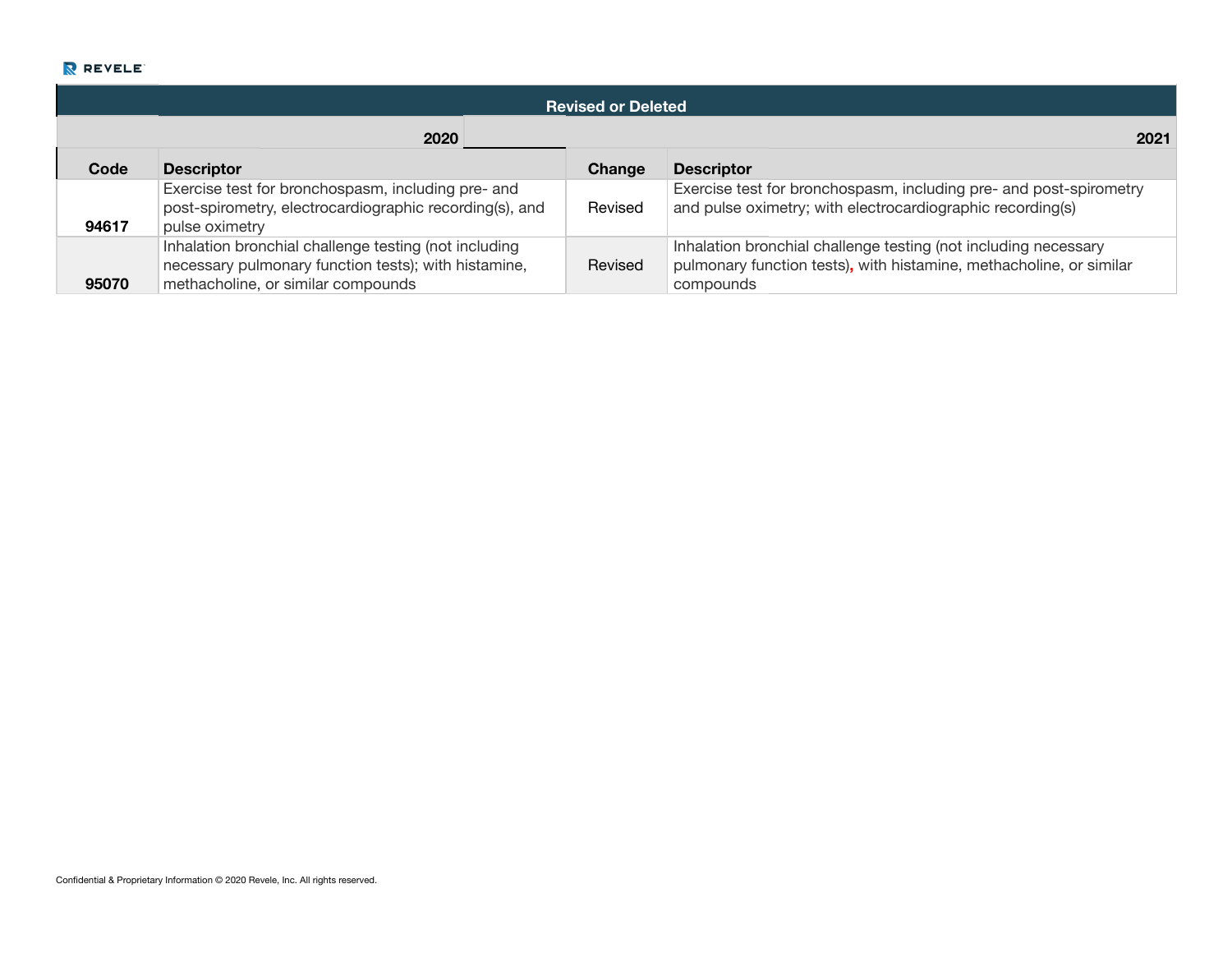| Revised or Deleted | | | |
|---|---|---|---|
| | 2020 | | 2021 |
| Code | Descriptor | Change | Descriptor |
| 94617 | Exercise test for bronchospasm, including pre- and post-spirometry, electrocardiographic recording(s), and pulse oximetry | Revised | Exercise test for bronchospasm, including pre- and post-spirometry and pulse oximetry; with electrocardiographic recording(s) |
| 95070 | Inhalation bronchial challenge testing (not including necessary pulmonary function tests); with histamine, methacholine, or similar compounds | Revised | Inhalation bronchial challenge testing (not including necessary pulmonary function tests), with histamine, methacholine, or similar compounds |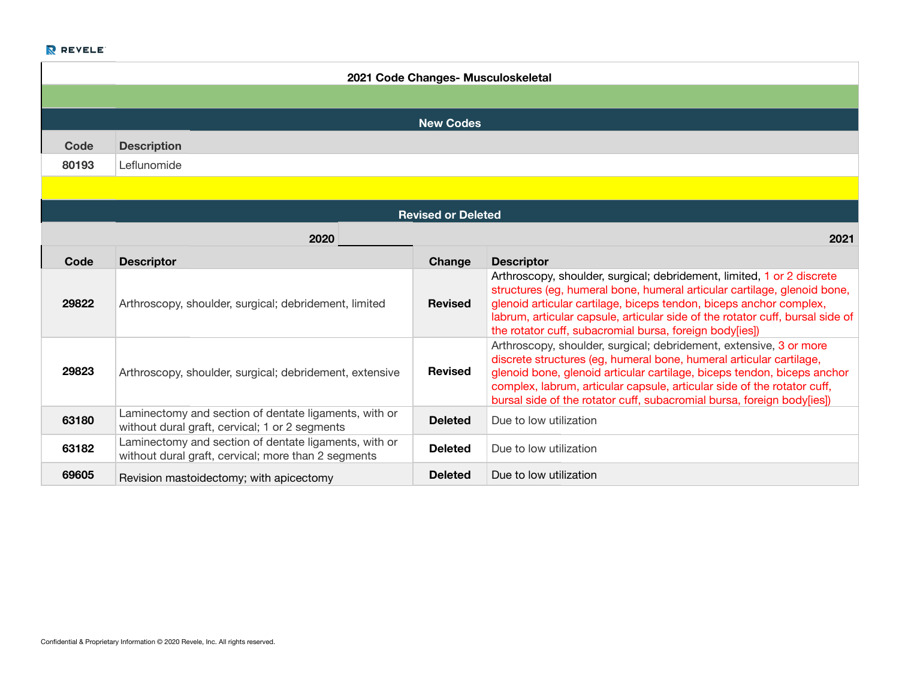## 2021 Code Changes- Musculoskeletal

### New Codes

| Code | Description |
|---|---|
| 80193 | Leflunomide |

### Revised or Deleted

| | 2020 | | 2021 |
|---|---|---|---|
| **Code** | **Descriptor** | **Change** | **Descriptor** |
| **29822** | Arthroscopy, shoulder, surgical; debridement, limited | **Revised** | Arthroscopy, shoulder, surgical; debridement, limited, 1 or 2 discrete structures (eg, humeral bone, humeral articular cartilage, glenoid bone, glenoid articular cartilage, biceps tendon, biceps anchor complex, labrum, articular capsule, articular side of the rotator cuff, bursal side of the rotator cuff, subacromial bursa, foreign body[ies]) |
| **29823** | Arthroscopy, shoulder, surgical; debridement, extensive | **Revised** | Arthroscopy, shoulder, surgical; debridement, extensive, 3 or more discrete structures (eg, humeral bone, humeral articular cartilage, glenoid bone, glenoid articular cartilage, biceps tendon, biceps anchor complex, labrum, articular capsule, articular side of the rotator cuff, bursal side of the rotator cuff, subacromial bursa, foreign body[ies]) |
| **63180** | Laminectomy and section of dentate ligaments, with or without dural graft, cervical; 1 or 2 segments | **Deleted** | Due to low utilization |
| **63182** | Laminectomy and section of dentate ligaments, with or without dural graft, cervical; more than 2 segments | **Deleted** | Due to low utilization |
| **69605** | Revision mastoidectomy; with apicectomy | **Deleted** | Due to low utilization |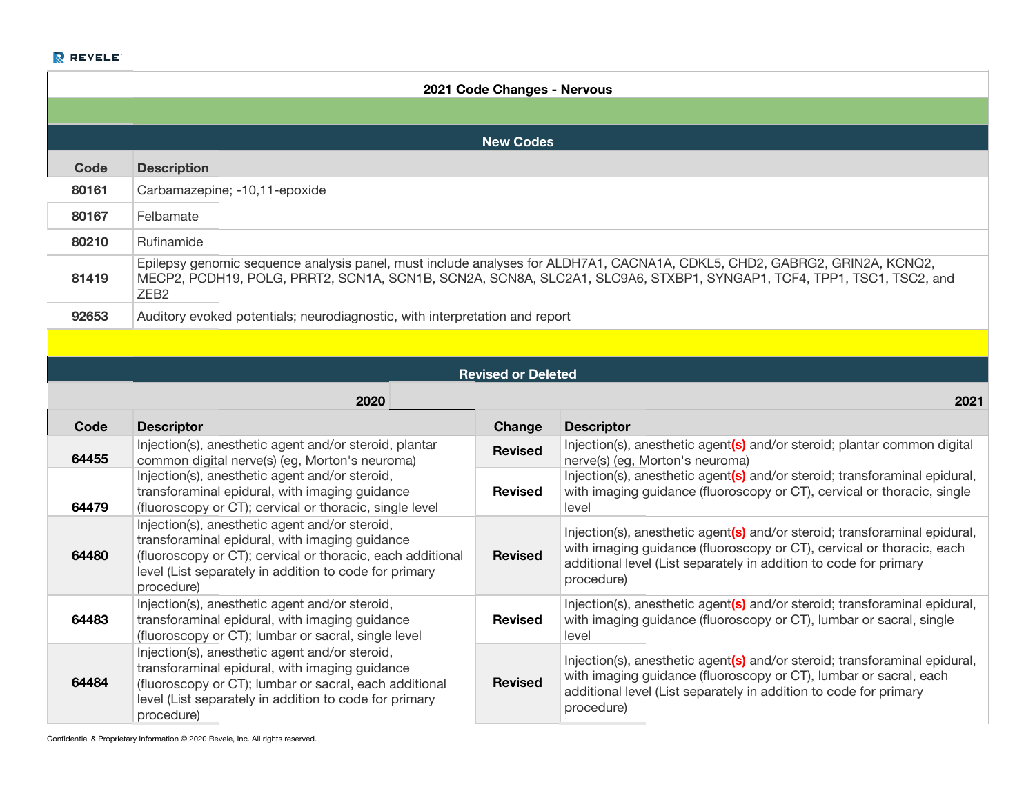## 2021 Code Changes - Nervous

### New Codes

| Code | Description |
|---|---|
| 80161 | Carbamazepine; -10,11-epoxide |
| 80167 | Felbamate |
| 80210 | Rufinamide |
| 81419 | Epilepsy genomic sequence analysis panel, must include analyses for ALDH7A1, CACNA1A, CDKL5, CHD2, GABRG2, GRIN2A, KCNQ2, MECP2, PCDH19, POLG, PRRT2, SCN1A, SCN1B, SCN2A, SCN8A, SLC2A1, SLC9A6, STXBP1, SYNGAP1, TCF4, TPP1, TSC1, TSC2, and ZEB2 |
| 92653 | Auditory evoked potentials; neurodiagnostic, with interpretation and report |

### Revised or Deleted

| | 2020 | | 2021 |
|---|---|---|---|
| **Code** | **Descriptor** | **Change** | **Descriptor** |
| 64455 | Injection(s), anesthetic agent and/or steroid, plantar common digital nerve(s) (eg, Morton's neuroma) | Revised | Injection(s), anesthetic agent**(s)** and/or steroid; plantar common digital nerve(s) (eg, Morton's neuroma) |
| 64479 | Injection(s), anesthetic agent and/or steroid, transforaminal epidural, with imaging guidance (fluoroscopy or CT); cervical or thoracic, single level | Revised | Injection(s), anesthetic agent**(s)** and/or steroid; transforaminal epidural, with imaging guidance (fluoroscopy or CT), cervical or thoracic, single level |
| 64480 | Injection(s), anesthetic agent and/or steroid, transforaminal epidural, with imaging guidance (fluoroscopy or CT); cervical or thoracic, each additional level (List separately in addition to code for primary procedure) | Revised | Injection(s), anesthetic agent**(s)** and/or steroid; transforaminal epidural, with imaging guidance (fluoroscopy or CT), cervical or thoracic, each additional level (List separately in addition to code for primary procedure) |
| 64483 | Injection(s), anesthetic agent and/or steroid, transforaminal epidural, with imaging guidance (fluoroscopy or CT); lumbar or sacral, single level | Revised | Injection(s), anesthetic agent**(s)** and/or steroid; transforaminal epidural, with imaging guidance (fluoroscopy or CT), lumbar or sacral, single level |
| 64484 | Injection(s), anesthetic agent and/or steroid, transforaminal epidural, with imaging guidance (fluoroscopy or CT); lumbar or sacral, each additional level (List separately in addition to code for primary procedure) | Revised | Injection(s), anesthetic agent**(s)** and/or steroid; transforaminal epidural, with imaging guidance (fluoroscopy or CT), lumbar or sacral, each additional level (List separately in addition to code for primary procedure) |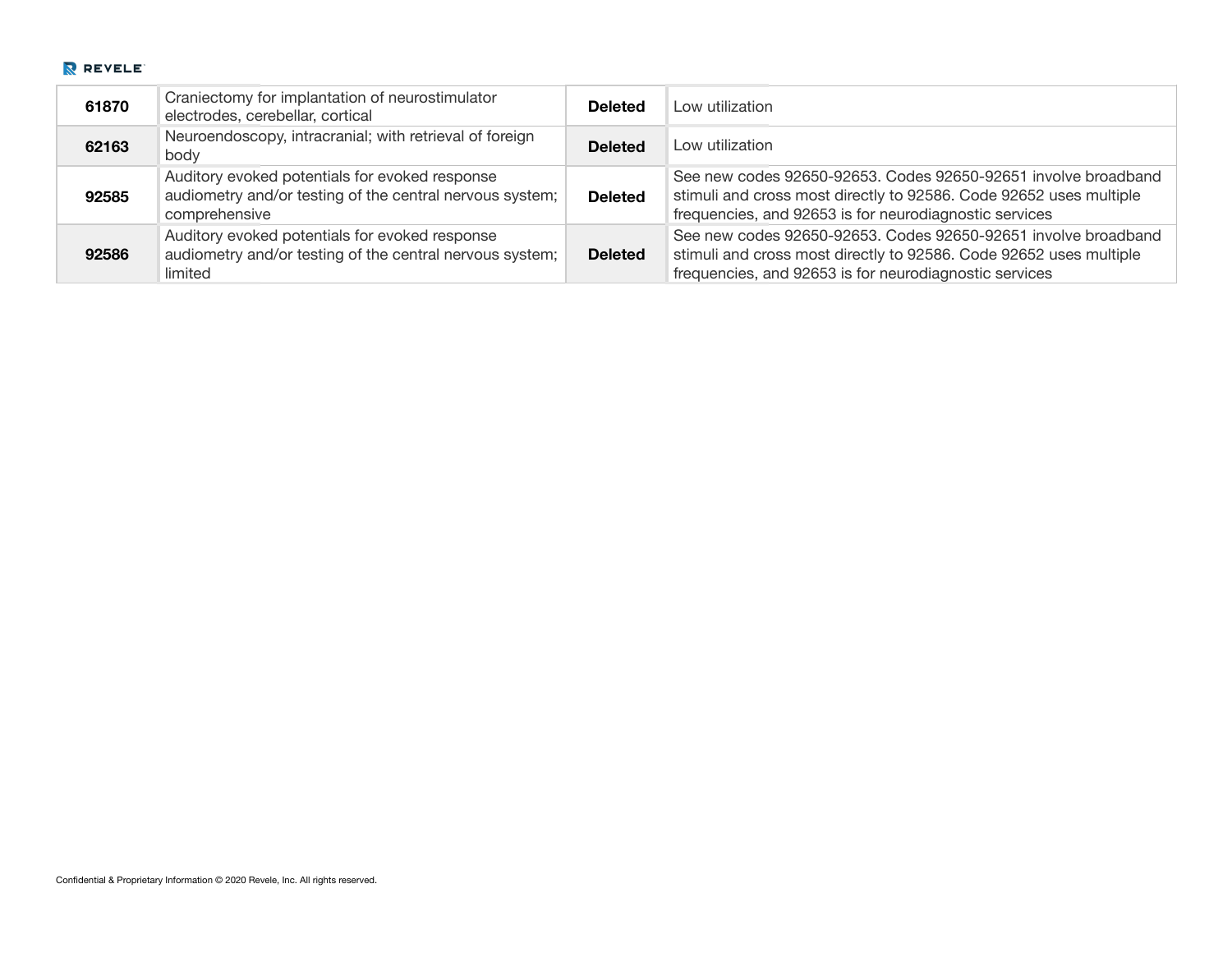| | | | |
|---|---|---|---|
| **61870** | Craniectomy for implantation of neurostimulator electrodes, cerebellar, cortical | **Deleted** | Low utilization |
| **62163** | Neuroendoscopy, intracranial; with retrieval of foreign body | **Deleted** | Low utilization |
| **92585** | Auditory evoked potentials for evoked response audiometry and/or testing of the central nervous system; comprehensive | **Deleted** | See new codes 92650-92653. Codes 92650-92651 involve broadband stimuli and cross most directly to 92586. Code 92652 uses multiple frequencies, and 92653 is for neurodiagnostic services |
| **92586** | Auditory evoked potentials for evoked response audiometry and/or testing of the central nervous system; limited | **Deleted** | See new codes 92650-92653. Codes 92650-92651 involve broadband stimuli and cross most directly to 92586. Code 92652 uses multiple frequencies, and 92653 is for neurodiagnostic services |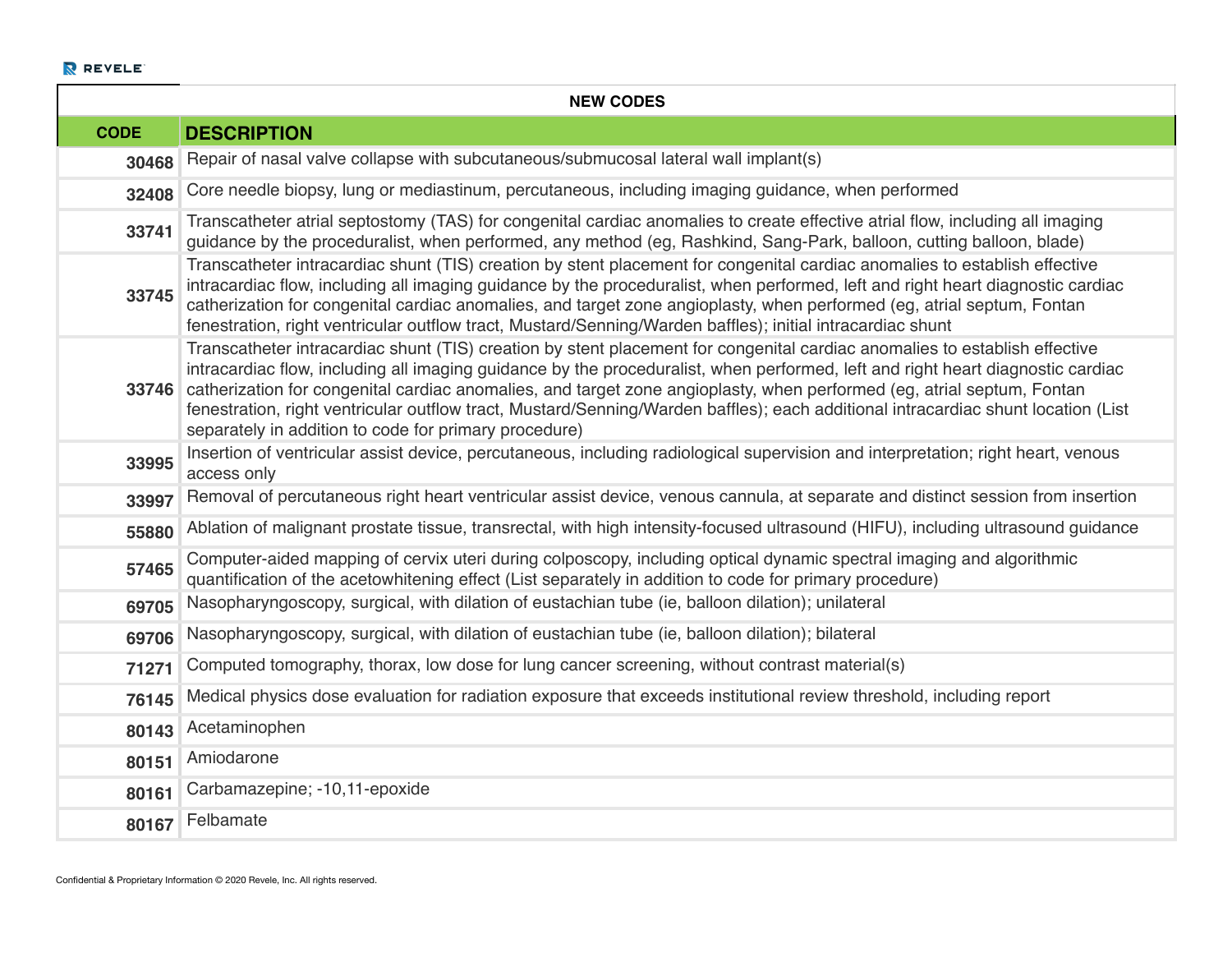| NEW CODES | |
|---|---|
| **CODE** | **DESCRIPTION** |
| 30468 | Repair of nasal valve collapse with subcutaneous/submucosal lateral wall implant(s) |
| 32408 | Core needle biopsy, lung or mediastinum, percutaneous, including imaging guidance, when performed |
| 33741 | Transcatheter atrial septostomy (TAS) for congenital cardiac anomalies to create effective atrial flow, including all imaging guidance by the proceduralist, when performed, any method (eg, Rashkind, Sang-Park, balloon, cutting balloon, blade) |
| 33745 | Transcatheter intracardiac shunt (TIS) creation by stent placement for congenital cardiac anomalies to establish effective intracardiac flow, including all imaging guidance by the proceduralist, when performed, left and right heart diagnostic cardiac catherization for congenital cardiac anomalies, and target zone angioplasty, when performed (eg, atrial septum, Fontan fenestration, right ventricular outflow tract, Mustard/Senning/Warden baffles); initial intracardiac shunt |
| 33746 | Transcatheter intracardiac shunt (TIS) creation by stent placement for congenital cardiac anomalies to establish effective intracardiac flow, including all imaging guidance by the proceduralist, when performed, left and right heart diagnostic cardiac catherization for congenital cardiac anomalies, and target zone angioplasty, when performed (eg, atrial septum, Fontan fenestration, right ventricular outflow tract, Mustard/Senning/Warden baffles); each additional intracardiac shunt location (List separately in addition to code for primary procedure) |
| 33995 | Insertion of ventricular assist device, percutaneous, including radiological supervision and interpretation; right heart, venous access only |
| 33997 | Removal of percutaneous right heart ventricular assist device, venous cannula, at separate and distinct session from insertion |
| 55880 | Ablation of malignant prostate tissue, transrectal, with high intensity-focused ultrasound (HIFU), including ultrasound guidance |
| 57465 | Computer-aided mapping of cervix uteri during colposcopy, including optical dynamic spectral imaging and algorithmic quantification of the acetowhitening effect (List separately in addition to code for primary procedure) |
| 69705 | Nasopharyngoscopy, surgical, with dilation of eustachian tube (ie, balloon dilation); unilateral |
| 69706 | Nasopharyngoscopy, surgical, with dilation of eustachian tube (ie, balloon dilation); bilateral |
| 71271 | Computed tomography, thorax, low dose for lung cancer screening, without contrast material(s) |
| 76145 | Medical physics dose evaluation for radiation exposure that exceeds institutional review threshold, including report |
| 80143 | Acetaminophen |
| 80151 | Amiodarone |
| 80161 | Carbamazepine; -10,11-epoxide |
| 80167 | Felbamate |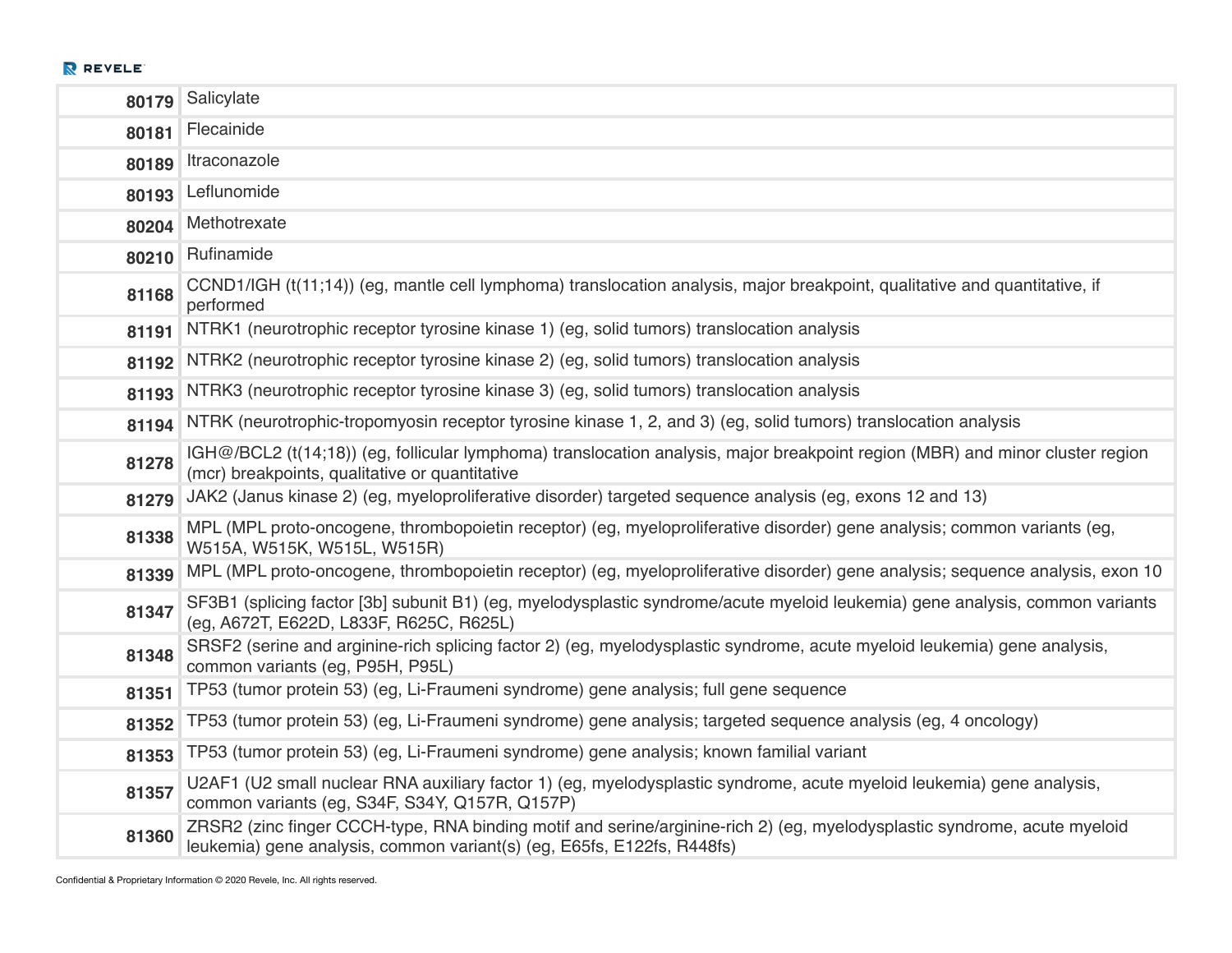| | |
|---|---|
| **80179** | Salicylate |
| **80181** | Flecainide |
| **80189** | Itraconazole |
| **80193** | Leflunomide |
| **80204** | Methotrexate |
| **80210** | Rufinamide |
| **81168** | CCND1/IGH (t(11;14)) (eg, mantle cell lymphoma) translocation analysis, major breakpoint, qualitative and quantitative, if performed |
| **81191** | NTRK1 (neurotrophic receptor tyrosine kinase 1) (eg, solid tumors) translocation analysis |
| **81192** | NTRK2 (neurotrophic receptor tyrosine kinase 2) (eg, solid tumors) translocation analysis |
| **81193** | NTRK3 (neurotrophic receptor tyrosine kinase 3) (eg, solid tumors) translocation analysis |
| **81194** | NTRK (neurotrophic-tropomyosin receptor tyrosine kinase 1, 2, and 3) (eg, solid tumors) translocation analysis |
| **81278** | IGH@/BCL2 (t(14;18)) (eg, follicular lymphoma) translocation analysis, major breakpoint region (MBR) and minor cluster region (mcr) breakpoints, qualitative or quantitative |
| **81279** | JAK2 (Janus kinase 2) (eg, myeloproliferative disorder) targeted sequence analysis (eg, exons 12 and 13) |
| **81338** | MPL (MPL proto-oncogene, thrombopoietin receptor) (eg, myeloproliferative disorder) gene analysis; common variants (eg, W515A, W515K, W515L, W515R) |
| **81339** | MPL (MPL proto-oncogene, thrombopoietin receptor) (eg, myeloproliferative disorder) gene analysis; sequence analysis, exon 10 |
| **81347** | SF3B1 (splicing factor [3b] subunit B1) (eg, myelodysplastic syndrome/acute myeloid leukemia) gene analysis, common variants (eg, A672T, E622D, L833F, R625C, R625L) |
| **81348** | SRSF2 (serine and arginine-rich splicing factor 2) (eg, myelodysplastic syndrome, acute myeloid leukemia) gene analysis, common variants (eg, P95H, P95L) |
| **81351** | TP53 (tumor protein 53) (eg, Li-Fraumeni syndrome) gene analysis; full gene sequence |
| **81352** | TP53 (tumor protein 53) (eg, Li-Fraumeni syndrome) gene analysis; targeted sequence analysis (eg, 4 oncology) |
| **81353** | TP53 (tumor protein 53) (eg, Li-Fraumeni syndrome) gene analysis; known familial variant |
| **81357** | U2AF1 (U2 small nuclear RNA auxiliary factor 1) (eg, myelodysplastic syndrome, acute myeloid leukemia) gene analysis, common variants (eg, S34F, S34Y, Q157R, Q157P) |
| **81360** | ZRSR2 (zinc finger CCCH-type, RNA binding motif and serine/arginine-rich 2) (eg, myelodysplastic syndrome, acute myeloid leukemia) gene analysis, common variant(s) (eg, E65fs, E122fs, R448fs) |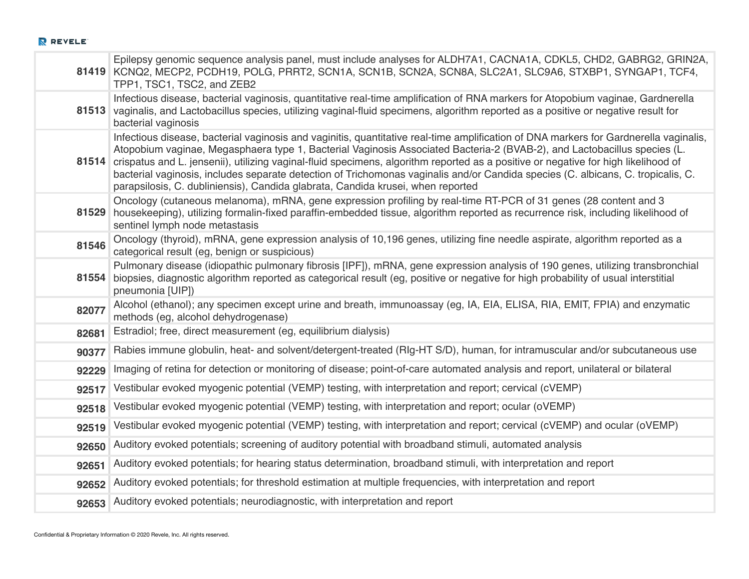| | |
|---|---|
| **81419** | Epilepsy genomic sequence analysis panel, must include analyses for ALDH7A1, CACNA1A, CDKL5, CHD2, GABRG2, GRIN2A, KCNQ2, MECP2, PCDH19, POLG, PRRT2, SCN1A, SCN1B, SCN2A, SCN8A, SLC2A1, SLC9A6, STXBP1, SYNGAP1, TCF4, TPP1, TSC1, TSC2, and ZEB2 |
| **81513** | Infectious disease, bacterial vaginosis, quantitative real-time amplification of RNA markers for Atopobium vaginae, Gardnerella vaginalis, and Lactobacillus species, utilizing vaginal-fluid specimens, algorithm reported as a positive or negative result for bacterial vaginosis |
| **81514** | Infectious disease, bacterial vaginosis and vaginitis, quantitative real-time amplification of DNA markers for Gardnerella vaginalis, Atopobium vaginae, Megasphaera type 1, Bacterial Vaginosis Associated Bacteria-2 (BVAB-2), and Lactobacillus species (L. crispatus and L. jensenii), utilizing vaginal-fluid specimens, algorithm reported as a positive or negative for high likelihood of bacterial vaginosis, includes separate detection of Trichomonas vaginalis and/or Candida species (C. albicans, C. tropicalis, C. parapsilosis, C. dubliniensis), Candida glabrata, Candida krusei, when reported |
| **81529** | Oncology (cutaneous melanoma), mRNA, gene expression profiling by real-time RT-PCR of 31 genes (28 content and 3 housekeeping), utilizing formalin-fixed paraffin-embedded tissue, algorithm reported as recurrence risk, including likelihood of sentinel lymph node metastasis |
| **81546** | Oncology (thyroid), mRNA, gene expression analysis of 10,196 genes, utilizing fine needle aspirate, algorithm reported as a categorical result (eg, benign or suspicious) |
| **81554** | Pulmonary disease (idiopathic pulmonary fibrosis [IPF]), mRNA, gene expression analysis of 190 genes, utilizing transbronchial biopsies, diagnostic algorithm reported as categorical result (eg, positive or negative for high probability of usual interstitial pneumonia [UIP]) |
| **82077** | Alcohol (ethanol); any specimen except urine and breath, immunoassay (eg, IA, EIA, ELISA, RIA, EMIT, FPIA) and enzymatic methods (eg, alcohol dehydrogenase) |
| **82681** | Estradiol; free, direct measurement (eg, equilibrium dialysis) |
| **90377** | Rabies immune globulin, heat- and solvent/detergent-treated (RIg-HT S/D), human, for intramuscular and/or subcutaneous use |
| **92229** | Imaging of retina for detection or monitoring of disease; point-of-care automated analysis and report, unilateral or bilateral |
| **92517** | Vestibular evoked myogenic potential (VEMP) testing, with interpretation and report; cervical (cVEMP) |
| **92518** | Vestibular evoked myogenic potential (VEMP) testing, with interpretation and report; ocular (oVEMP) |
| **92519** | Vestibular evoked myogenic potential (VEMP) testing, with interpretation and report; cervical (cVEMP) and ocular (oVEMP) |
| **92650** | Auditory evoked potentials; screening of auditory potential with broadband stimuli, automated analysis |
| **92651** | Auditory evoked potentials; for hearing status determination, broadband stimuli, with interpretation and report |
| **92652** | Auditory evoked potentials; for threshold estimation at multiple frequencies, with interpretation and report |
| **92653** | Auditory evoked potentials; neurodiagnostic, with interpretation and report |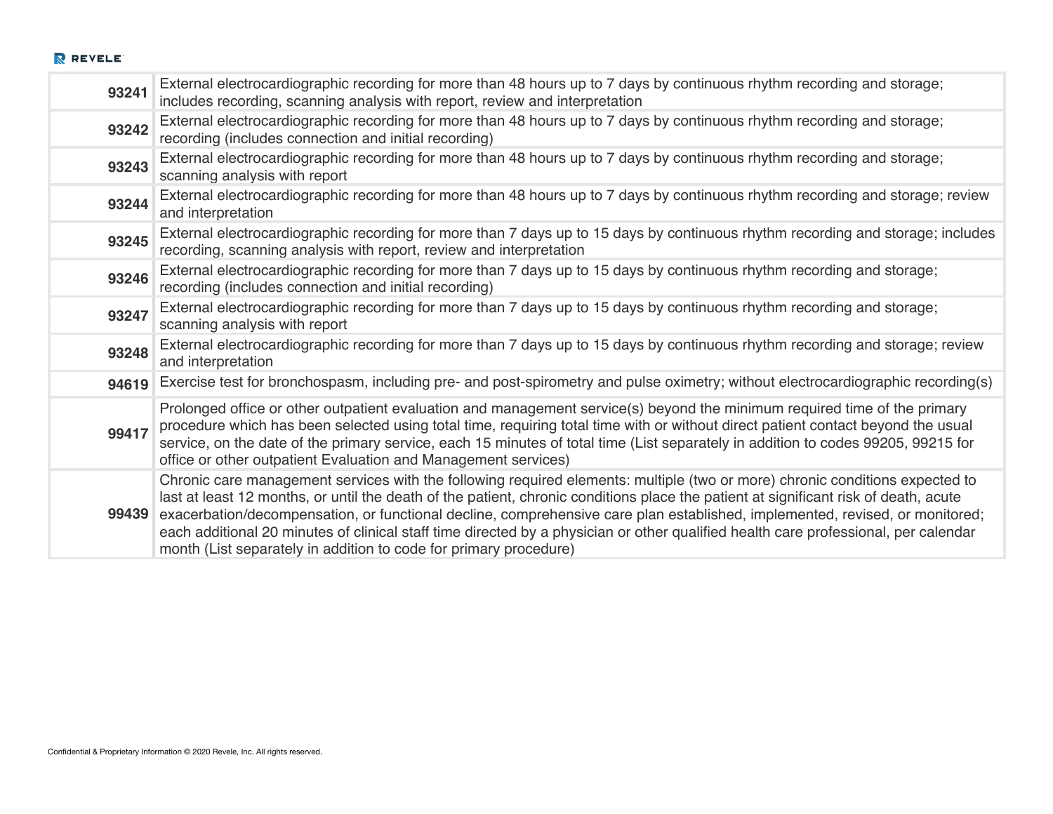| | |
|---|---|
| **93241** | External electrocardiographic recording for more than 48 hours up to 7 days by continuous rhythm recording and storage; includes recording, scanning analysis with report, review and interpretation |
| **93242** | External electrocardiographic recording for more than 48 hours up to 7 days by continuous rhythm recording and storage; recording (includes connection and initial recording) |
| **93243** | External electrocardiographic recording for more than 48 hours up to 7 days by continuous rhythm recording and storage; scanning analysis with report |
| **93244** | External electrocardiographic recording for more than 48 hours up to 7 days by continuous rhythm recording and storage; review and interpretation |
| **93245** | External electrocardiographic recording for more than 7 days up to 15 days by continuous rhythm recording and storage; includes recording, scanning analysis with report, review and interpretation |
| **93246** | External electrocardiographic recording for more than 7 days up to 15 days by continuous rhythm recording and storage; recording (includes connection and initial recording) |
| **93247** | External electrocardiographic recording for more than 7 days up to 15 days by continuous rhythm recording and storage; scanning analysis with report |
| **93248** | External electrocardiographic recording for more than 7 days up to 15 days by continuous rhythm recording and storage; review and interpretation |
| **94619** | Exercise test for bronchospasm, including pre- and post-spirometry and pulse oximetry; without electrocardiographic recording(s) |
| **99417** | Prolonged office or other outpatient evaluation and management service(s) beyond the minimum required time of the primary procedure which has been selected using total time, requiring total time with or without direct patient contact beyond the usual service, on the date of the primary service, each 15 minutes of total time (List separately in addition to codes 99205, 99215 for office or other outpatient Evaluation and Management services) |
| **99439** | Chronic care management services with the following required elements: multiple (two or more) chronic conditions expected to last at least 12 months, or until the death of the patient, chronic conditions place the patient at significant risk of death, acute exacerbation/decompensation, or functional decline, comprehensive care plan established, implemented, revised, or monitored; each additional 20 minutes of clinical staff time directed by a physician or other qualified health care professional, per calendar month (List separately in addition to code for primary procedure) |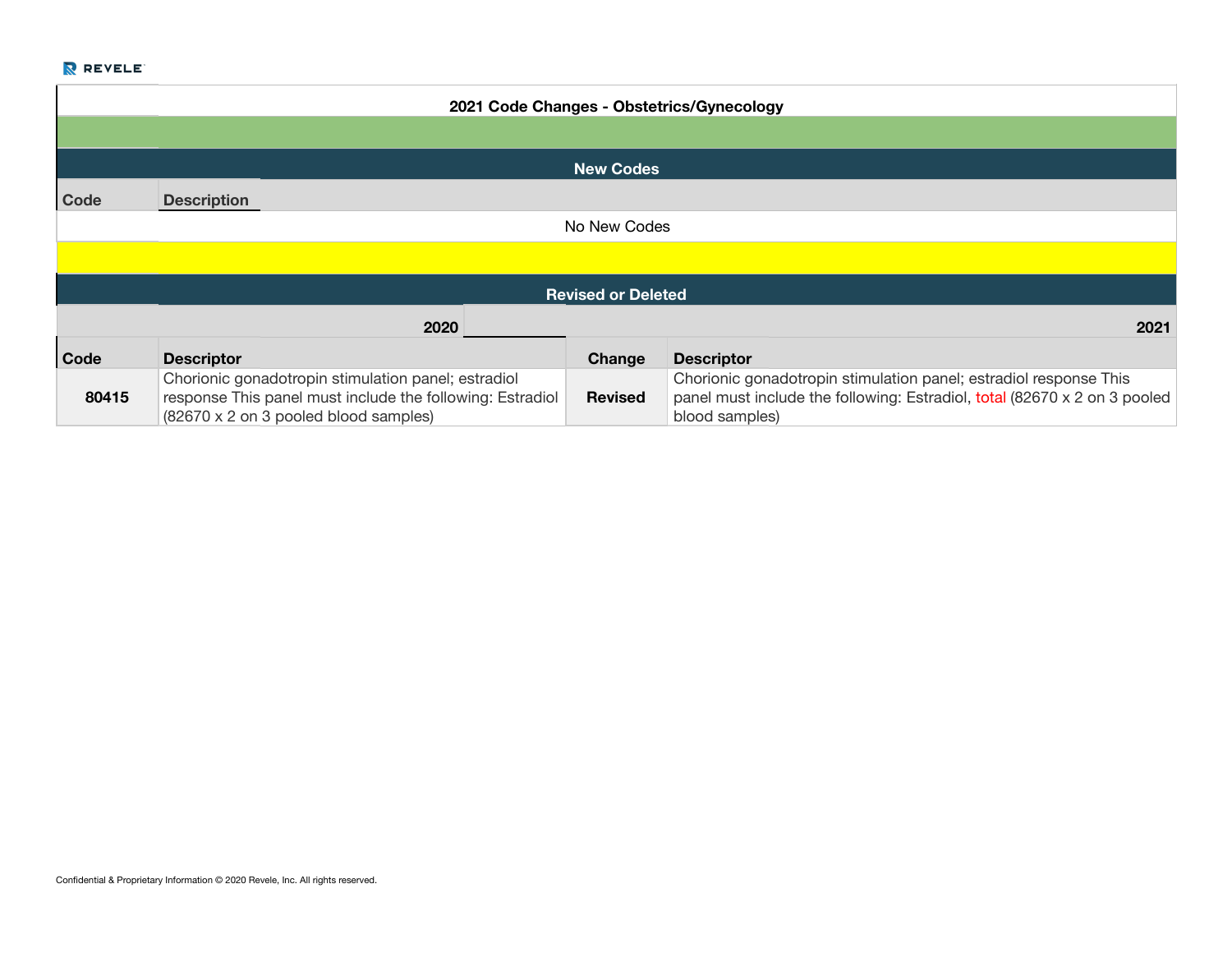## 2021 Code Changes - Obstetrics/Gynecology

### New Codes

| Code | Description |
|---|---|
| | No New Codes |

### Revised or Deleted

| | 2020 | | 2021 |
|---|---|---|---|
| **Code** | **Descriptor** | **Change** | **Descriptor** |
| **80415** | Chorionic gonadotropin stimulation panel; estradiol response This panel must include the following: Estradiol (82670 x 2 on 3 pooled blood samples) | **Revised** | Chorionic gonadotropin stimulation panel; estradiol response This panel must include the following: Estradiol, total (82670 x 2 on 3 pooled blood samples) |

Confidential & Proprietary Information © 2020 Revele, Inc. All rights reserved.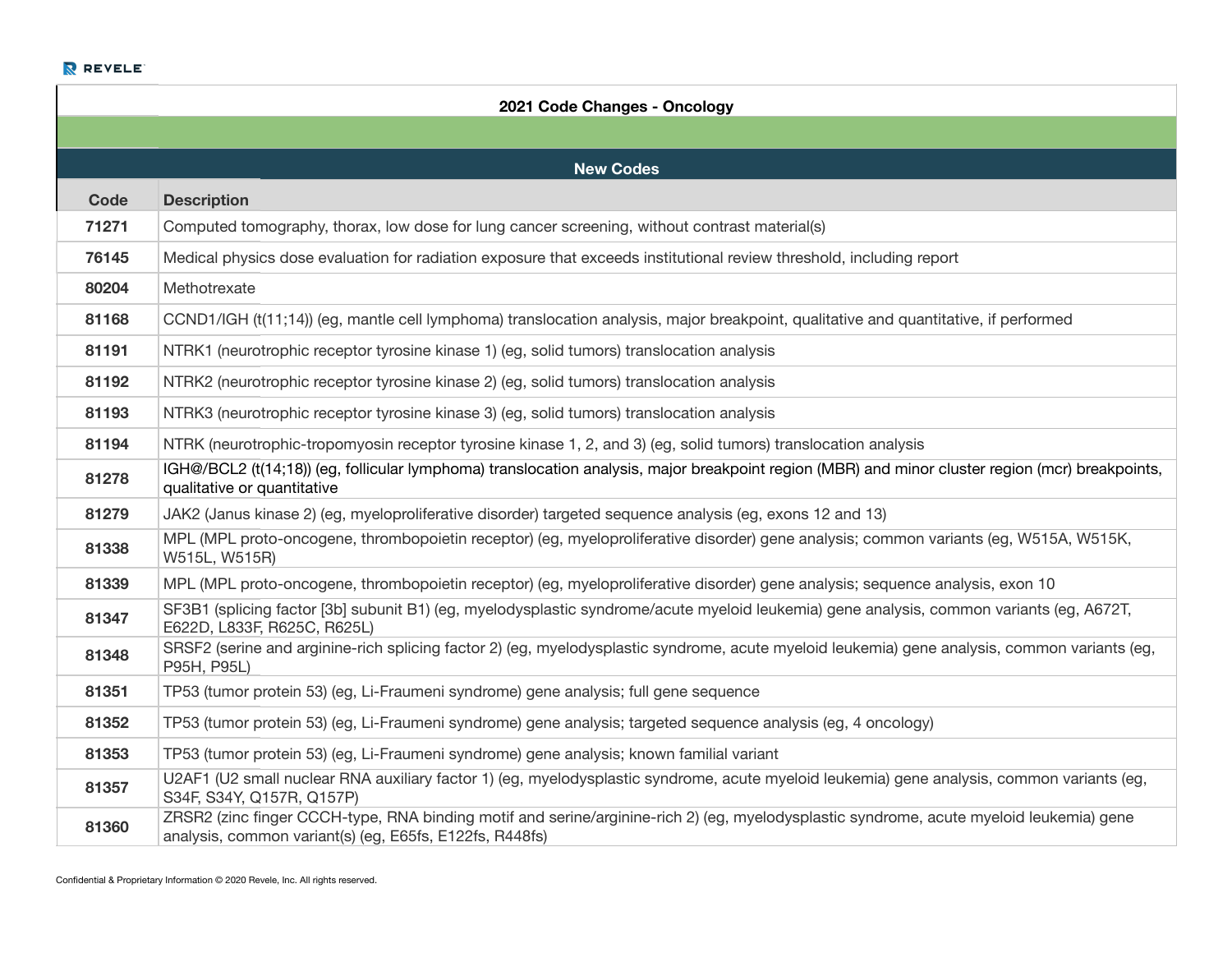## 2021 Code Changes - Oncology

### New Codes

| Code | Description |
|---|---|
| **71271** | Computed tomography, thorax, low dose for lung cancer screening, without contrast material(s) |
| **76145** | Medical physics dose evaluation for radiation exposure that exceeds institutional review threshold, including report |
| **80204** | Methotrexate |
| **81168** | CCND1/IGH (t(11;14)) (eg, mantle cell lymphoma) translocation analysis, major breakpoint, qualitative and quantitative, if performed |
| **81191** | NTRK1 (neurotrophic receptor tyrosine kinase 1) (eg, solid tumors) translocation analysis |
| **81192** | NTRK2 (neurotrophic receptor tyrosine kinase 2) (eg, solid tumors) translocation analysis |
| **81193** | NTRK3 (neurotrophic receptor tyrosine kinase 3) (eg, solid tumors) translocation analysis |
| **81194** | NTRK (neurotrophic-tropomyosin receptor tyrosine kinase 1, 2, and 3) (eg, solid tumors) translocation analysis |
| **81278** | IGH@/BCL2 (t(14;18)) (eg, follicular lymphoma) translocation analysis, major breakpoint region (MBR) and minor cluster region (mcr) breakpoints, qualitative or quantitative |
| **81279** | JAK2 (Janus kinase 2) (eg, myeloproliferative disorder) targeted sequence analysis (eg, exons 12 and 13) |
| **81338** | MPL (MPL proto-oncogene, thrombopoietin receptor) (eg, myeloproliferative disorder) gene analysis; common variants (eg, W515A, W515K, W515L, W515R) |
| **81339** | MPL (MPL proto-oncogene, thrombopoietin receptor) (eg, myeloproliferative disorder) gene analysis; sequence analysis, exon 10 |
| **81347** | SF3B1 (splicing factor [3b] subunit B1) (eg, myelodysplastic syndrome/acute myeloid leukemia) gene analysis, common variants (eg, A672T, E622D, L833F, R625C, R625L) |
| **81348** | SRSF2 (serine and arginine-rich splicing factor 2) (eg, myelodysplastic syndrome, acute myeloid leukemia) gene analysis, common variants (eg, P95H, P95L) |
| **81351** | TP53 (tumor protein 53) (eg, Li-Fraumeni syndrome) gene analysis; full gene sequence |
| **81352** | TP53 (tumor protein 53) (eg, Li-Fraumeni syndrome) gene analysis; targeted sequence analysis (eg, 4 oncology) |
| **81353** | TP53 (tumor protein 53) (eg, Li-Fraumeni syndrome) gene analysis; known familial variant |
| **81357** | U2AF1 (U2 small nuclear RNA auxiliary factor 1) (eg, myelodysplastic syndrome, acute myeloid leukemia) gene analysis, common variants (eg, S34F, S34Y, Q157R, Q157P) |
| **81360** | ZRSR2 (zinc finger CCCH-type, RNA binding motif and serine/arginine-rich 2) (eg, myelodysplastic syndrome, acute myeloid leukemia) gene analysis, common variant(s) (eg, E65fs, E122fs, R448fs) |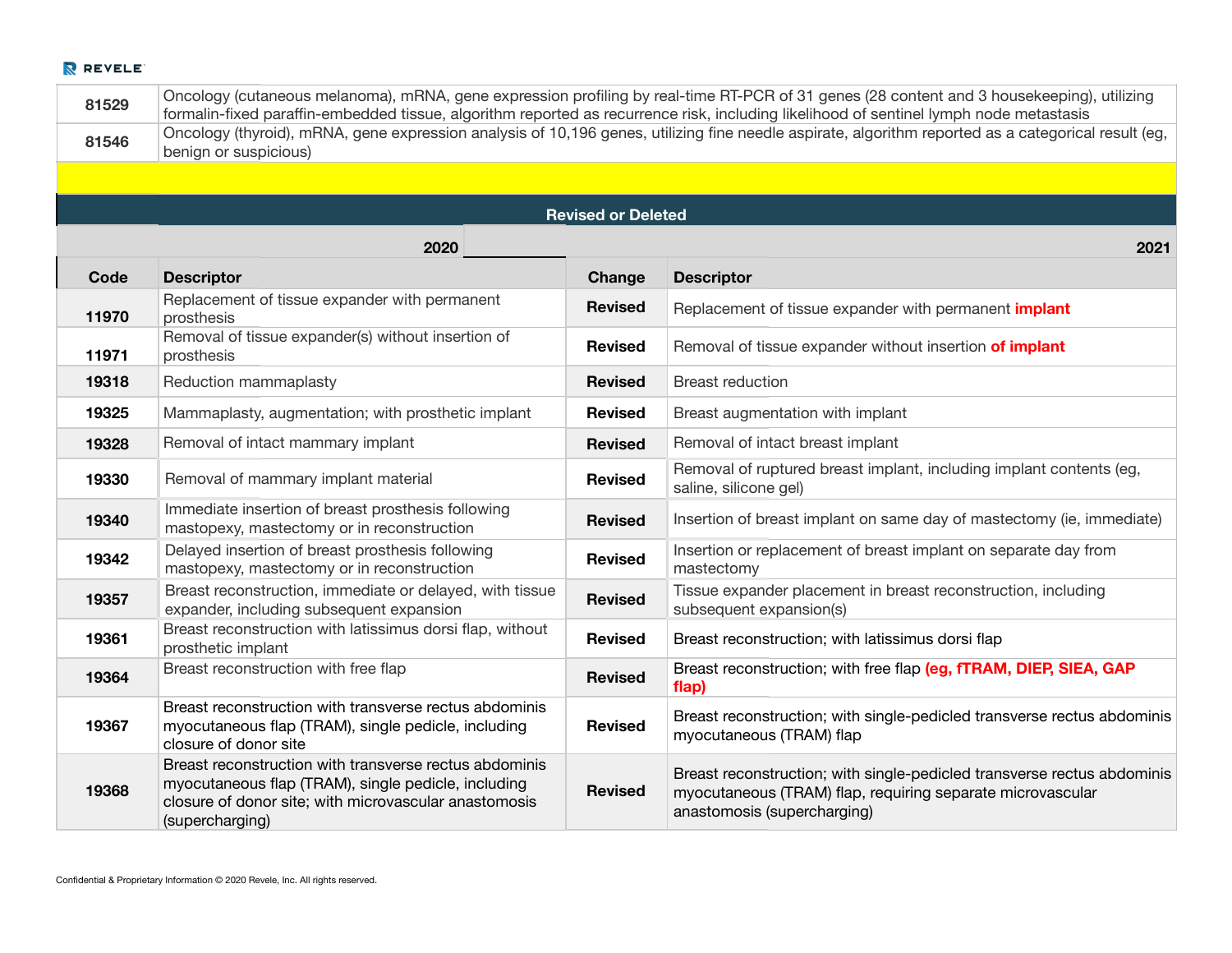| | |
|---|---|
| 81529 | Oncology (cutaneous melanoma), mRNA, gene expression profiling by real-time RT-PCR of 31 genes (28 content and 3 housekeeping), utilizing formalin-fixed paraffin-embedded tissue, algorithm reported as recurrence risk, including likelihood of sentinel lymph node metastasis |
| 81546 | Oncology (thyroid), mRNA, gene expression analysis of 10,196 genes, utilizing fine needle aspirate, algorithm reported as a categorical result (eg, benign or suspicious) |

## Revised or Deleted

| 2020 | | 2021 | |
|---|---|---|---|
| **Code** | **Descriptor** | **Change** | **Descriptor** |
| **11970** | Replacement of tissue expander with permanent prosthesis | **Revised** | Replacement of tissue expander with permanent **implant** |
| **11971** | Removal of tissue expander(s) without insertion of prosthesis | **Revised** | Removal of tissue expander without insertion **of implant** |
| **19318** | Reduction mammaplasty | **Revised** | Breast reduction |
| **19325** | Mammaplasty, augmentation; with prosthetic implant | **Revised** | Breast augmentation with implant |
| **19328** | Removal of intact mammary implant | **Revised** | Removal of intact breast implant |
| **19330** | Removal of mammary implant material | **Revised** | Removal of ruptured breast implant, including implant contents (eg, saline, silicone gel) |
| **19340** | Immediate insertion of breast prosthesis following mastopexy, mastectomy or in reconstruction | **Revised** | Insertion of breast implant on same day of mastectomy (ie, immediate) |
| **19342** | Delayed insertion of breast prosthesis following mastopexy, mastectomy or in reconstruction | **Revised** | Insertion or replacement of breast implant on separate day from mastectomy |
| **19357** | Breast reconstruction, immediate or delayed, with tissue expander, including subsequent expansion | **Revised** | Tissue expander placement in breast reconstruction, including subsequent expansion(s) |
| **19361** | Breast reconstruction with latissimus dorsi flap, without prosthetic implant | **Revised** | Breast reconstruction; with latissimus dorsi flap |
| **19364** | Breast reconstruction with free flap | **Revised** | Breast reconstruction; with free flap **(eg, fTRAM, DIEP, SIEA, GAP flap)** |
| **19367** | Breast reconstruction with transverse rectus abdominis myocutaneous flap (TRAM), single pedicle, including closure of donor site | **Revised** | Breast reconstruction; with single-pedicled transverse rectus abdominis myocutaneous (TRAM) flap |
| **19368** | Breast reconstruction with transverse rectus abdominis myocutaneous flap (TRAM), single pedicle, including closure of donor site; with microvascular anastomosis (supercharging) | **Revised** | Breast reconstruction; with single-pedicled transverse rectus abdominis myocutaneous (TRAM) flap, requiring separate microvascular anastomosis (supercharging) |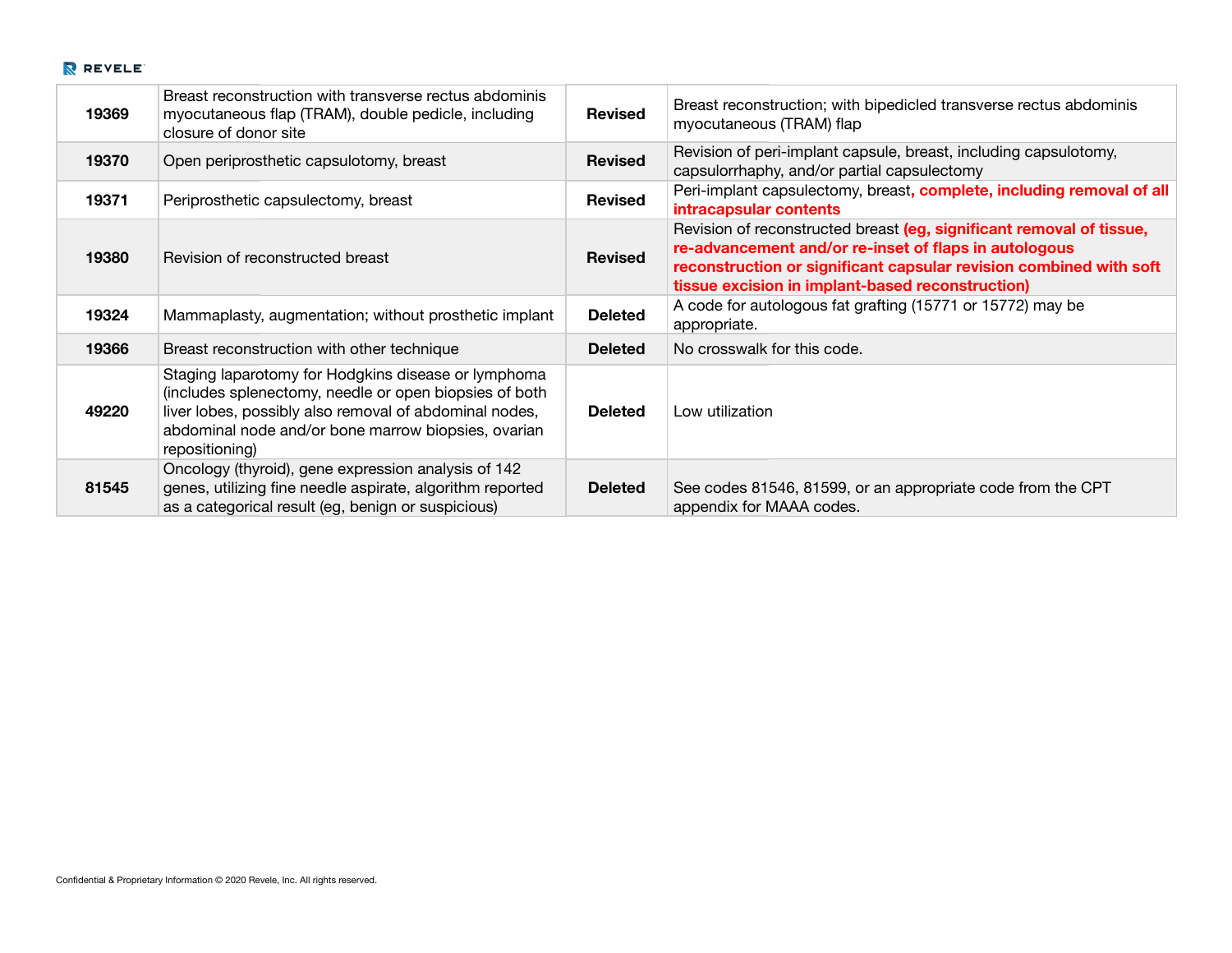| | | | |
|---|---|---|---|
| **19369** | Breast reconstruction with transverse rectus abdominis myocutaneous flap (TRAM), double pedicle, including closure of donor site | **Revised** | Breast reconstruction; with bipedicled transverse rectus abdominis myocutaneous (TRAM) flap |
| **19370** | Open periprosthetic capsulotomy, breast | **Revised** | Revision of peri-implant capsule, breast, including capsulotomy, capsulorrhaphy, and/or partial capsulectomy |
| **19371** | Periprosthetic capsulectomy, breast | **Revised** | Peri-implant capsulectomy, breast, **complete, including removal of all intracapsular contents** |
| **19380** | Revision of reconstructed breast | **Revised** | Revision of reconstructed breast **(eg, significant removal of tissue, re-advancement and/or re-inset of flaps in autologous reconstruction or significant capsular revision combined with soft tissue excision in implant-based reconstruction)** |
| **19324** | Mammaplasty, augmentation; without prosthetic implant | **Deleted** | A code for autologous fat grafting (15771 or 15772) may be appropriate. |
| **19366** | Breast reconstruction with other technique | **Deleted** | No crosswalk for this code. |
| **49220** | Staging laparotomy for Hodgkins disease or lymphoma (includes splenectomy, needle or open biopsies of both liver lobes, possibly also removal of abdominal nodes, abdominal node and/or bone marrow biopsies, ovarian repositioning) | **Deleted** | Low utilization |
| **81545** | Oncology (thyroid), gene expression analysis of 142 genes, utilizing fine needle aspirate, algorithm reported as a categorical result (eg, benign or suspicious) | **Deleted** | See codes 81546, 81599, or an appropriate code from the CPT appendix for MAAA codes. |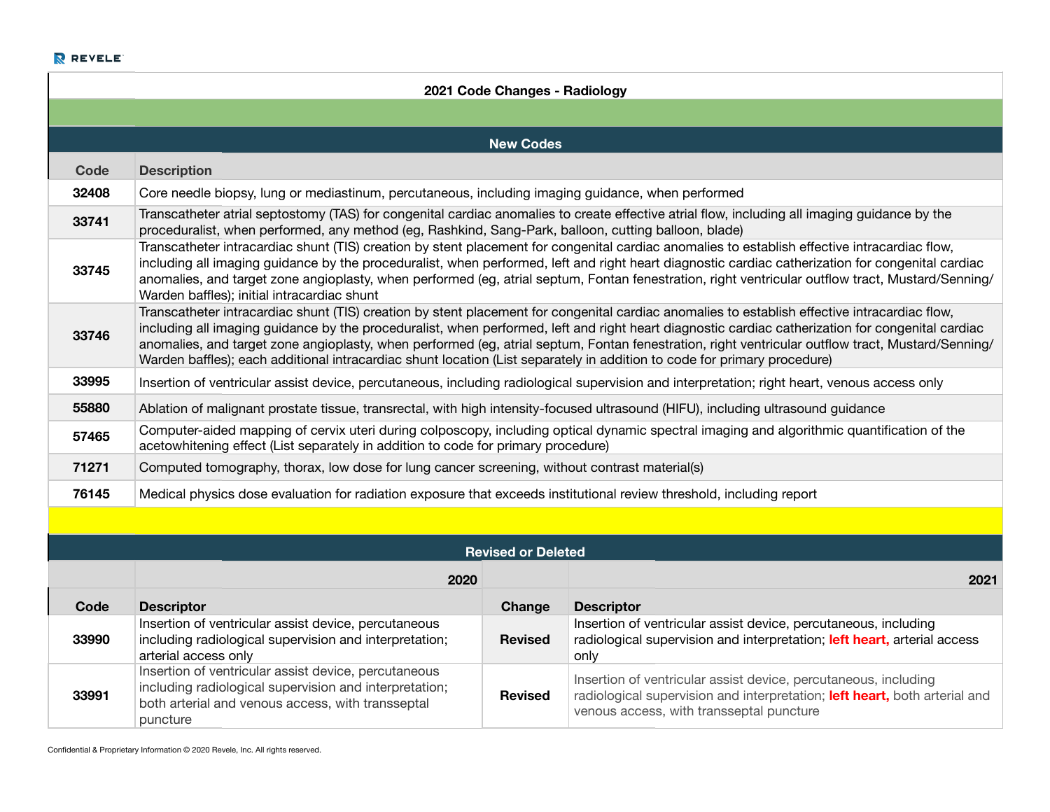## 2021 Code Changes - Radiology

### New Codes

| Code | Description |
|---|---|
| **32408** | Core needle biopsy, lung or mediastinum, percutaneous, including imaging guidance, when performed |
| **33741** | Transcatheter atrial septostomy (TAS) for congenital cardiac anomalies to create effective atrial flow, including all imaging guidance by the proceduralist, when performed, any method (eg, Rashkind, Sang-Park, balloon, cutting balloon, blade) |
| **33745** | Transcatheter intracardiac shunt (TIS) creation by stent placement for congenital cardiac anomalies to establish effective intracardiac flow, including all imaging guidance by the proceduralist, when performed, left and right heart diagnostic cardiac catherization for congenital cardiac anomalies, and target zone angioplasty, when performed (eg, atrial septum, Fontan fenestration, right ventricular outflow tract, Mustard/Senning/Warden baffles); initial intracardiac shunt |
| **33746** | Transcatheter intracardiac shunt (TIS) creation by stent placement for congenital cardiac anomalies to establish effective intracardiac flow, including all imaging guidance by the proceduralist, when performed, left and right heart diagnostic cardiac catherization for congenital cardiac anomalies, and target zone angioplasty, when performed (eg, atrial septum, Fontan fenestration, right ventricular outflow tract, Mustard/Senning/Warden baffles); each additional intracardiac shunt location (List separately in addition to code for primary procedure) |
| **33995** | Insertion of ventricular assist device, percutaneous, including radiological supervision and interpretation; right heart, venous access only |
| **55880** | Ablation of malignant prostate tissue, transrectal, with high intensity-focused ultrasound (HIFU), including ultrasound guidance |
| **57465** | Computer-aided mapping of cervix uteri during colposcopy, including optical dynamic spectral imaging and algorithmic quantification of the acetowhitening effect (List separately in addition to code for primary procedure) |
| **71271** | Computed tomography, thorax, low dose for lung cancer screening, without contrast material(s) |
| **76145** | Medical physics dose evaluation for radiation exposure that exceeds institutional review threshold, including report |

### Revised or Deleted

| | 2020 | | 2021 |
|---|---|---|---|
| **Code** | **Descriptor** | **Change** | **Descriptor** |
| **33990** | Insertion of ventricular assist device, percutaneous including radiological supervision and interpretation; arterial access only | **Revised** | Insertion of ventricular assist device, percutaneous, including radiological supervision and interpretation; **left heart,** arterial access only |
| **33991** | Insertion of ventricular assist device, percutaneous including radiological supervision and interpretation; both arterial and venous access, with transseptal puncture | **Revised** | Insertion of ventricular assist device, percutaneous, including radiological supervision and interpretation; **left heart,** both arterial and venous access, with transseptal puncture |

Confidential & Proprietary Information © 2020 Revele, Inc. All rights reserved.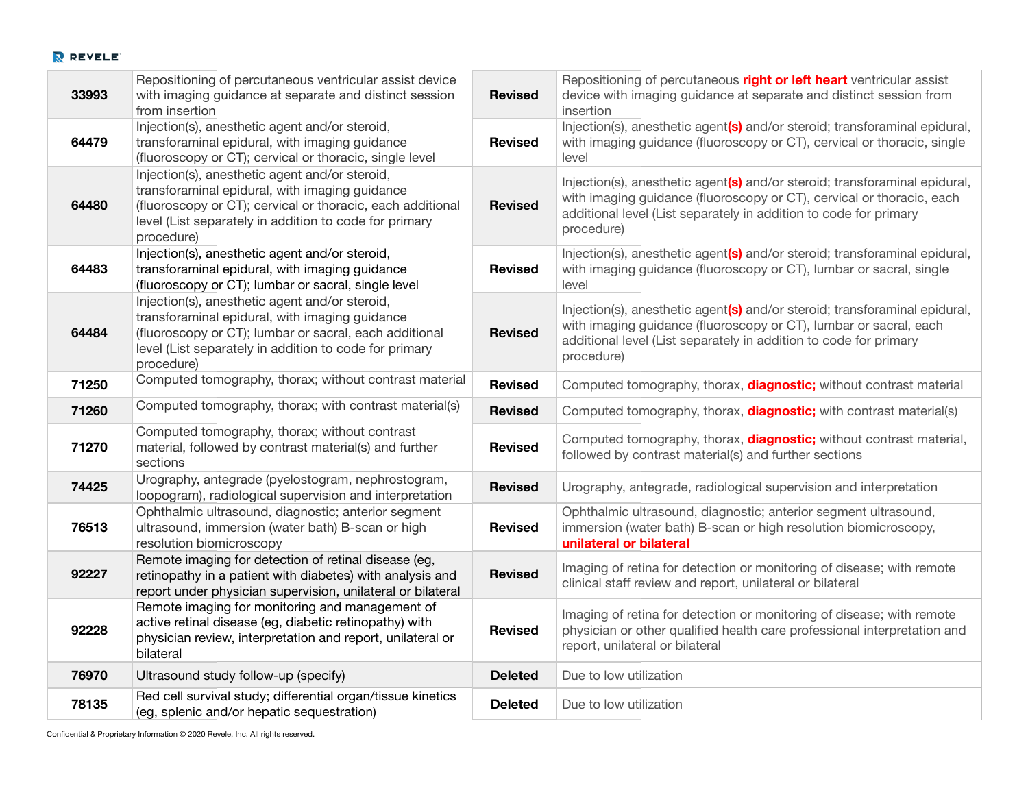| 33993 | Repositioning of percutaneous ventricular assist device with imaging guidance at separate and distinct session from insertion | **Revised** | Repositioning of percutaneous **right or left heart** ventricular assist device with imaging guidance at separate and distinct session from insertion |
|---|---|---|---|
| 64479 | Injection(s), anesthetic agent and/or steroid, transforaminal epidural, with imaging guidance (fluoroscopy or CT); cervical or thoracic, single level | **Revised** | Injection(s), anesthetic agent**(s)** and/or steroid; transforaminal epidural, with imaging guidance (fluoroscopy or CT), cervical or thoracic, single level |
| 64480 | Injection(s), anesthetic agent and/or steroid, transforaminal epidural, with imaging guidance (fluoroscopy or CT); cervical or thoracic, each additional level (List separately in addition to code for primary procedure) | **Revised** | Injection(s), anesthetic agent**(s)** and/or steroid; transforaminal epidural, with imaging guidance (fluoroscopy or CT), cervical or thoracic, each additional level (List separately in addition to code for primary procedure) |
| 64483 | Injection(s), anesthetic agent and/or steroid, transforaminal epidural, with imaging guidance (fluoroscopy or CT); lumbar or sacral, single level | **Revised** | Injection(s), anesthetic agent**(s)** and/or steroid; transforaminal epidural, with imaging guidance (fluoroscopy or CT), lumbar or sacral, single level |
| 64484 | Injection(s), anesthetic agent and/or steroid, transforaminal epidural, with imaging guidance (fluoroscopy or CT); lumbar or sacral, each additional level (List separately in addition to code for primary procedure) | **Revised** | Injection(s), anesthetic agent**(s)** and/or steroid; transforaminal epidural, with imaging guidance (fluoroscopy or CT), lumbar or sacral, each additional level (List separately in addition to code for primary procedure) |
| 71250 | Computed tomography, thorax; without contrast material | **Revised** | Computed tomography, thorax, **diagnostic;** without contrast material |
| 71260 | Computed tomography, thorax; with contrast material(s) | **Revised** | Computed tomography, thorax, **diagnostic;** with contrast material(s) |
| 71270 | Computed tomography, thorax; without contrast material, followed by contrast material(s) and further sections | **Revised** | Computed tomography, thorax, **diagnostic;** without contrast material, followed by contrast material(s) and further sections |
| 74425 | Urography, antegrade (pyelostogram, nephrostogram, loopogram), radiological supervision and interpretation | **Revised** | Urography, antegrade, radiological supervision and interpretation |
| 76513 | Ophthalmic ultrasound, diagnostic; anterior segment ultrasound, immersion (water bath) B-scan or high resolution biomicroscopy | **Revised** | Ophthalmic ultrasound, diagnostic; anterior segment ultrasound, immersion (water bath) B-scan or high resolution biomicroscopy, **unilateral or bilateral** |
| 92227 | Remote imaging for detection of retinal disease (eg, retinopathy in a patient with diabetes) with analysis and report under physician supervision, unilateral or bilateral | **Revised** | Imaging of retina for detection or monitoring of disease; with remote clinical staff review and report, unilateral or bilateral |
| 92228 | Remote imaging for monitoring and management of active retinal disease (eg, diabetic retinopathy) with physician review, interpretation and report, unilateral or bilateral | **Revised** | Imaging of retina for detection or monitoring of disease; with remote physician or other qualified health care professional interpretation and report, unilateral or bilateral |
| 76970 | Ultrasound study follow-up (specify) | **Deleted** | Due to low utilization |
| 78135 | Red cell survival study; differential organ/tissue kinetics (eg, splenic and/or hepatic sequestration) | **Deleted** | Due to low utilization |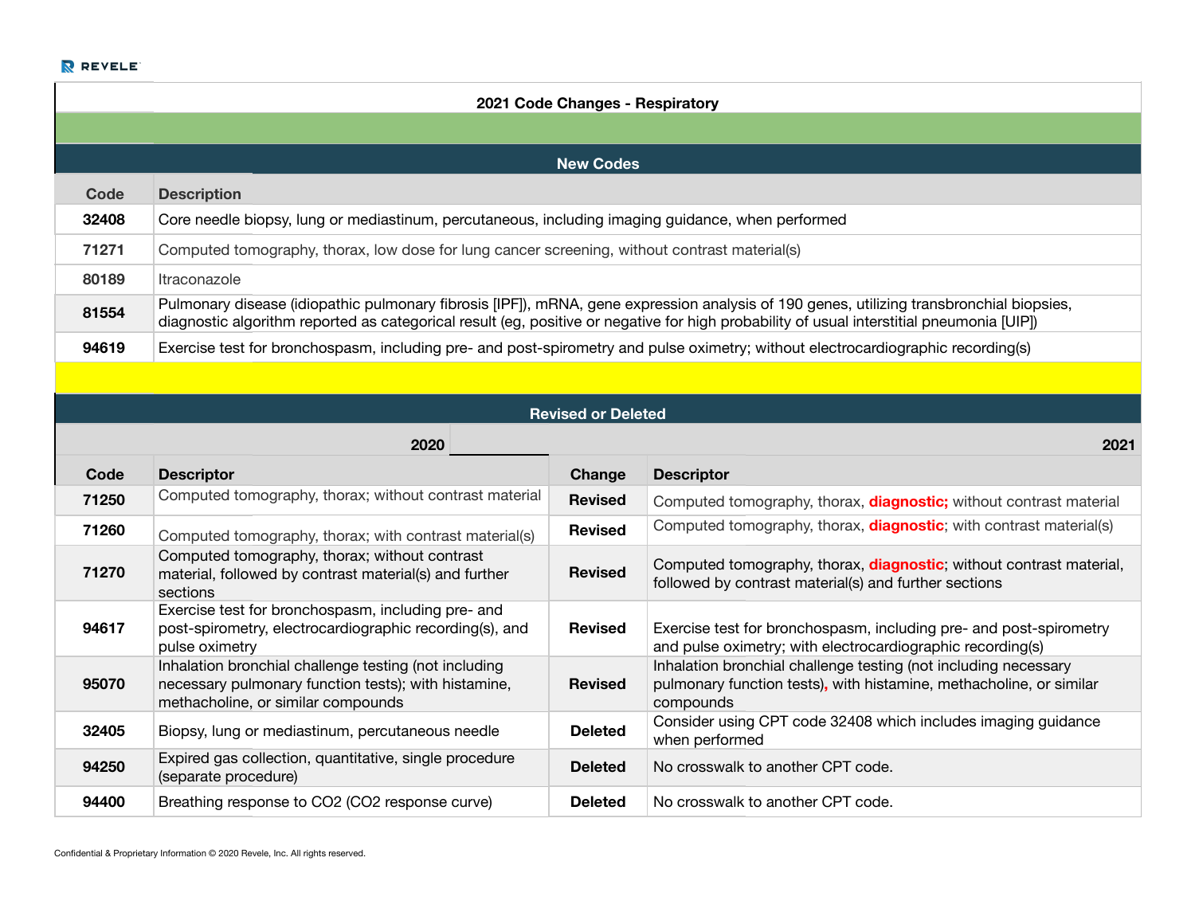## 2021 Code Changes - Respiratory

### New Codes

| Code | Description |
|---|---|
| **32408** | Core needle biopsy, lung or mediastinum, percutaneous, including imaging guidance, when performed |
| **71271** | Computed tomography, thorax, low dose for lung cancer screening, without contrast material(s) |
| **80189** | Itraconazole |
| **81554** | Pulmonary disease (idiopathic pulmonary fibrosis [IPF]), mRNA, gene expression analysis of 190 genes, utilizing transbronchial biopsies, diagnostic algorithm reported as categorical result (eg, positive or negative for high probability of usual interstitial pneumonia [UIP]) |
| **94619** | Exercise test for bronchospasm, including pre- and post-spirometry and pulse oximetry; without electrocardiographic recording(s) |

### Revised or Deleted

| 2020 | | 2021 | |
|---|---|---|---|
| **Code** | **Descriptor** | **Change** | **Descriptor** |
| **71250** | Computed tomography, thorax; without contrast material | **Revised** | Computed tomography, thorax, **diagnostic;** without contrast material |
| **71260** | Computed tomography, thorax; with contrast material(s) | **Revised** | Computed tomography, thorax, **diagnostic**; with contrast material(s) |
| **71270** | Computed tomography, thorax; without contrast material, followed by contrast material(s) and further sections | **Revised** | Computed tomography, thorax, **diagnostic**; without contrast material, followed by contrast material(s) and further sections |
| **94617** | Exercise test for bronchospasm, including pre- and post-spirometry, electrocardiographic recording(s), and pulse oximetry | **Revised** | Exercise test for bronchospasm, including pre- and post-spirometry and pulse oximetry; with electrocardiographic recording(s) |
| **95070** | Inhalation bronchial challenge testing (not including necessary pulmonary function tests); with histamine, methacholine, or similar compounds | **Revised** | Inhalation bronchial challenge testing (not including necessary pulmonary function tests), with histamine, methacholine, or similar compounds |
| **32405** | Biopsy, lung or mediastinum, percutaneous needle | **Deleted** | Consider using CPT code 32408 which includes imaging guidance when performed |
| **94250** | Expired gas collection, quantitative, single procedure (separate procedure) | **Deleted** | No crosswalk to another CPT code. |
| **94400** | Breathing response to CO2 (CO2 response curve) | **Deleted** | No crosswalk to another CPT code. |

Confidential & Proprietary Information © 2020 Revele, Inc. All rights reserved.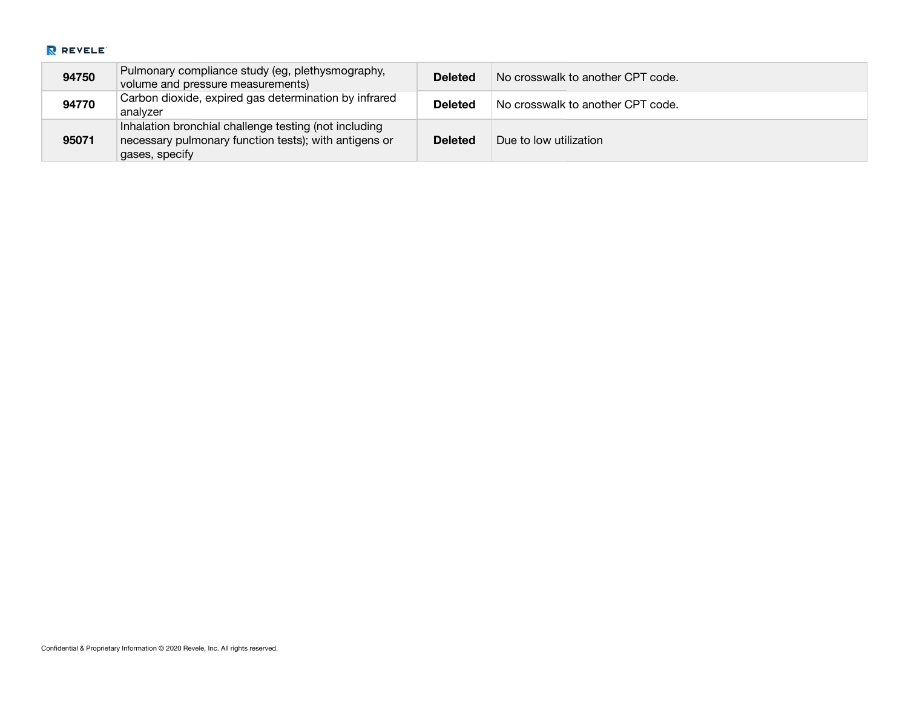| | | | |
|---|---|---|---|
| **94750** | Pulmonary compliance study (eg, plethysmography, volume and pressure measurements) | **Deleted** | No crosswalk to another CPT code. |
| **94770** | Carbon dioxide, expired gas determination by infrared analyzer | **Deleted** | No crosswalk to another CPT code. |
| **95071** | Inhalation bronchial challenge testing (not including necessary pulmonary function tests); with antigens or gases, specify | **Deleted** | Due to low utilization |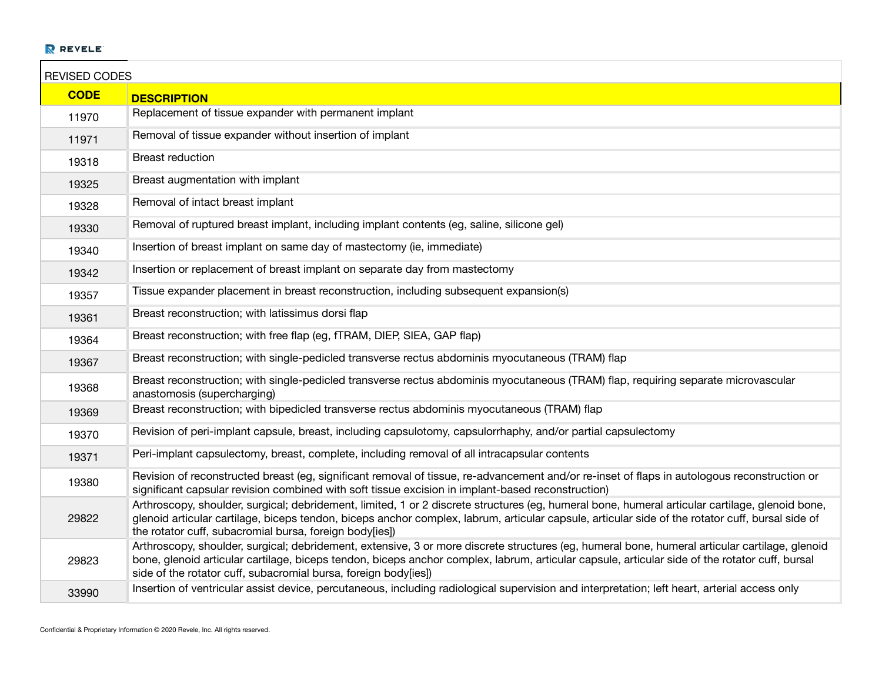| REVISED CODES | |
|---|---|
| **CODE** | **DESCRIPTION** |
| 11970 | Replacement of tissue expander with permanent implant |
| 11971 | Removal of tissue expander without insertion of implant |
| 19318 | Breast reduction |
| 19325 | Breast augmentation with implant |
| 19328 | Removal of intact breast implant |
| 19330 | Removal of ruptured breast implant, including implant contents (eg, saline, silicone gel) |
| 19340 | Insertion of breast implant on same day of mastectomy (ie, immediate) |
| 19342 | Insertion or replacement of breast implant on separate day from mastectomy |
| 19357 | Tissue expander placement in breast reconstruction, including subsequent expansion(s) |
| 19361 | Breast reconstruction; with latissimus dorsi flap |
| 19364 | Breast reconstruction; with free flap (eg, fTRAM, DIEP, SIEA, GAP flap) |
| 19367 | Breast reconstruction; with single-pedicled transverse rectus abdominis myocutaneous (TRAM) flap |
| 19368 | Breast reconstruction; with single-pedicled transverse rectus abdominis myocutaneous (TRAM) flap, requiring separate microvascular anastomosis (supercharging) |
| 19369 | Breast reconstruction; with bipedicled transverse rectus abdominis myocutaneous (TRAM) flap |
| 19370 | Revision of peri-implant capsule, breast, including capsulotomy, capsulorrhaphy, and/or partial capsulectomy |
| 19371 | Peri-implant capsulectomy, breast, complete, including removal of all intracapsular contents |
| 19380 | Revision of reconstructed breast (eg, significant removal of tissue, re-advancement and/or re-inset of flaps in autologous reconstruction or significant capsular revision combined with soft tissue excision in implant-based reconstruction) |
| 29822 | Arthroscopy, shoulder, surgical; debridement, limited, 1 or 2 discrete structures (eg, humeral bone, humeral articular cartilage, glenoid bone, glenoid articular cartilage, biceps tendon, biceps anchor complex, labrum, articular capsule, articular side of the rotator cuff, bursal side of the rotator cuff, subacromial bursa, foreign body[ies]) |
| 29823 | Arthroscopy, shoulder, surgical; debridement, extensive, 3 or more discrete structures (eg, humeral bone, humeral articular cartilage, glenoid bone, glenoid articular cartilage, biceps tendon, biceps anchor complex, labrum, articular capsule, articular side of the rotator cuff, bursal side of the rotator cuff, subacromial bursa, foreign body[ies]) |
| 33990 | Insertion of ventricular assist device, percutaneous, including radiological supervision and interpretation; left heart, arterial access only |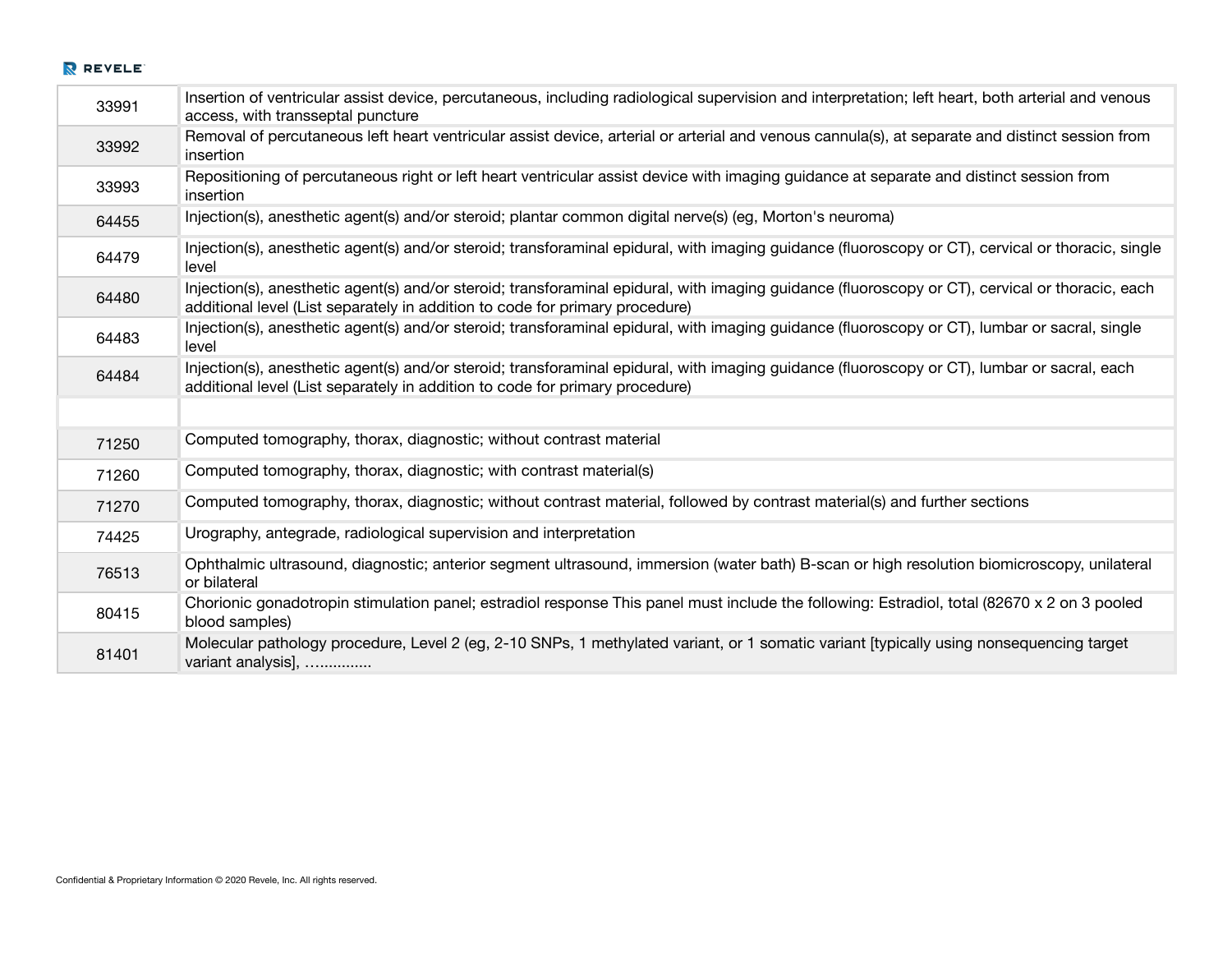| | |
|---|---|
| 33991 | Insertion of ventricular assist device, percutaneous, including radiological supervision and interpretation; left heart, both arterial and venous access, with transseptal puncture |
| 33992 | Removal of percutaneous left heart ventricular assist device, arterial or arterial and venous cannula(s), at separate and distinct session from insertion |
| 33993 | Repositioning of percutaneous right or left heart ventricular assist device with imaging guidance at separate and distinct session from insertion |
| 64455 | Injection(s), anesthetic agent(s) and/or steroid; plantar common digital nerve(s) (eg, Morton's neuroma) |
| 64479 | Injection(s), anesthetic agent(s) and/or steroid; transforaminal epidural, with imaging guidance (fluoroscopy or CT), cervical or thoracic, single level |
| 64480 | Injection(s), anesthetic agent(s) and/or steroid; transforaminal epidural, with imaging guidance (fluoroscopy or CT), cervical or thoracic, each additional level (List separately in addition to code for primary procedure) |
| 64483 | Injection(s), anesthetic agent(s) and/or steroid; transforaminal epidural, with imaging guidance (fluoroscopy or CT), lumbar or sacral, single level |
| 64484 | Injection(s), anesthetic agent(s) and/or steroid; transforaminal epidural, with imaging guidance (fluoroscopy or CT), lumbar or sacral, each additional level (List separately in addition to code for primary procedure) |
| | |
| 71250 | Computed tomography, thorax, diagnostic; without contrast material |
| 71260 | Computed tomography, thorax, diagnostic; with contrast material(s) |
| 71270 | Computed tomography, thorax, diagnostic; without contrast material, followed by contrast material(s) and further sections |
| 74425 | Urography, antegrade, radiological supervision and interpretation |
| 76513 | Ophthalmic ultrasound, diagnostic; anterior segment ultrasound, immersion (water bath) B-scan or high resolution biomicroscopy, unilateral or bilateral |
| 80415 | Chorionic gonadotropin stimulation panel; estradiol response This panel must include the following: Estradiol, total (82670 x 2 on 3 pooled blood samples) |
| 81401 | Molecular pathology procedure, Level 2 (eg, 2-10 SNPs, 1 methylated variant, or 1 somatic variant [typically using nonsequencing target variant analysis], ….............. |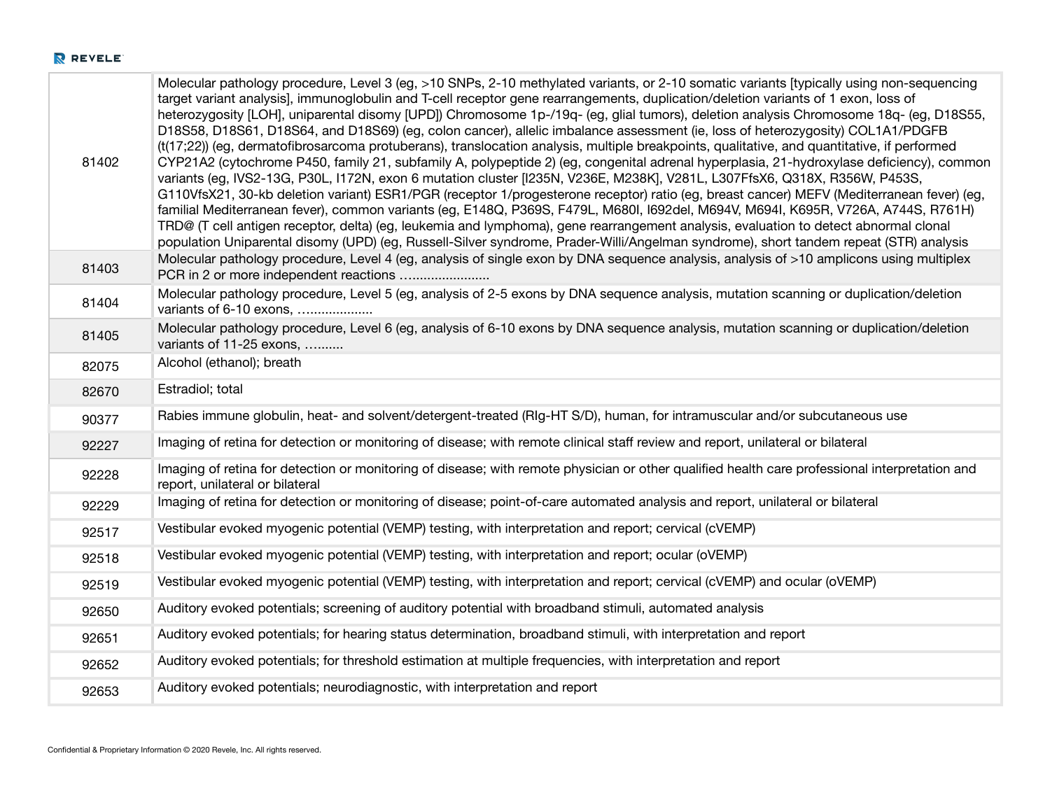| | |
|---|---|
| 81402 | Molecular pathology procedure, Level 3 (eg, >10 SNPs, 2-10 methylated variants, or 2-10 somatic variants [typically using non-sequencing target variant analysis], immunoglobulin and T-cell receptor gene rearrangements, duplication/deletion variants of 1 exon, loss of heterozygosity [LOH], uniparental disomy [UPD]) Chromosome 1p-/19q- (eg, glial tumors), deletion analysis Chromosome 18q- (eg, D18S55, D18S58, D18S61, D18S64, and D18S69) (eg, colon cancer), allelic imbalance assessment (ie, loss of heterozygosity) COL1A1/PDGFB (t(17;22)) (eg, dermatofibrosarcoma protuberans), translocation analysis, multiple breakpoints, qualitative, and quantitative, if performed CYP21A2 (cytochrome P450, family 21, subfamily A, polypeptide 2) (eg, congenital adrenal hyperplasia, 21-hydroxylase deficiency), common variants (eg, IVS2-13G, P30L, I172N, exon 6 mutation cluster [I235N, V236E, M238K], V281L, L307FfsX6, Q318X, R356W, P453S, G110VfsX21, 30-kb deletion variant) ESR1/PGR (receptor 1/progesterone receptor) ratio (eg, breast cancer) MEFV (Mediterranean fever) (eg, familial Mediterranean fever), common variants (eg, E148Q, P369S, F479L, M680I, I692del, M694V, M694I, K695R, V726A, A744S, R761H) TRD@ (T cell antigen receptor, delta) (eg, leukemia and lymphoma), gene rearrangement analysis, evaluation to detect abnormal clonal population Uniparental disomy (UPD) (eg, Russell-Silver syndrome, Prader-Willi/Angelman syndrome), short tandem repeat (STR) analysis |
| 81403 | Molecular pathology procedure, Level 4 (eg, analysis of single exon by DNA sequence analysis, analysis of >10 amplicons using multiplex PCR in 2 or more independent reactions …..................... |
| 81404 | Molecular pathology procedure, Level 5 (eg, analysis of 2-5 exons by DNA sequence analysis, mutation scanning or duplication/deletion variants of 6-10 exons, ….................. |
| 81405 | Molecular pathology procedure, Level 6 (eg, analysis of 6-10 exons by DNA sequence analysis, mutation scanning or duplication/deletion variants of 11-25 exons, …....... |
| 82075 | Alcohol (ethanol); breath |
| 82670 | Estradiol; total |
| 90377 | Rabies immune globulin, heat- and solvent/detergent-treated (RIg-HT S/D), human, for intramuscular and/or subcutaneous use |
| 92227 | Imaging of retina for detection or monitoring of disease; with remote clinical staff review and report, unilateral or bilateral |
| 92228 | Imaging of retina for detection or monitoring of disease; with remote physician or other qualified health care professional interpretation and report, unilateral or bilateral |
| 92229 | Imaging of retina for detection or monitoring of disease; point-of-care automated analysis and report, unilateral or bilateral |
| 92517 | Vestibular evoked myogenic potential (VEMP) testing, with interpretation and report; cervical (cVEMP) |
| 92518 | Vestibular evoked myogenic potential (VEMP) testing, with interpretation and report; ocular (oVEMP) |
| 92519 | Vestibular evoked myogenic potential (VEMP) testing, with interpretation and report; cervical (cVEMP) and ocular (oVEMP) |
| 92650 | Auditory evoked potentials; screening of auditory potential with broadband stimuli, automated analysis |
| 92651 | Auditory evoked potentials; for hearing status determination, broadband stimuli, with interpretation and report |
| 92652 | Auditory evoked potentials; for threshold estimation at multiple frequencies, with interpretation and report |
| 92653 | Auditory evoked potentials; neurodiagnostic, with interpretation and report |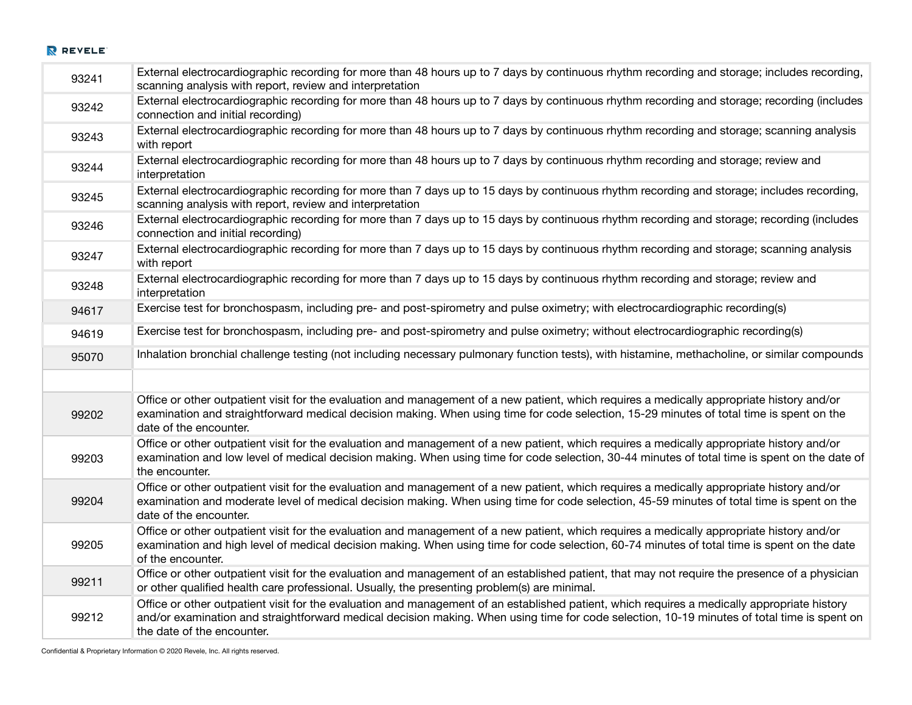| | |
|---|---|
| 93241 | External electrocardiographic recording for more than 48 hours up to 7 days by continuous rhythm recording and storage; includes recording, scanning analysis with report, review and interpretation |
| 93242 | External electrocardiographic recording for more than 48 hours up to 7 days by continuous rhythm recording and storage; recording (includes connection and initial recording) |
| 93243 | External electrocardiographic recording for more than 48 hours up to 7 days by continuous rhythm recording and storage; scanning analysis with report |
| 93244 | External electrocardiographic recording for more than 48 hours up to 7 days by continuous rhythm recording and storage; review and interpretation |
| 93245 | External electrocardiographic recording for more than 7 days up to 15 days by continuous rhythm recording and storage; includes recording, scanning analysis with report, review and interpretation |
| 93246 | External electrocardiographic recording for more than 7 days up to 15 days by continuous rhythm recording and storage; recording (includes connection and initial recording) |
| 93247 | External electrocardiographic recording for more than 7 days up to 15 days by continuous rhythm recording and storage; scanning analysis with report |
| 93248 | External electrocardiographic recording for more than 7 days up to 15 days by continuous rhythm recording and storage; review and interpretation |
| 94617 | Exercise test for bronchospasm, including pre- and post-spirometry and pulse oximetry; with electrocardiographic recording(s) |
| 94619 | Exercise test for bronchospasm, including pre- and post-spirometry and pulse oximetry; without electrocardiographic recording(s) |
| 95070 | Inhalation bronchial challenge testing (not including necessary pulmonary function tests), with histamine, methacholine, or similar compounds |
| | |
| 99202 | Office or other outpatient visit for the evaluation and management of a new patient, which requires a medically appropriate history and/or examination and straightforward medical decision making. When using time for code selection, 15-29 minutes of total time is spent on the date of the encounter. |
| 99203 | Office or other outpatient visit for the evaluation and management of a new patient, which requires a medically appropriate history and/or examination and low level of medical decision making. When using time for code selection, 30-44 minutes of total time is spent on the date of the encounter. |
| 99204 | Office or other outpatient visit for the evaluation and management of a new patient, which requires a medically appropriate history and/or examination and moderate level of medical decision making. When using time for code selection, 45-59 minutes of total time is spent on the date of the encounter. |
| 99205 | Office or other outpatient visit for the evaluation and management of a new patient, which requires a medically appropriate history and/or examination and high level of medical decision making. When using time for code selection, 60-74 minutes of total time is spent on the date of the encounter. |
| 99211 | Office or other outpatient visit for the evaluation and management of an established patient, that may not require the presence of a physician or other qualified health care professional. Usually, the presenting problem(s) are minimal. |
| 99212 | Office or other outpatient visit for the evaluation and management of an established patient, which requires a medically appropriate history and/or examination and straightforward medical decision making. When using time for code selection, 10-19 minutes of total time is spent on the date of the encounter. |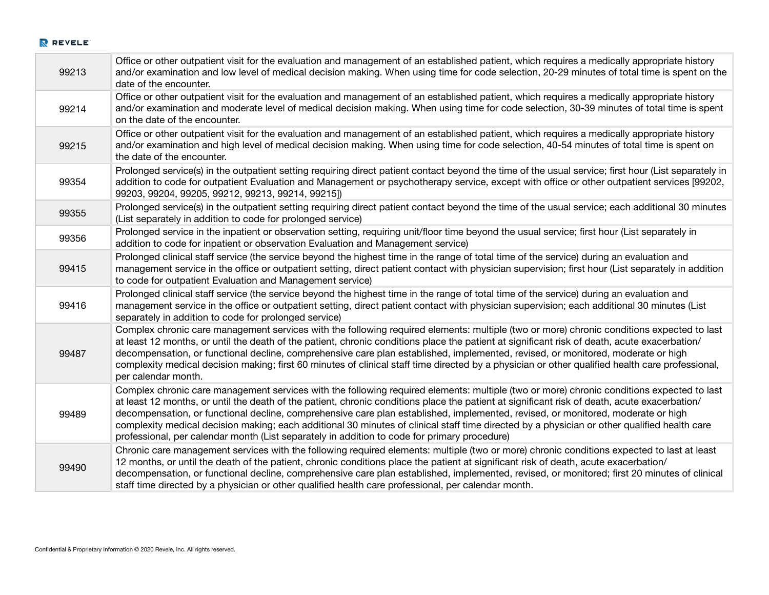| | |
|---|---|
| 99213 | Office or other outpatient visit for the evaluation and management of an established patient, which requires a medically appropriate history and/or examination and low level of medical decision making. When using time for code selection, 20-29 minutes of total time is spent on the date of the encounter. |
| 99214 | Office or other outpatient visit for the evaluation and management of an established patient, which requires a medically appropriate history and/or examination and moderate level of medical decision making. When using time for code selection, 30-39 minutes of total time is spent on the date of the encounter. |
| 99215 | Office or other outpatient visit for the evaluation and management of an established patient, which requires a medically appropriate history and/or examination and high level of medical decision making. When using time for code selection, 40-54 minutes of total time is spent on the date of the encounter. |
| 99354 | Prolonged service(s) in the outpatient setting requiring direct patient contact beyond the time of the usual service; first hour (List separately in addition to code for outpatient Evaluation and Management or psychotherapy service, except with office or other outpatient services [99202, 99203, 99204, 99205, 99212, 99213, 99214, 99215]) |
| 99355 | Prolonged service(s) in the outpatient setting requiring direct patient contact beyond the time of the usual service; each additional 30 minutes (List separately in addition to code for prolonged service) |
| 99356 | Prolonged service in the inpatient or observation setting, requiring unit/floor time beyond the usual service; first hour (List separately in addition to code for inpatient or observation Evaluation and Management service) |
| 99415 | Prolonged clinical staff service (the service beyond the highest time in the range of total time of the service) during an evaluation and management service in the office or outpatient setting, direct patient contact with physician supervision; first hour (List separately in addition to code for outpatient Evaluation and Management service) |
| 99416 | Prolonged clinical staff service (the service beyond the highest time in the range of total time of the service) during an evaluation and management service in the office or outpatient setting, direct patient contact with physician supervision; each additional 30 minutes (List separately in addition to code for prolonged service) |
| 99487 | Complex chronic care management services with the following required elements: multiple (two or more) chronic conditions expected to last at least 12 months, or until the death of the patient, chronic conditions place the patient at significant risk of death, acute exacerbation/decompensation, or functional decline, comprehensive care plan established, implemented, revised, or monitored, moderate or high complexity medical decision making; first 60 minutes of clinical staff time directed by a physician or other qualified health care professional, per calendar month. |
| 99489 | Complex chronic care management services with the following required elements: multiple (two or more) chronic conditions expected to last at least 12 months, or until the death of the patient, chronic conditions place the patient at significant risk of death, acute exacerbation/decompensation, or functional decline, comprehensive care plan established, implemented, revised, or monitored, moderate or high complexity medical decision making; each additional 30 minutes of clinical staff time directed by a physician or other qualified health care professional, per calendar month (List separately in addition to code for primary procedure) |
| 99490 | Chronic care management services with the following required elements: multiple (two or more) chronic conditions expected to last at least 12 months, or until the death of the patient, chronic conditions place the patient at significant risk of death, acute exacerbation/decompensation, or functional decline, comprehensive care plan established, implemented, revised, or monitored; first 20 minutes of clinical staff time directed by a physician or other qualified health care professional, per calendar month. |